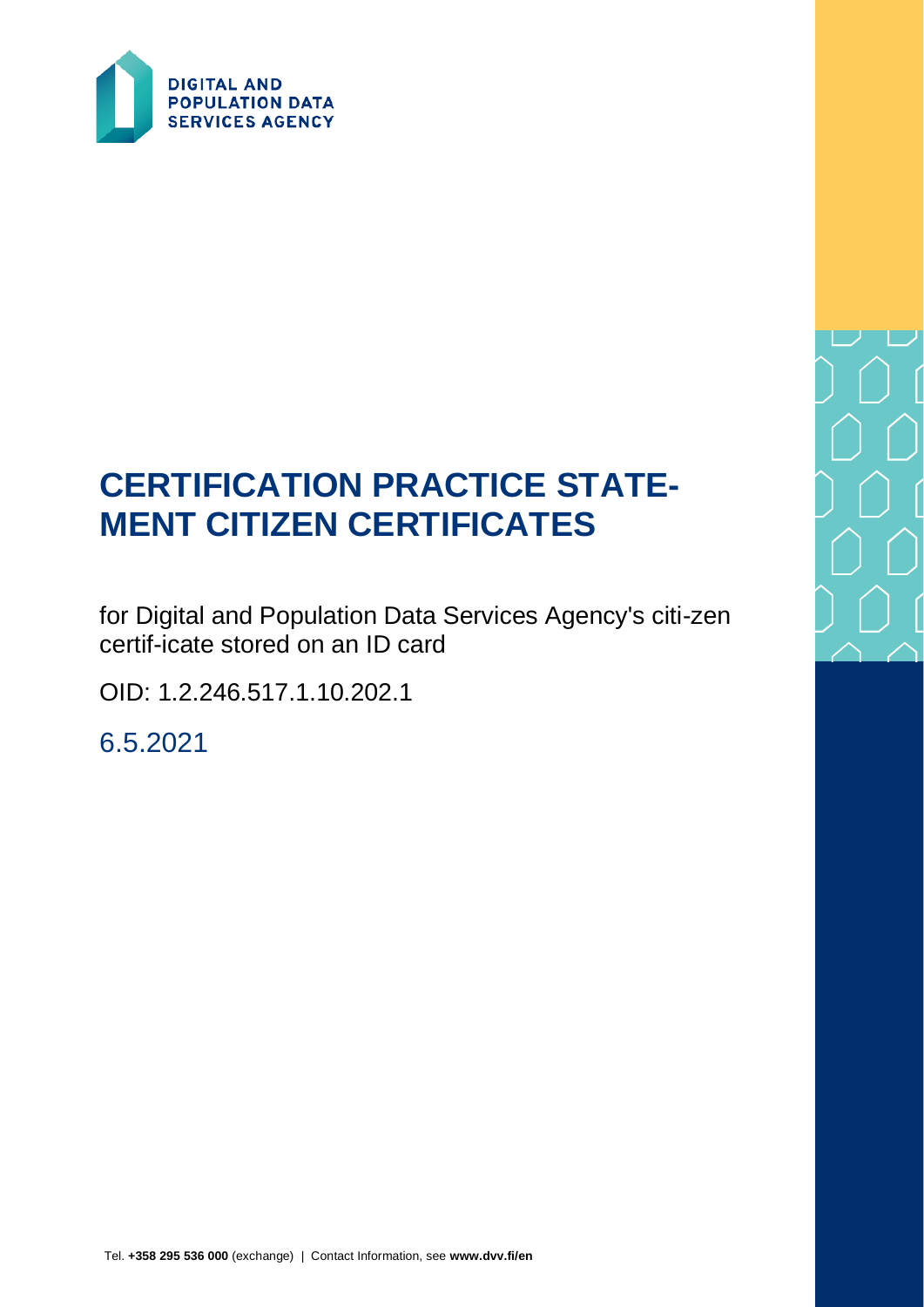DIGITAL AND POPULATION DATA SERVICES AGENCY

# CERTIFICATION PRACTICE STATE-MENT CITIZEN CERTIFICATES

for Digital and Population Data Services Agency's citi-zen certif-icate stored on an ID card

OID: 1.2.246.517.1.10.202.1

6.5.2021

Tel. **+358 295 536 000** (exchange) | Contact Information, see **www.dvv.fi/en**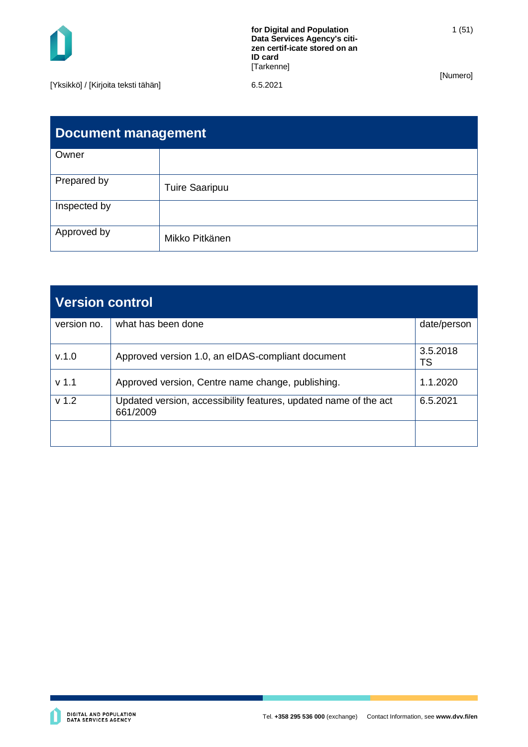## Document management

| Owner | |
|---|---|
| Prepared by | Tuire Saaripuu |
| Inspected by | |
| Approved by | Mikko Pitkänen |

## Version control

| version no. | what has been done | date/person |
|---|---|---|
| v.1.0 | Approved version 1.0, an eIDAS-compliant document | 3.5.2018 TS |
| v 1.1 | Approved version, Centre name change, publishing. | 1.1.2020 |
| v 1.2 | Updated version, accessibility features, updated name of the act 661/2009 | 6.5.2021 |
| | | |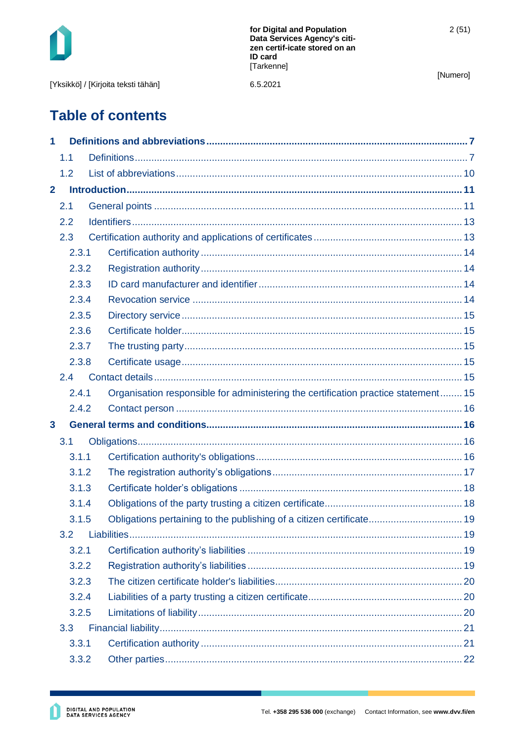# Table of contents

**1 Definitions and abbreviations ........ 7**

- 1.1 Definitions ........ 7
- 1.2 List of abbreviations ........ 10

**2 Introduction ........ 11**

- 2.1 General points ........ 11
- 2.2 Identifiers ........ 13
- 2.3 Certification authority and applications of certificates ........ 13
  - 2.3.1 Certification authority ........ 14
  - 2.3.2 Registration authority ........ 14
  - 2.3.3 ID card manufacturer and identifier ........ 14
  - 2.3.4 Revocation service ........ 14
  - 2.3.5 Directory service ........ 15
  - 2.3.6 Certificate holder ........ 15
  - 2.3.7 The trusting party ........ 15
  - 2.3.8 Certificate usage ........ 15
- 2.4 Contact details ........ 15
  - 2.4.1 Organisation responsible for administering the certification practice statement ........ 15
  - 2.4.2 Contact person ........ 16

**3 General terms and conditions ........ 16**

- 3.1 Obligations ........ 16
  - 3.1.1 Certification authority's obligations ........ 16
  - 3.1.2 The registration authority's obligations ........ 17
  - 3.1.3 Certificate holder's obligations ........ 18
  - 3.1.4 Obligations of the party trusting a citizen certificate ........ 18
  - 3.1.5 Obligations pertaining to the publishing of a citizen certificate ........ 19
- 3.2 Liabilities ........ 19
  - 3.2.1 Certification authority's liabilities ........ 19
  - 3.2.2 Registration authority's liabilities ........ 19
  - 3.2.3 The citizen certificate holder's liabilities ........ 20
  - 3.2.4 Liabilities of a party trusting a citizen certificate ........ 20
  - 3.2.5 Limitations of liability ........ 20
- 3.3 Financial liability ........ 21
  - 3.3.1 Certification authority ........ 21
  - 3.3.2 Other parties ........ 22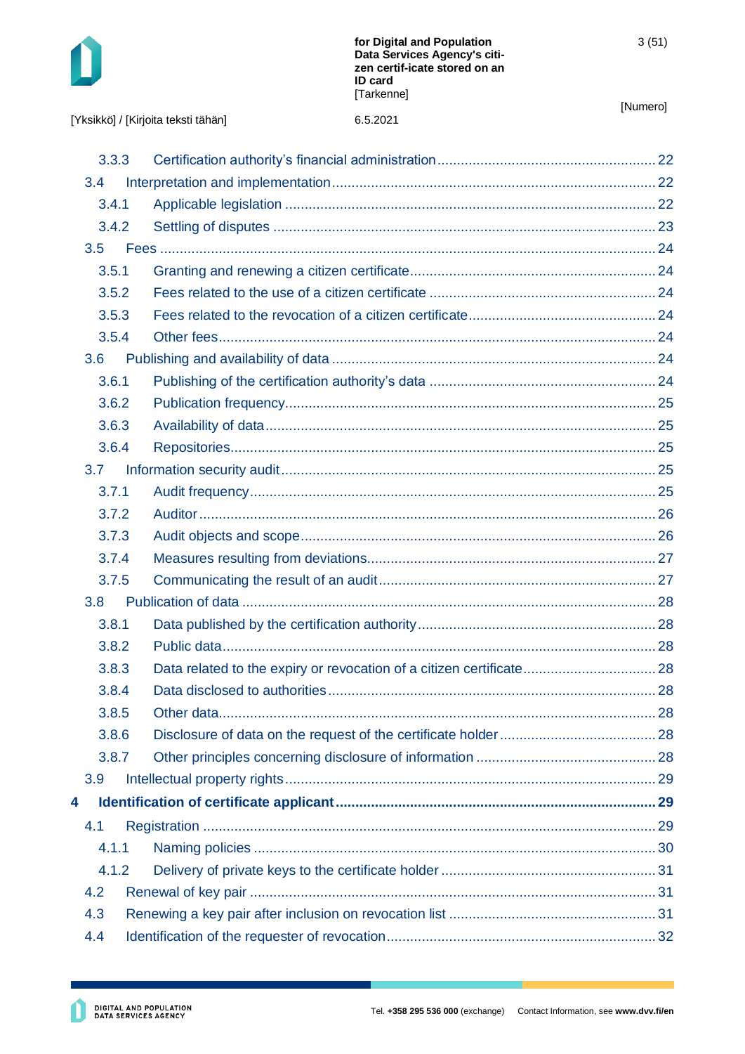- 3.3.3 Certification authority's financial administration ... 22
- 3.4 Interpretation and implementation ... 22
  - 3.4.1 Applicable legislation ... 22
  - 3.4.2 Settling of disputes ... 23
- 3.5 Fees ... 24
  - 3.5.1 Granting and renewing a citizen certificate ... 24
  - 3.5.2 Fees related to the use of a citizen certificate ... 24
  - 3.5.3 Fees related to the revocation of a citizen certificate ... 24
  - 3.5.4 Other fees ... 24
- 3.6 Publishing and availability of data ... 24
  - 3.6.1 Publishing of the certification authority's data ... 24
  - 3.6.2 Publication frequency ... 25
  - 3.6.3 Availability of data ... 25
  - 3.6.4 Repositories ... 25
- 3.7 Information security audit ... 25
  - 3.7.1 Audit frequency ... 25
  - 3.7.2 Auditor ... 26
  - 3.7.3 Audit objects and scope ... 26
  - 3.7.4 Measures resulting from deviations ... 27
  - 3.7.5 Communicating the result of an audit ... 27
- 3.8 Publication of data ... 28
  - 3.8.1 Data published by the certification authority ... 28
  - 3.8.2 Public data ... 28
  - 3.8.3 Data related to the expiry or revocation of a citizen certificate ... 28
  - 3.8.4 Data disclosed to authorities ... 28
  - 3.8.5 Other data ... 28
  - 3.8.6 Disclosure of data on the request of the certificate holder ... 28
  - 3.8.7 Other principles concerning disclosure of information ... 28
- 3.9 Intellectual property rights ... 29

**4 Identification of certificate applicant ... 29**

- 4.1 Registration ... 29
  - 4.1.1 Naming policies ... 30
  - 4.1.2 Delivery of private keys to the certificate holder ... 31
- 4.2 Renewal of key pair ... 31
- 4.3 Renewing a key pair after inclusion on revocation list ... 31
- 4.4 Identification of the requester of revocation ... 32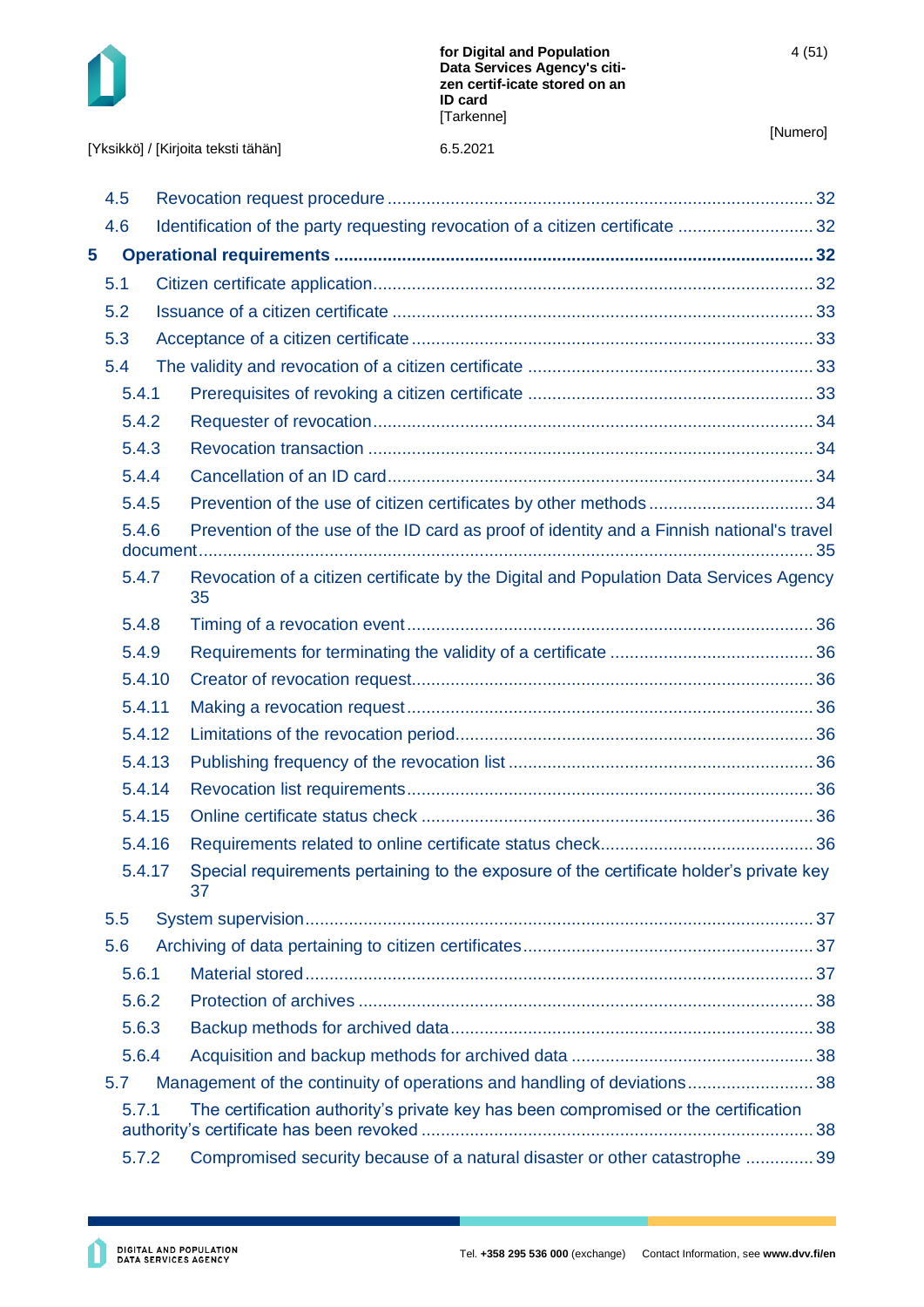4.5 Revocation request procedure ........................................................................................ 32

4.6 Identification of the party requesting revocation of a citizen certificate ............................ 32

**5 Operational requirements ................................................................................................. 32**

5.1 Citizen certificate application.......................................................................................... 32

5.2 Issuance of a citizen certificate ...................................................................................... 33

5.3 Acceptance of a citizen certificate .................................................................................. 33

5.4 The validity and revocation of a citizen certificate .......................................................... 33

5.4.1 Prerequisites of revoking a citizen certificate ........................................................... 33

5.4.2 Requester of revocation.......................................................................................... 34

5.4.3 Revocation transaction ........................................................................................... 34

5.4.4 Cancellation of an ID card....................................................................................... 34

5.4.5 Prevention of the use of citizen certificates by other methods .................................. 34

5.4.6 Prevention of the use of the ID card as proof of identity and a Finnish national's travel document............................................................................................................................. 35

5.4.7 Revocation of a citizen certificate by the Digital and Population Data Services Agency 35

5.4.8 Timing of a revocation event ................................................................................... 36

5.4.9 Requirements for terminating the validity of a certificate .......................................... 36

5.4.10 Creator of revocation request.................................................................................. 36

5.4.11 Making a revocation request ................................................................................... 36

5.4.12 Limitations of the revocation period......................................................................... 36

5.4.13 Publishing frequency of the revocation list ............................................................... 36

5.4.14 Revocation list requirements................................................................................... 36

5.4.15 Online certificate status check ................................................................................ 36

5.4.16 Requirements related to online certificate status check............................................ 36

5.4.17 Special requirements pertaining to the exposure of the certificate holder's private key 37

5.5 System supervision........................................................................................................ 37

5.6 Archiving of data pertaining to citizen certificates........................................................... 37

5.6.1 Material stored........................................................................................................ 37

5.6.2 Protection of archives ............................................................................................. 38

5.6.3 Backup methods for archived data........................................................................... 38

5.6.4 Acquisition and backup methods for archived data .................................................. 38

5.7 Management of the continuity of operations and handling of deviations.......................... 38

5.7.1 The certification authority's private key has been compromised or the certification authority's certificate has been revoked ................................................................................ 38

5.7.2 Compromised security because of a natural disaster or other catastrophe .............. 39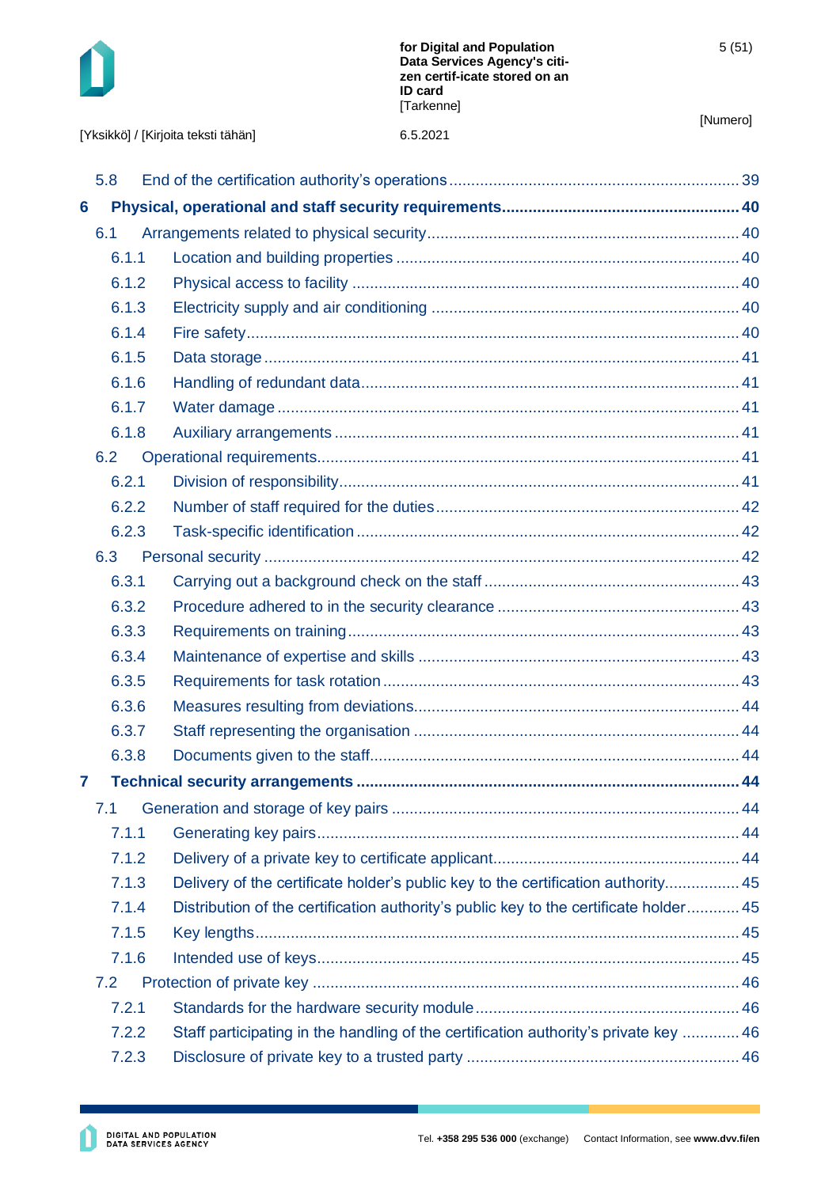5.8 End of the certification authority's operations ........ 39

**6 Physical, operational and staff security requirements ........ 40**

6.1 Arrangements related to physical security ........ 40

6.1.1 Location and building properties ........ 40

6.1.2 Physical access to facility ........ 40

6.1.3 Electricity supply and air conditioning ........ 40

6.1.4 Fire safety ........ 40

6.1.5 Data storage ........ 41

6.1.6 Handling of redundant data ........ 41

6.1.7 Water damage ........ 41

6.1.8 Auxiliary arrangements ........ 41

6.2 Operational requirements ........ 41

6.2.1 Division of responsibility ........ 41

6.2.2 Number of staff required for the duties ........ 42

6.2.3 Task-specific identification ........ 42

6.3 Personal security ........ 42

6.3.1 Carrying out a background check on the staff ........ 43

6.3.2 Procedure adhered to in the security clearance ........ 43

6.3.3 Requirements on training ........ 43

6.3.4 Maintenance of expertise and skills ........ 43

6.3.5 Requirements for task rotation ........ 43

6.3.6 Measures resulting from deviations ........ 44

6.3.7 Staff representing the organisation ........ 44

6.3.8 Documents given to the staff ........ 44

**7 Technical security arrangements ........ 44**

7.1 Generation and storage of key pairs ........ 44

7.1.1 Generating key pairs ........ 44

7.1.2 Delivery of a private key to certificate applicant ........ 44

7.1.3 Delivery of the certificate holder's public key to the certification authority ........ 45

7.1.4 Distribution of the certification authority's public key to the certificate holder ........ 45

7.1.5 Key lengths ........ 45

7.1.6 Intended use of keys ........ 45

7.2 Protection of private key ........ 46

7.2.1 Standards for the hardware security module ........ 46

7.2.2 Staff participating in the handling of the certification authority's private key ........ 46

7.2.3 Disclosure of private key to a trusted party ........ 46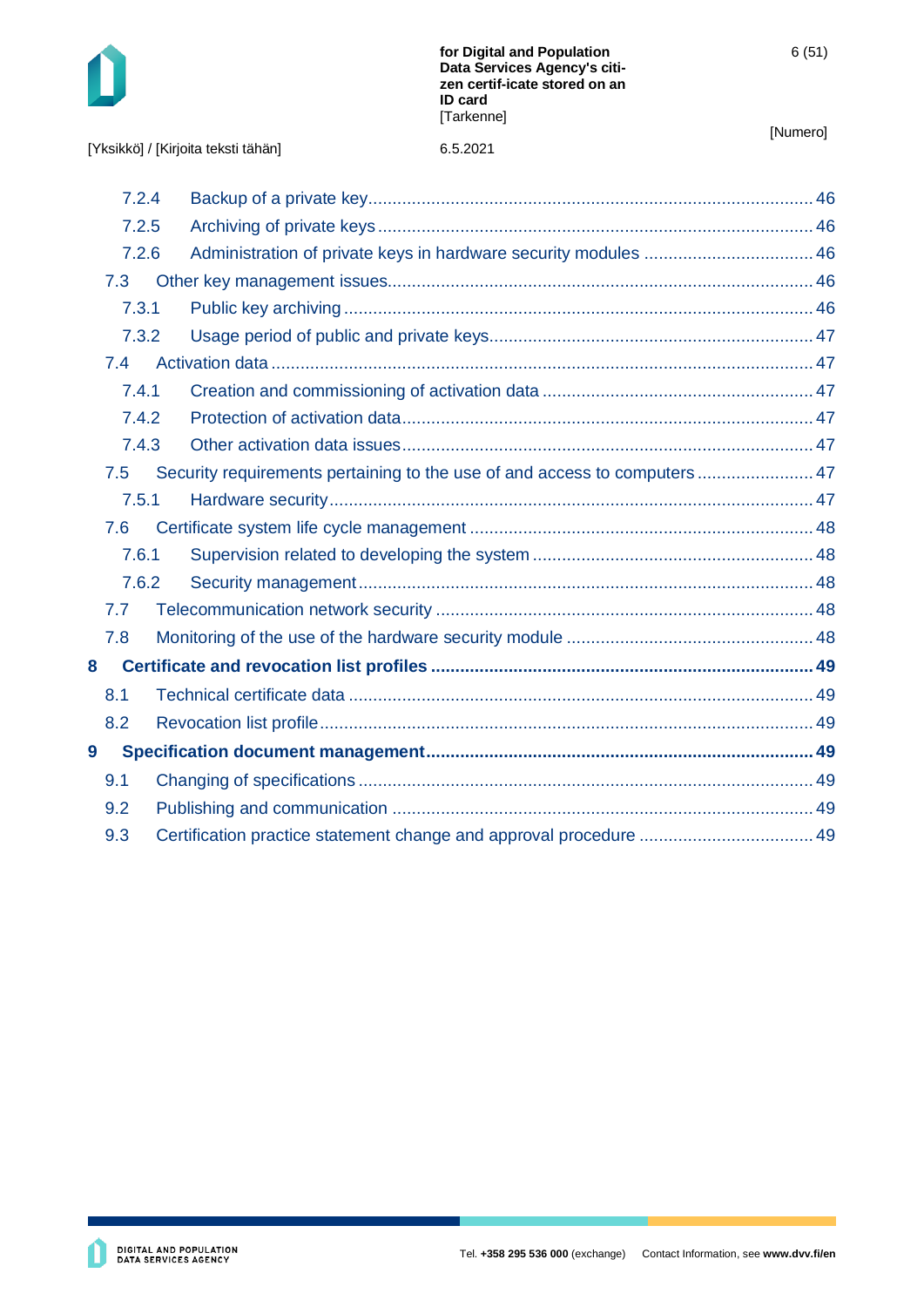- 7.2.4 Backup of a private key ... 46
- 7.2.5 Archiving of private keys ... 46
- 7.2.6 Administration of private keys in hardware security modules ... 46
- 7.3 Other key management issues ... 46
  - 7.3.1 Public key archiving ... 46
  - 7.3.2 Usage period of public and private keys ... 47
- 7.4 Activation data ... 47
  - 7.4.1 Creation and commissioning of activation data ... 47
  - 7.4.2 Protection of activation data ... 47
  - 7.4.3 Other activation data issues ... 47
- 7.5 Security requirements pertaining to the use of and access to computers ... 47
  - 7.5.1 Hardware security ... 47
- 7.6 Certificate system life cycle management ... 48
  - 7.6.1 Supervision related to developing the system ... 48
  - 7.6.2 Security management ... 48
- 7.7 Telecommunication network security ... 48
- 7.8 Monitoring of the use of the hardware security module ... 48

**8 Certificate and revocation list profiles ... 49**

- 8.1 Technical certificate data ... 49
- 8.2 Revocation list profile ... 49

**9 Specification document management ... 49**

- 9.1 Changing of specifications ... 49
- 9.2 Publishing and communication ... 49
- 9.3 Certification practice statement change and approval procedure ... 49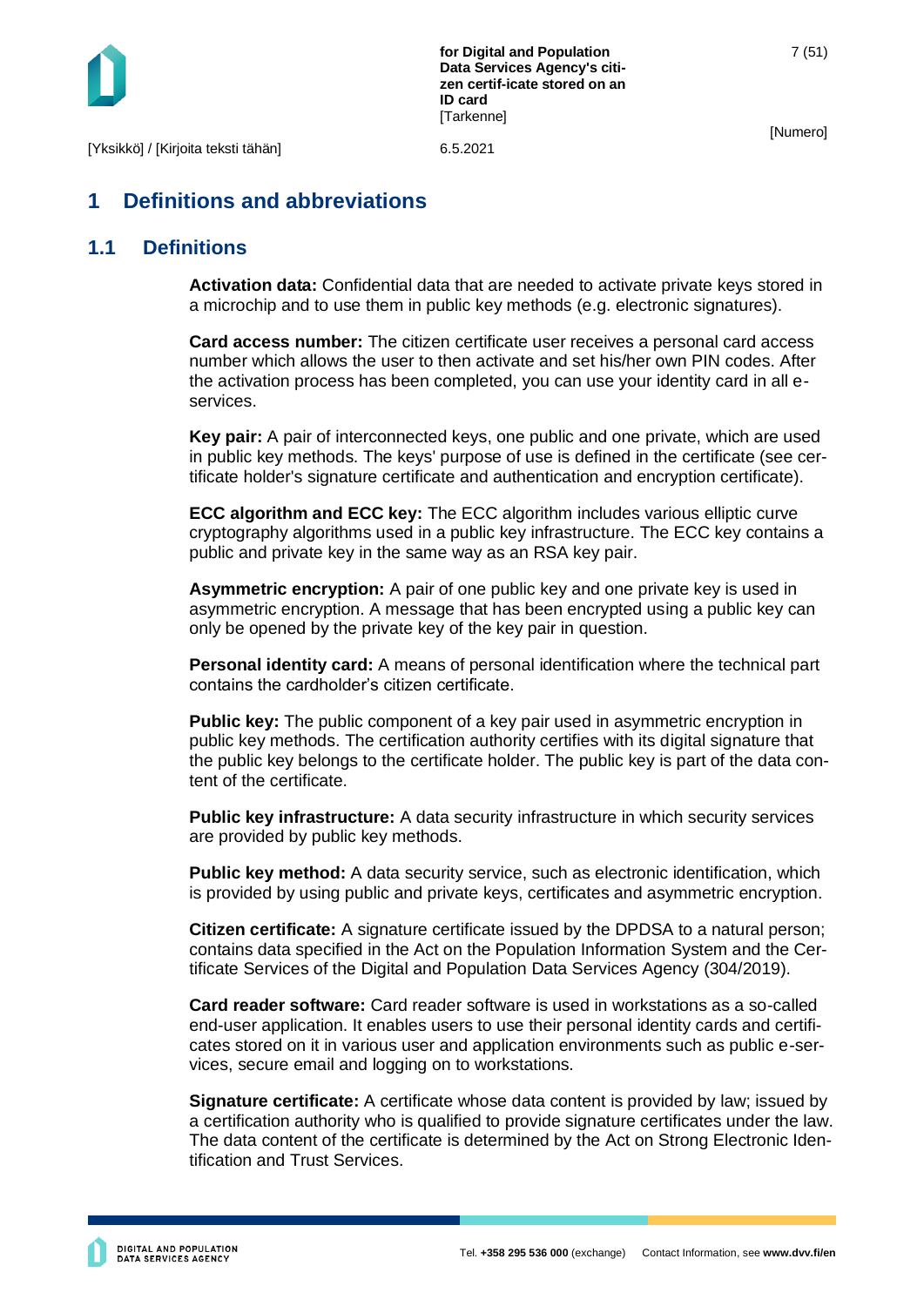# 1 Definitions and abbreviations

## 1.1 Definitions

**Activation data:** Confidential data that are needed to activate private keys stored in a microchip and to use them in public key methods (e.g. electronic signatures).

**Card access number:** The citizen certificate user receives a personal card access number which allows the user to then activate and set his/her own PIN codes. After the activation process has been completed, you can use your identity card in all e-services.

**Key pair:** A pair of interconnected keys, one public and one private, which are used in public key methods. The keys' purpose of use is defined in the certificate (see certificate holder's signature certificate and authentication and encryption certificate).

**ECC algorithm and ECC key:** The ECC algorithm includes various elliptic curve cryptography algorithms used in a public key infrastructure. The ECC key contains a public and private key in the same way as an RSA key pair.

**Asymmetric encryption:** A pair of one public key and one private key is used in asymmetric encryption. A message that has been encrypted using a public key can only be opened by the private key of the key pair in question.

**Personal identity card:** A means of personal identification where the technical part contains the cardholder's citizen certificate.

**Public key:** The public component of a key pair used in asymmetric encryption in public key methods. The certification authority certifies with its digital signature that the public key belongs to the certificate holder. The public key is part of the data content of the certificate.

**Public key infrastructure:** A data security infrastructure in which security services are provided by public key methods.

**Public key method:** A data security service, such as electronic identification, which is provided by using public and private keys, certificates and asymmetric encryption.

**Citizen certificate:** A signature certificate issued by the DPDSA to a natural person; contains data specified in the Act on the Population Information System and the Certificate Services of the Digital and Population Data Services Agency (304/2019).

**Card reader software:** Card reader software is used in workstations as a so-called end-user application. It enables users to use their personal identity cards and certificates stored on it in various user and application environments such as public e-services, secure email and logging on to workstations.

**Signature certificate:** A certificate whose data content is provided by law; issued by a certification authority who is qualified to provide signature certificates under the law. The data content of the certificate is determined by the Act on Strong Electronic Identification and Trust Services.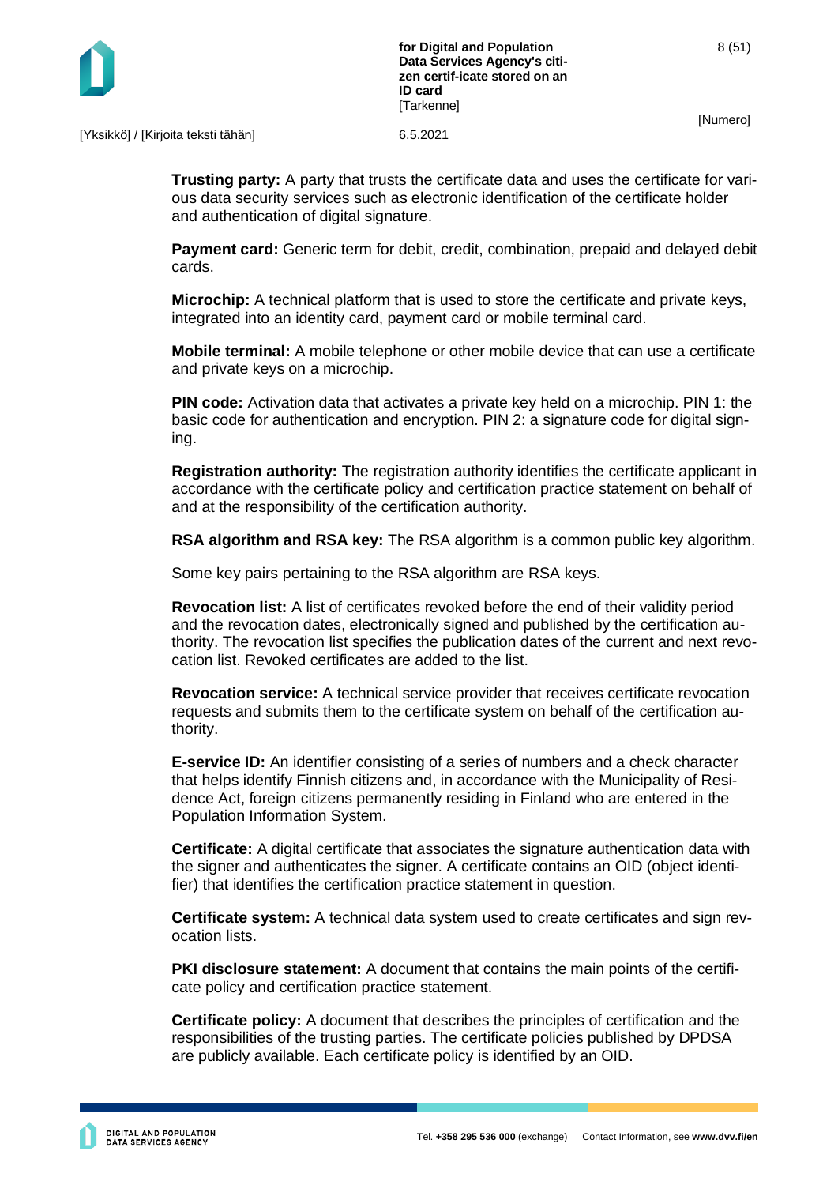**Trusting party:** A party that trusts the certificate data and uses the certificate for various data security services such as electronic identification of the certificate holder and authentication of digital signature.

**Payment card:** Generic term for debit, credit, combination, prepaid and delayed debit cards.

**Microchip:** A technical platform that is used to store the certificate and private keys, integrated into an identity card, payment card or mobile terminal card.

**Mobile terminal:** A mobile telephone or other mobile device that can use a certificate and private keys on a microchip.

**PIN code:** Activation data that activates a private key held on a microchip. PIN 1: the basic code for authentication and encryption. PIN 2: a signature code for digital signing.

**Registration authority:** The registration authority identifies the certificate applicant in accordance with the certificate policy and certification practice statement on behalf of and at the responsibility of the certification authority.

**RSA algorithm and RSA key:** The RSA algorithm is a common public key algorithm.

Some key pairs pertaining to the RSA algorithm are RSA keys.

**Revocation list:** A list of certificates revoked before the end of their validity period and the revocation dates, electronically signed and published by the certification authority. The revocation list specifies the publication dates of the current and next revocation list. Revoked certificates are added to the list.

**Revocation service:** A technical service provider that receives certificate revocation requests and submits them to the certificate system on behalf of the certification authority.

**E-service ID:** An identifier consisting of a series of numbers and a check character that helps identify Finnish citizens and, in accordance with the Municipality of Residence Act, foreign citizens permanently residing in Finland who are entered in the Population Information System.

**Certificate:** A digital certificate that associates the signature authentication data with the signer and authenticates the signer. A certificate contains an OID (object identifier) that identifies the certification practice statement in question.

**Certificate system:** A technical data system used to create certificates and sign revocation lists.

**PKI disclosure statement:** A document that contains the main points of the certificate policy and certification practice statement.

**Certificate policy:** A document that describes the principles of certification and the responsibilities of the trusting parties. The certificate policies published by DPDSA are publicly available. Each certificate policy is identified by an OID.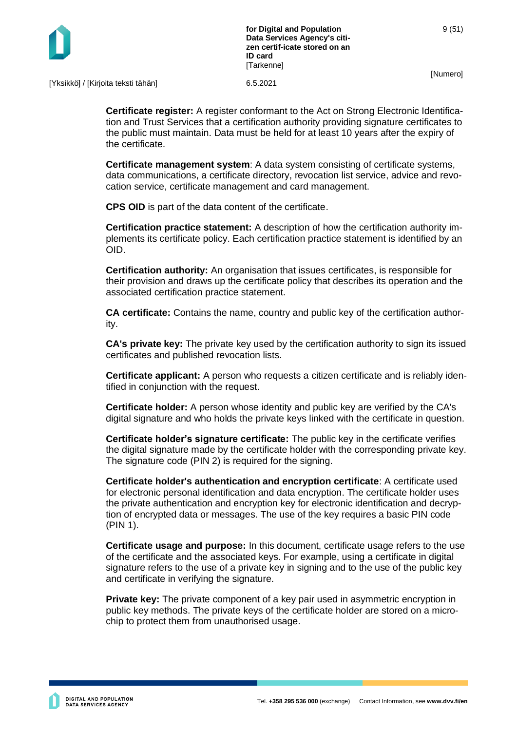**Certificate register:** A register conformant to the Act on Strong Electronic Identification and Trust Services that a certification authority providing signature certificates to the public must maintain. Data must be held for at least 10 years after the expiry of the certificate.

**Certificate management system**: A data system consisting of certificate systems, data communications, a certificate directory, revocation list service, advice and revocation service, certificate management and card management.

**CPS OID** is part of the data content of the certificate.

**Certification practice statement:** A description of how the certification authority implements its certificate policy. Each certification practice statement is identified by an OID.

**Certification authority:** An organisation that issues certificates, is responsible for their provision and draws up the certificate policy that describes its operation and the associated certification practice statement.

**CA certificate:** Contains the name, country and public key of the certification authority.

**CA's private key:** The private key used by the certification authority to sign its issued certificates and published revocation lists.

**Certificate applicant:** A person who requests a citizen certificate and is reliably identified in conjunction with the request.

**Certificate holder:** A person whose identity and public key are verified by the CA's digital signature and who holds the private keys linked with the certificate in question.

**Certificate holder's signature certificate:** The public key in the certificate verifies the digital signature made by the certificate holder with the corresponding private key. The signature code (PIN 2) is required for the signing.

**Certificate holder's authentication and encryption certificate**: A certificate used for electronic personal identification and data encryption. The certificate holder uses the private authentication and encryption key for electronic identification and decryption of encrypted data or messages. The use of the key requires a basic PIN code (PIN 1).

**Certificate usage and purpose:** In this document, certificate usage refers to the use of the certificate and the associated keys. For example, using a certificate in digital signature refers to the use of a private key in signing and to the use of the public key and certificate in verifying the signature.

**Private key:** The private component of a key pair used in asymmetric encryption in public key methods. The private keys of the certificate holder are stored on a microchip to protect them from unauthorised usage.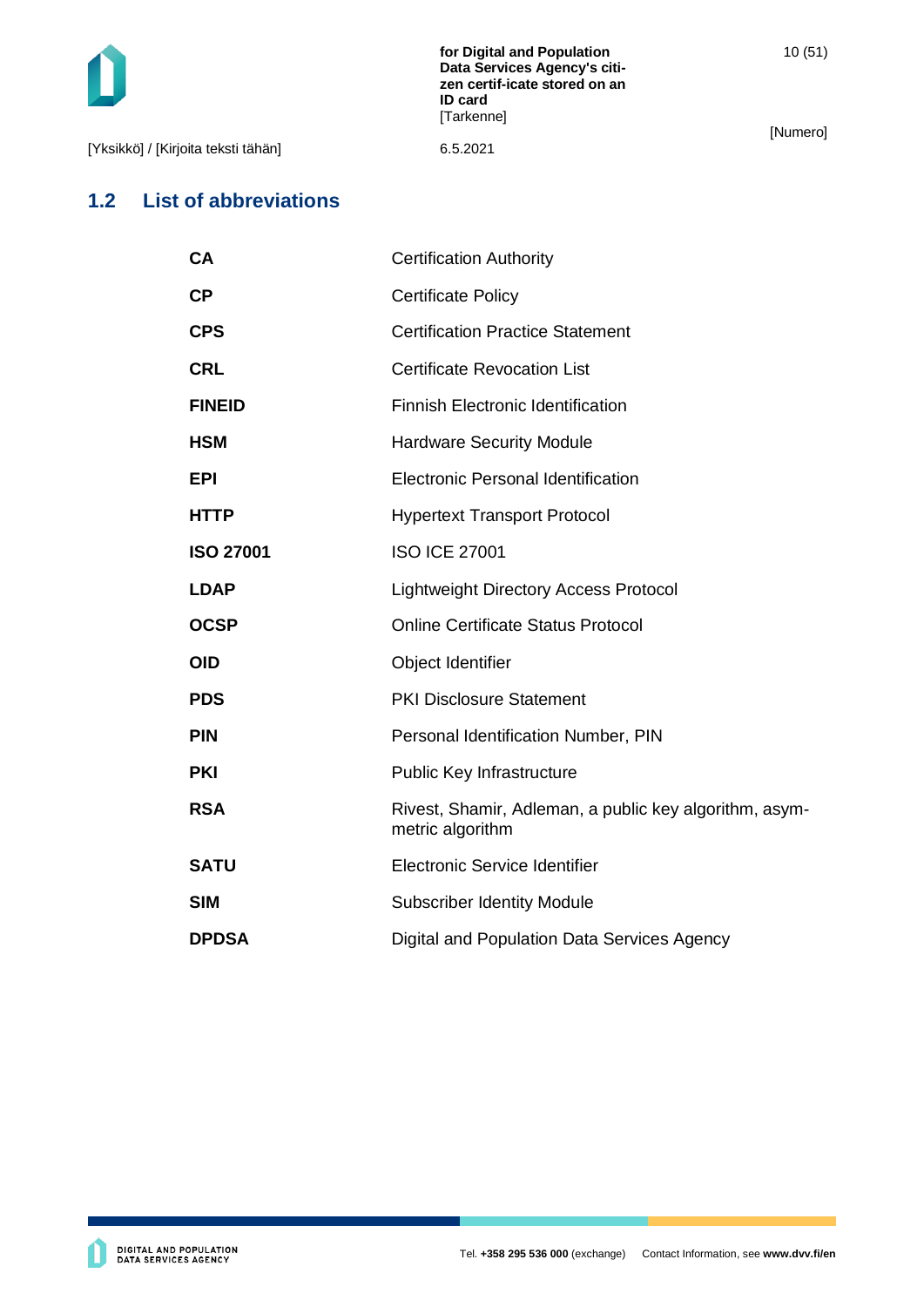## 1.2 List of abbreviations

| | |
|---|---|
| **CA** | Certification Authority |
| **CP** | Certificate Policy |
| **CPS** | Certification Practice Statement |
| **CRL** | Certificate Revocation List |
| **FINEID** | Finnish Electronic Identification |
| **HSM** | Hardware Security Module |
| **EPI** | Electronic Personal Identification |
| **HTTP** | Hypertext Transport Protocol |
| **ISO 27001** | ISO ICE 27001 |
| **LDAP** | Lightweight Directory Access Protocol |
| **OCSP** | Online Certificate Status Protocol |
| **OID** | Object Identifier |
| **PDS** | PKI Disclosure Statement |
| **PIN** | Personal Identification Number, PIN |
| **PKI** | Public Key Infrastructure |
| **RSA** | Rivest, Shamir, Adleman, a public key algorithm, asymmetric algorithm |
| **SATU** | Electronic Service Identifier |
| **SIM** | Subscriber Identity Module |
| **DPDSA** | Digital and Population Data Services Agency |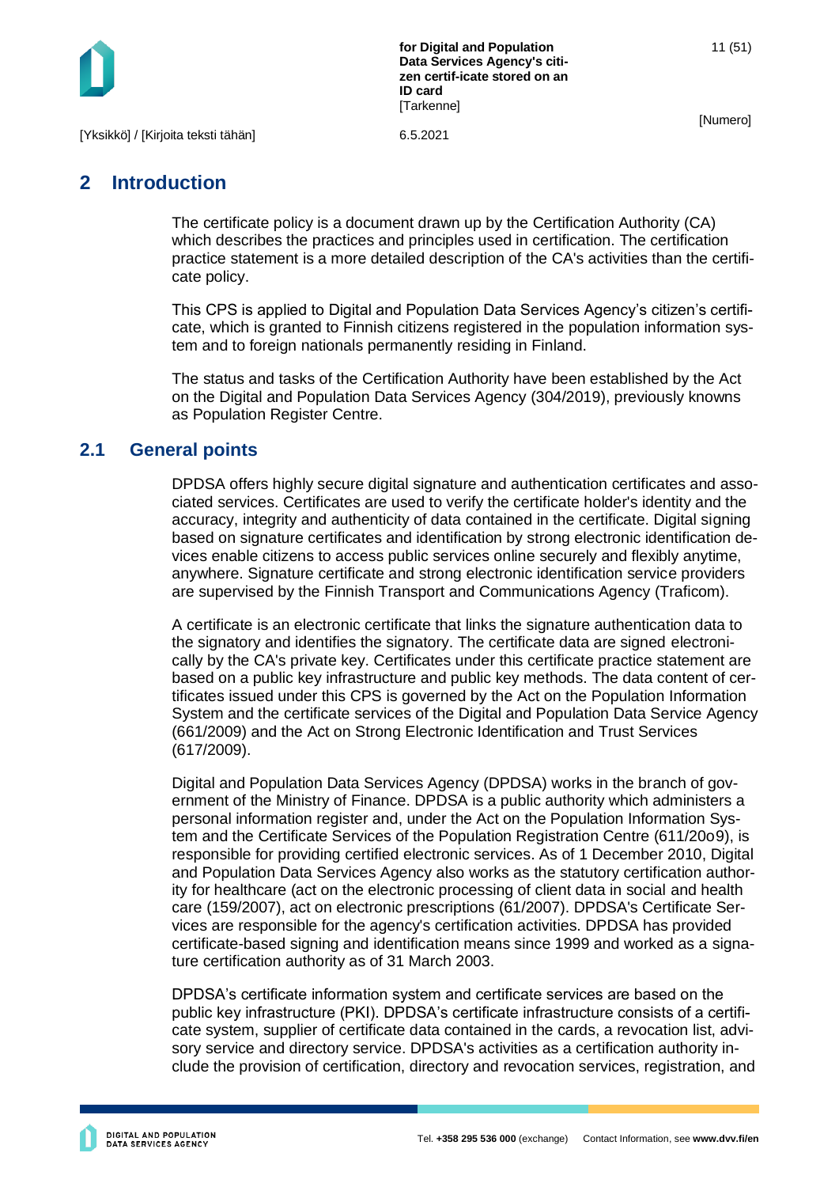# 2 Introduction

The certificate policy is a document drawn up by the Certification Authority (CA) which describes the practices and principles used in certification. The certification practice statement is a more detailed description of the CA's activities than the certificate policy.

This CPS is applied to Digital and Population Data Services Agency's citizen's certificate, which is granted to Finnish citizens registered in the population information system and to foreign nationals permanently residing in Finland.

The status and tasks of the Certification Authority have been established by the Act on the Digital and Population Data Services Agency (304/2019), previously knowns as Population Register Centre.

## 2.1 General points

DPDSA offers highly secure digital signature and authentication certificates and associated services. Certificates are used to verify the certificate holder's identity and the accuracy, integrity and authenticity of data contained in the certificate. Digital signing based on signature certificates and identification by strong electronic identification devices enable citizens to access public services online securely and flexibly anytime, anywhere. Signature certificate and strong electronic identification service providers are supervised by the Finnish Transport and Communications Agency (Traficom).

A certificate is an electronic certificate that links the signature authentication data to the signatory and identifies the signatory. The certificate data are signed electronically by the CA's private key. Certificates under this certificate practice statement are based on a public key infrastructure and public key methods. The data content of certificates issued under this CPS is governed by the Act on the Population Information System and the certificate services of the Digital and Population Data Service Agency (661/2009) and the Act on Strong Electronic Identification and Trust Services (617/2009).

Digital and Population Data Services Agency (DPDSA) works in the branch of government of the Ministry of Finance. DPDSA is a public authority which administers a personal information register and, under the Act on the Population Information System and the Certificate Services of the Population Registration Centre (611/20o9), is responsible for providing certified electronic services. As of 1 December 2010, Digital and Population Data Services Agency also works as the statutory certification authority for healthcare (act on the electronic processing of client data in social and health care (159/2007), act on electronic prescriptions (61/2007). DPDSA's Certificate Services are responsible for the agency's certification activities. DPDSA has provided certificate-based signing and identification means since 1999 and worked as a signature certification authority as of 31 March 2003.

DPDSA's certificate information system and certificate services are based on the public key infrastructure (PKI). DPDSA's certificate infrastructure consists of a certificate system, supplier of certificate data contained in the cards, a revocation list, advisory service and directory service. DPDSA's activities as a certification authority include the provision of certification, directory and revocation services, registration, and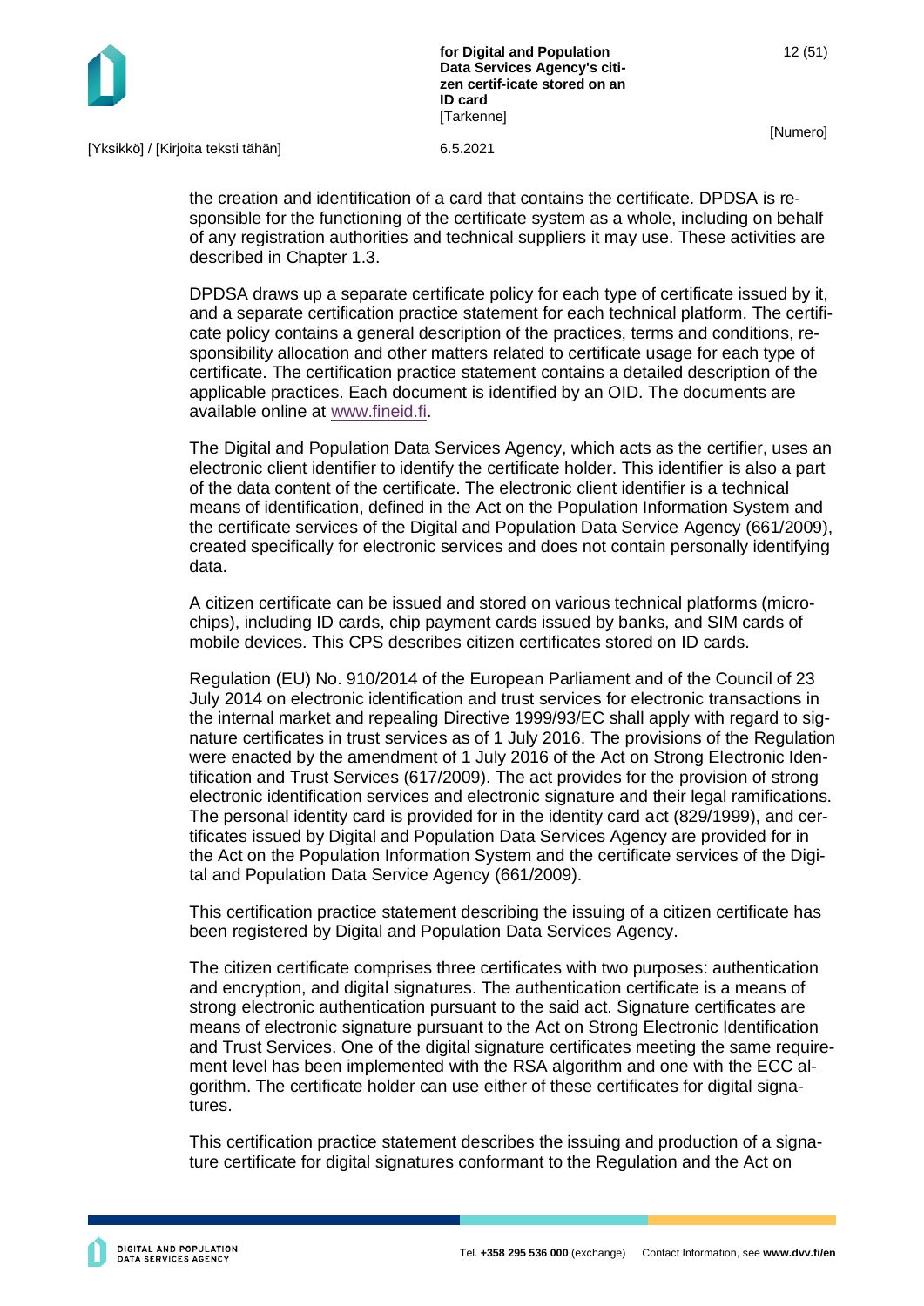the creation and identification of a card that contains the certificate. DPDSA is responsible for the functioning of the certificate system as a whole, including on behalf of any registration authorities and technical suppliers it may use. These activities are described in Chapter 1.3.

DPDSA draws up a separate certificate policy for each type of certificate issued by it, and a separate certification practice statement for each technical platform. The certificate policy contains a general description of the practices, terms and conditions, responsibility allocation and other matters related to certificate usage for each type of certificate. The certification practice statement contains a detailed description of the applicable practices. Each document is identified by an OID. The documents are available online at www.fineid.fi.

The Digital and Population Data Services Agency, which acts as the certifier, uses an electronic client identifier to identify the certificate holder. This identifier is also a part of the data content of the certificate. The electronic client identifier is a technical means of identification, defined in the Act on the Population Information System and the certificate services of the Digital and Population Data Service Agency (661/2009), created specifically for electronic services and does not contain personally identifying data.

A citizen certificate can be issued and stored on various technical platforms (microchips), including ID cards, chip payment cards issued by banks, and SIM cards of mobile devices. This CPS describes citizen certificates stored on ID cards.

Regulation (EU) No. 910/2014 of the European Parliament and of the Council of 23 July 2014 on electronic identification and trust services for electronic transactions in the internal market and repealing Directive 1999/93/EC shall apply with regard to signature certificates in trust services as of 1 July 2016. The provisions of the Regulation were enacted by the amendment of 1 July 2016 of the Act on Strong Electronic Identification and Trust Services (617/2009). The act provides for the provision of strong electronic identification services and electronic signature and their legal ramifications. The personal identity card is provided for in the identity card act (829/1999), and certificates issued by Digital and Population Data Services Agency are provided for in the Act on the Population Information System and the certificate services of the Digital and Population Data Service Agency (661/2009).

This certification practice statement describing the issuing of a citizen certificate has been registered by Digital and Population Data Services Agency.

The citizen certificate comprises three certificates with two purposes: authentication and encryption, and digital signatures. The authentication certificate is a means of strong electronic authentication pursuant to the said act. Signature certificates are means of electronic signature pursuant to the Act on Strong Electronic Identification and Trust Services. One of the digital signature certificates meeting the same requirement level has been implemented with the RSA algorithm and one with the ECC algorithm. The certificate holder can use either of these certificates for digital signatures.

This certification practice statement describes the issuing and production of a signature certificate for digital signatures conformant to the Regulation and the Act on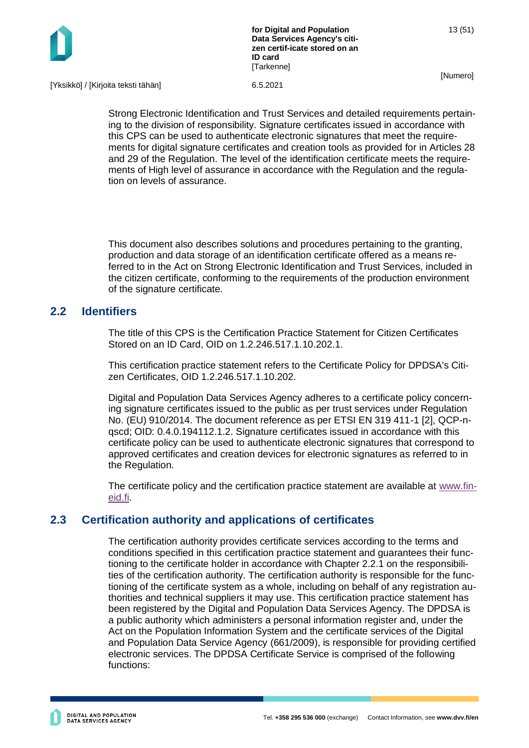Strong Electronic Identification and Trust Services and detailed requirements pertaining to the division of responsibility. Signature certificates issued in accordance with this CPS can be used to authenticate electronic signatures that meet the requirements for digital signature certificates and creation tools as provided for in Articles 28 and 29 of the Regulation. The level of the identification certificate meets the requirements of High level of assurance in accordance with the Regulation and the regulation on levels of assurance.

This document also describes solutions and procedures pertaining to the granting, production and data storage of an identification certificate offered as a means referred to in the Act on Strong Electronic Identification and Trust Services, included in the citizen certificate, conforming to the requirements of the production environment of the signature certificate.

## 2.2 Identifiers

The title of this CPS is the Certification Practice Statement for Citizen Certificates Stored on an ID Card, OID on 1.2.246.517.1.10.202.1.

This certification practice statement refers to the Certificate Policy for DPDSA's Citizen Certificates, OID 1.2.246.517.1.10.202.

Digital and Population Data Services Agency adheres to a certificate policy concerning signature certificates issued to the public as per trust services under Regulation No. (EU) 910/2014. The document reference as per ETSI EN 319 411-1 [2], QCP-n-qscd; OID: 0.4.0.194112.1.2. Signature certificates issued in accordance with this certificate policy can be used to authenticate electronic signatures that correspond to approved certificates and creation devices for electronic signatures as referred to in the Regulation.

The certificate policy and the certification practice statement are available at www.fineid.fi.

## 2.3 Certification authority and applications of certificates

The certification authority provides certificate services according to the terms and conditions specified in this certification practice statement and guarantees their functioning to the certificate holder in accordance with Chapter 2.2.1 on the responsibilities of the certification authority. The certification authority is responsible for the functioning of the certificate system as a whole, including on behalf of any registration authorities and technical suppliers it may use. This certification practice statement has been registered by the Digital and Population Data Services Agency. The DPDSA is a public authority which administers a personal information register and, under the Act on the Population Information System and the certificate services of the Digital and Population Data Service Agency (661/2009), is responsible for providing certified electronic services. The DPDSA Certificate Service is comprised of the following functions: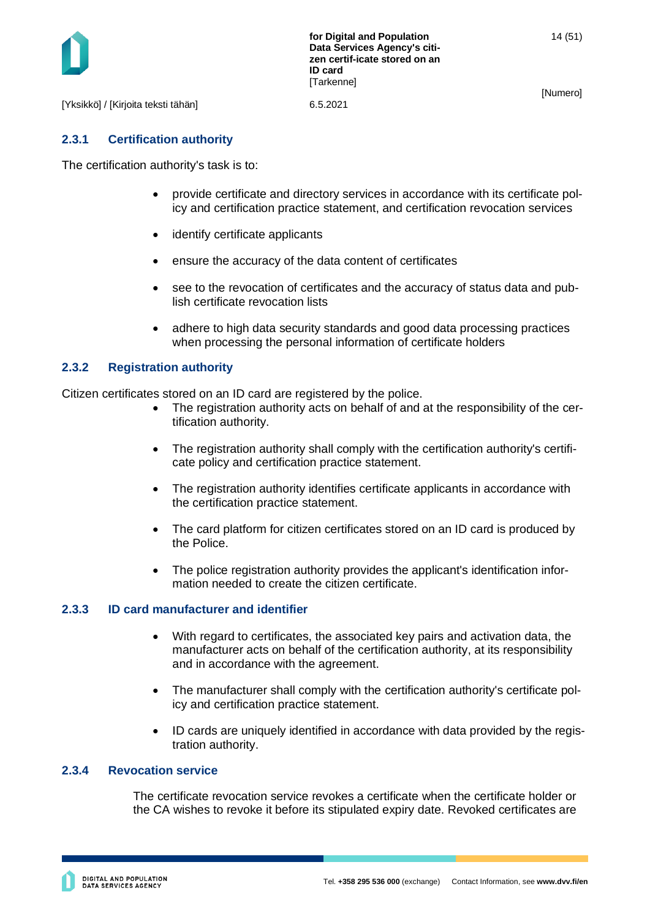### 2.3.1 Certification authority

The certification authority's task is to:

- provide certificate and directory services in accordance with its certificate policy and certification practice statement, and certification revocation services
- identify certificate applicants
- ensure the accuracy of the data content of certificates
- see to the revocation of certificates and the accuracy of status data and publish certificate revocation lists
- adhere to high data security standards and good data processing practices when processing the personal information of certificate holders

### 2.3.2 Registration authority

Citizen certificates stored on an ID card are registered by the police.

- The registration authority acts on behalf of and at the responsibility of the certification authority.
- The registration authority shall comply with the certification authority's certificate policy and certification practice statement.
- The registration authority identifies certificate applicants in accordance with the certification practice statement.
- The card platform for citizen certificates stored on an ID card is produced by the Police.
- The police registration authority provides the applicant's identification information needed to create the citizen certificate.

### 2.3.3 ID card manufacturer and identifier

- With regard to certificates, the associated key pairs and activation data, the manufacturer acts on behalf of the certification authority, at its responsibility and in accordance with the agreement.
- The manufacturer shall comply with the certification authority's certificate policy and certification practice statement.
- ID cards are uniquely identified in accordance with data provided by the registration authority.

### 2.3.4 Revocation service

The certificate revocation service revokes a certificate when the certificate holder or the CA wishes to revoke it before its stipulated expiry date. Revoked certificates are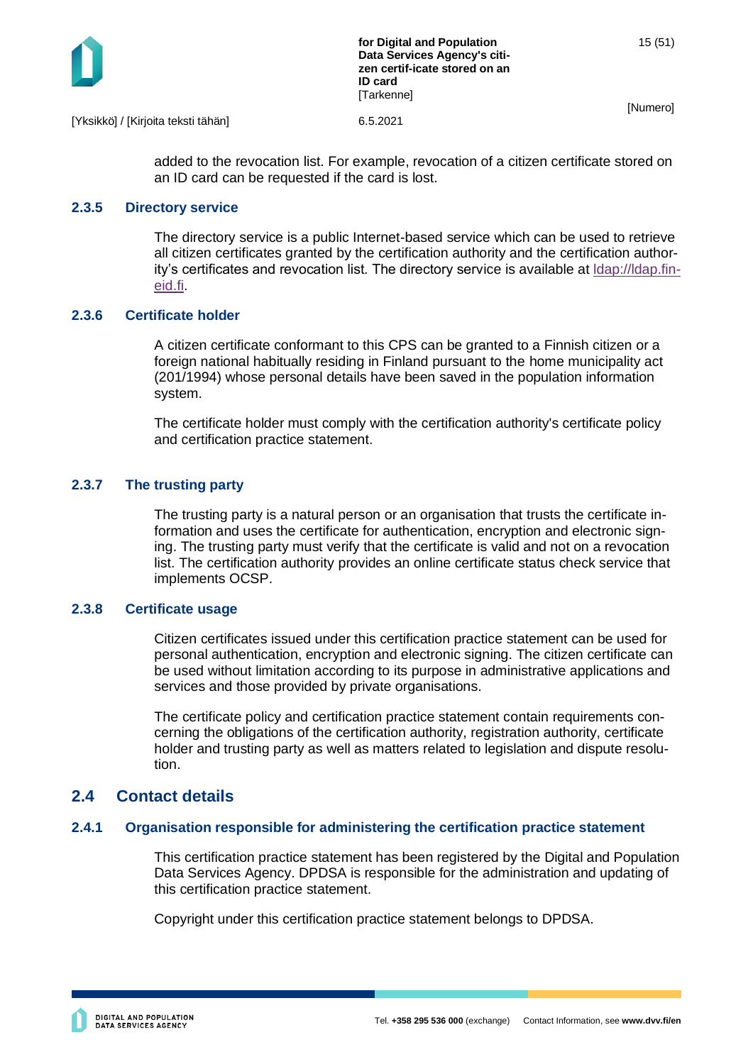added to the revocation list. For example, revocation of a citizen certificate stored on an ID card can be requested if the card is lost.

### 2.3.5 Directory service

The directory service is a public Internet-based service which can be used to retrieve all citizen certificates granted by the certification authority and the certification authority's certificates and revocation list. The directory service is available at ldap://ldap.fineid.fi.

### 2.3.6 Certificate holder

A citizen certificate conformant to this CPS can be granted to a Finnish citizen or a foreign national habitually residing in Finland pursuant to the home municipality act (201/1994) whose personal details have been saved in the population information system.

The certificate holder must comply with the certification authority's certificate policy and certification practice statement.

### 2.3.7 The trusting party

The trusting party is a natural person or an organisation that trusts the certificate information and uses the certificate for authentication, encryption and electronic signing. The trusting party must verify that the certificate is valid and not on a revocation list. The certification authority provides an online certificate status check service that implements OCSP.

### 2.3.8 Certificate usage

Citizen certificates issued under this certification practice statement can be used for personal authentication, encryption and electronic signing. The citizen certificate can be used without limitation according to its purpose in administrative applications and services and those provided by private organisations.

The certificate policy and certification practice statement contain requirements concerning the obligations of the certification authority, registration authority, certificate holder and trusting party as well as matters related to legislation and dispute resolution.

## 2.4 Contact details

### 2.4.1 Organisation responsible for administering the certification practice statement

This certification practice statement has been registered by the Digital and Population Data Services Agency. DPDSA is responsible for the administration and updating of this certification practice statement.

Copyright under this certification practice statement belongs to DPDSA.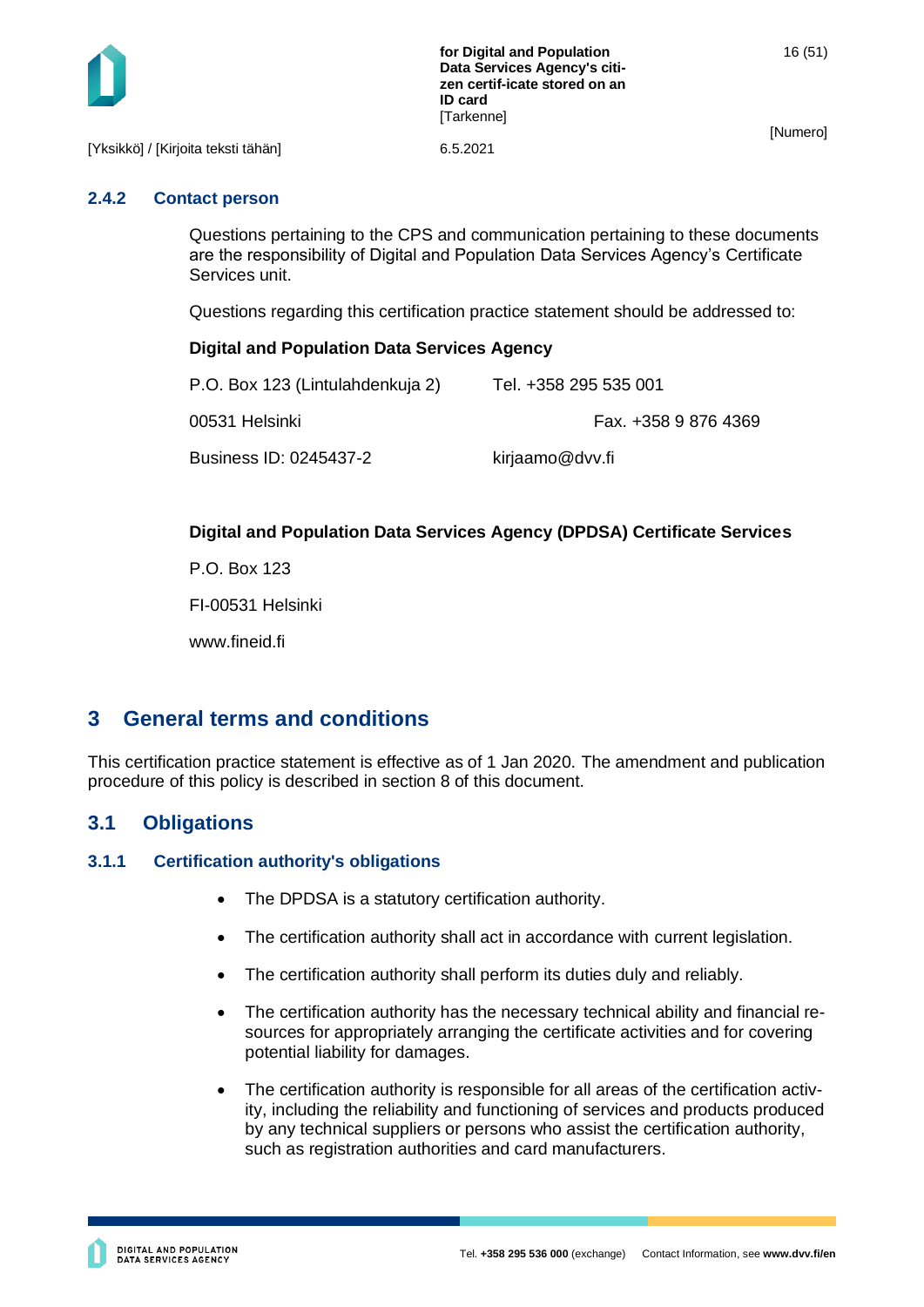### 2.4.2 Contact person

Questions pertaining to the CPS and communication pertaining to these documents are the responsibility of Digital and Population Data Services Agency's Certificate Services unit.

Questions regarding this certification practice statement should be addressed to:

**Digital and Population Data Services Agency**

P.O. Box 123 (Lintulahdenkuja 2) Tel. +358 295 535 001

00531 Helsinki Fax. +358 9 876 4369

Business ID: 0245437-2 kirjaamo@dvv.fi

**Digital and Population Data Services Agency (DPDSA) Certificate Services**

P.O. Box 123

FI-00531 Helsinki

www.fineid.fi

# 3 General terms and conditions

This certification practice statement is effective as of 1 Jan 2020. The amendment and publication procedure of this policy is described in section 8 of this document.

## 3.1 Obligations

### 3.1.1 Certification authority's obligations

- The DPDSA is a statutory certification authority.
- The certification authority shall act in accordance with current legislation.
- The certification authority shall perform its duties duly and reliably.
- The certification authority has the necessary technical ability and financial resources for appropriately arranging the certificate activities and for covering potential liability for damages.
- The certification authority is responsible for all areas of the certification activity, including the reliability and functioning of services and products produced by any technical suppliers or persons who assist the certification authority, such as registration authorities and card manufacturers.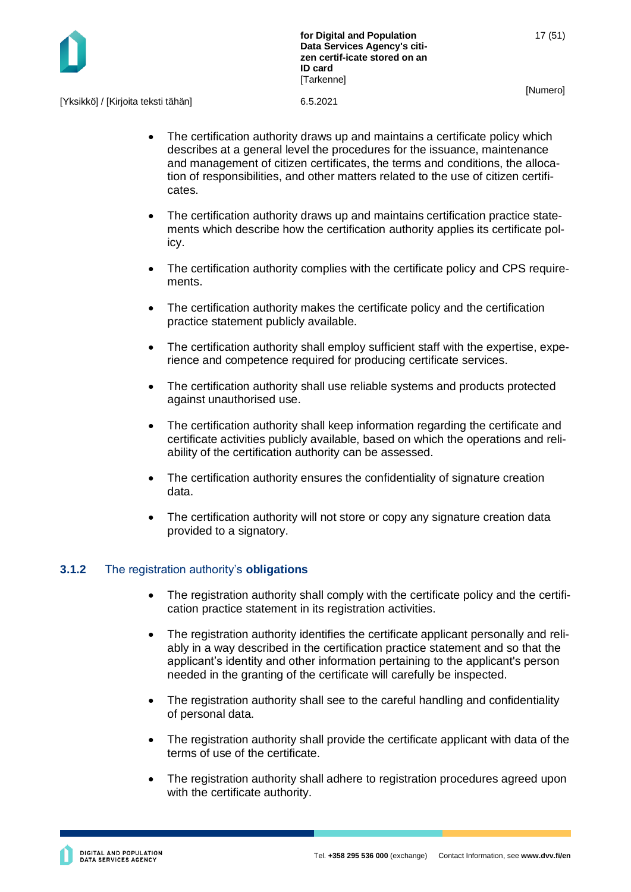- The certification authority draws up and maintains a certificate policy which describes at a general level the procedures for the issuance, maintenance and management of citizen certificates, the terms and conditions, the allocation of responsibilities, and other matters related to the use of citizen certificates.
- The certification authority draws up and maintains certification practice statements which describe how the certification authority applies its certificate policy.
- The certification authority complies with the certificate policy and CPS requirements.
- The certification authority makes the certificate policy and the certification practice statement publicly available.
- The certification authority shall employ sufficient staff with the expertise, experience and competence required for producing certificate services.
- The certification authority shall use reliable systems and products protected against unauthorised use.
- The certification authority shall keep information regarding the certificate and certificate activities publicly available, based on which the operations and reliability of the certification authority can be assessed.
- The certification authority ensures the confidentiality of signature creation data.
- The certification authority will not store or copy any signature creation data provided to a signatory.

### 3.1.2 The registration authority's **obligations**

- The registration authority shall comply with the certificate policy and the certification practice statement in its registration activities.
- The registration authority identifies the certificate applicant personally and reliably in a way described in the certification practice statement and so that the applicant's identity and other information pertaining to the applicant's person needed in the granting of the certificate will carefully be inspected.
- The registration authority shall see to the careful handling and confidentiality of personal data.
- The registration authority shall provide the certificate applicant with data of the terms of use of the certificate.
- The registration authority shall adhere to registration procedures agreed upon with the certificate authority.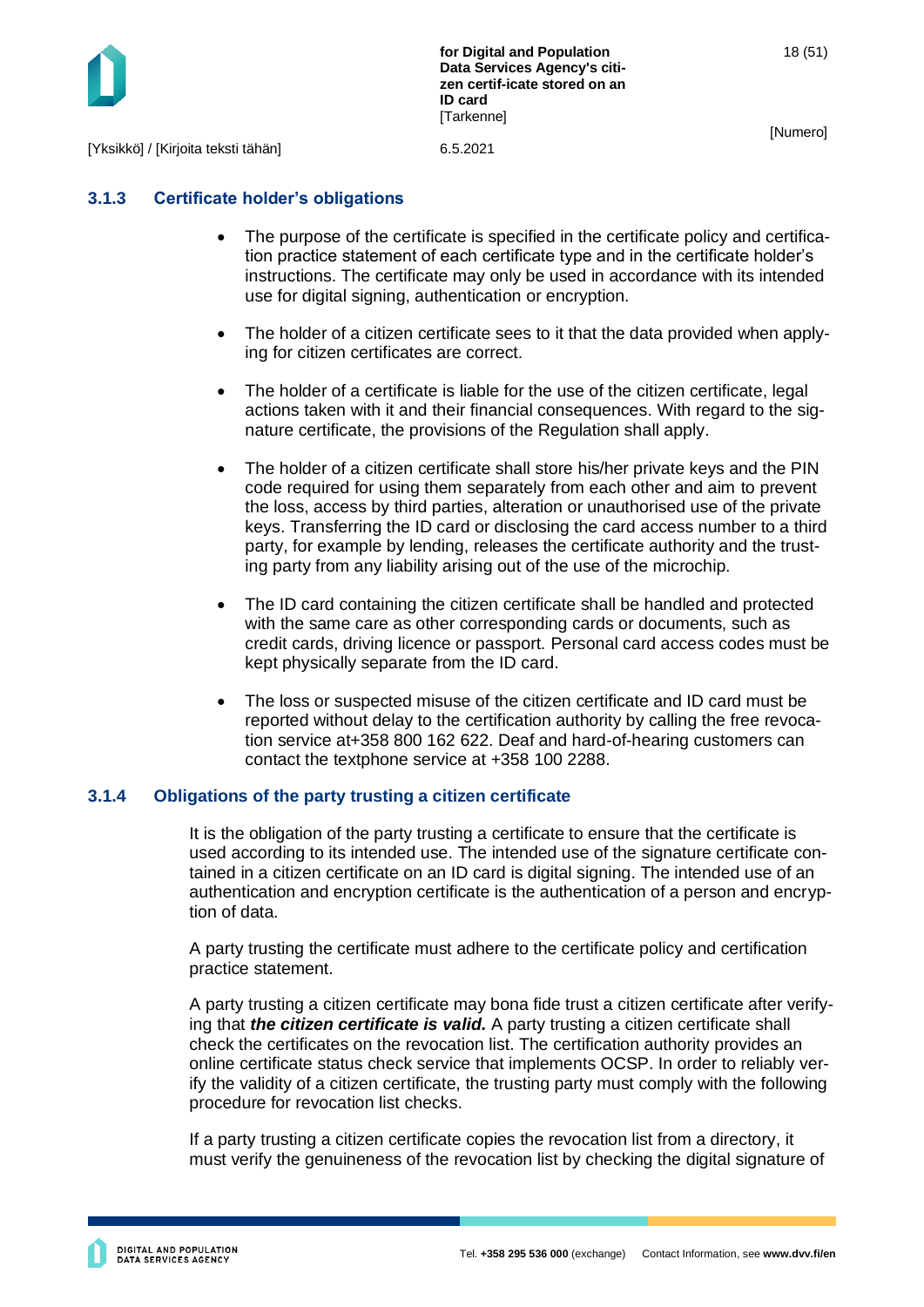### 3.1.3 Certificate holder's obligations

- The purpose of the certificate is specified in the certificate policy and certification practice statement of each certificate type and in the certificate holder's instructions. The certificate may only be used in accordance with its intended use for digital signing, authentication or encryption.
- The holder of a citizen certificate sees to it that the data provided when applying for citizen certificates are correct.
- The holder of a certificate is liable for the use of the citizen certificate, legal actions taken with it and their financial consequences. With regard to the signature certificate, the provisions of the Regulation shall apply.
- The holder of a citizen certificate shall store his/her private keys and the PIN code required for using them separately from each other and aim to prevent the loss, access by third parties, alteration or unauthorised use of the private keys. Transferring the ID card or disclosing the card access number to a third party, for example by lending, releases the certificate authority and the trusting party from any liability arising out of the use of the microchip.
- The ID card containing the citizen certificate shall be handled and protected with the same care as other corresponding cards or documents, such as credit cards, driving licence or passport. Personal card access codes must be kept physically separate from the ID card.
- The loss or suspected misuse of the citizen certificate and ID card must be reported without delay to the certification authority by calling the free revocation service at+358 800 162 622. Deaf and hard-of-hearing customers can contact the textphone service at +358 100 2288.

### 3.1.4 Obligations of the party trusting a citizen certificate

It is the obligation of the party trusting a certificate to ensure that the certificate is used according to its intended use. The intended use of the signature certificate contained in a citizen certificate on an ID card is digital signing. The intended use of an authentication and encryption certificate is the authentication of a person and encryption of data.

A party trusting the certificate must adhere to the certificate policy and certification practice statement.

A party trusting a citizen certificate may bona fide trust a citizen certificate after verifying that ***the citizen certificate is valid.*** A party trusting a citizen certificate shall check the certificates on the revocation list. The certification authority provides an online certificate status check service that implements OCSP. In order to reliably verify the validity of a citizen certificate, the trusting party must comply with the following procedure for revocation list checks.

If a party trusting a citizen certificate copies the revocation list from a directory, it must verify the genuineness of the revocation list by checking the digital signature of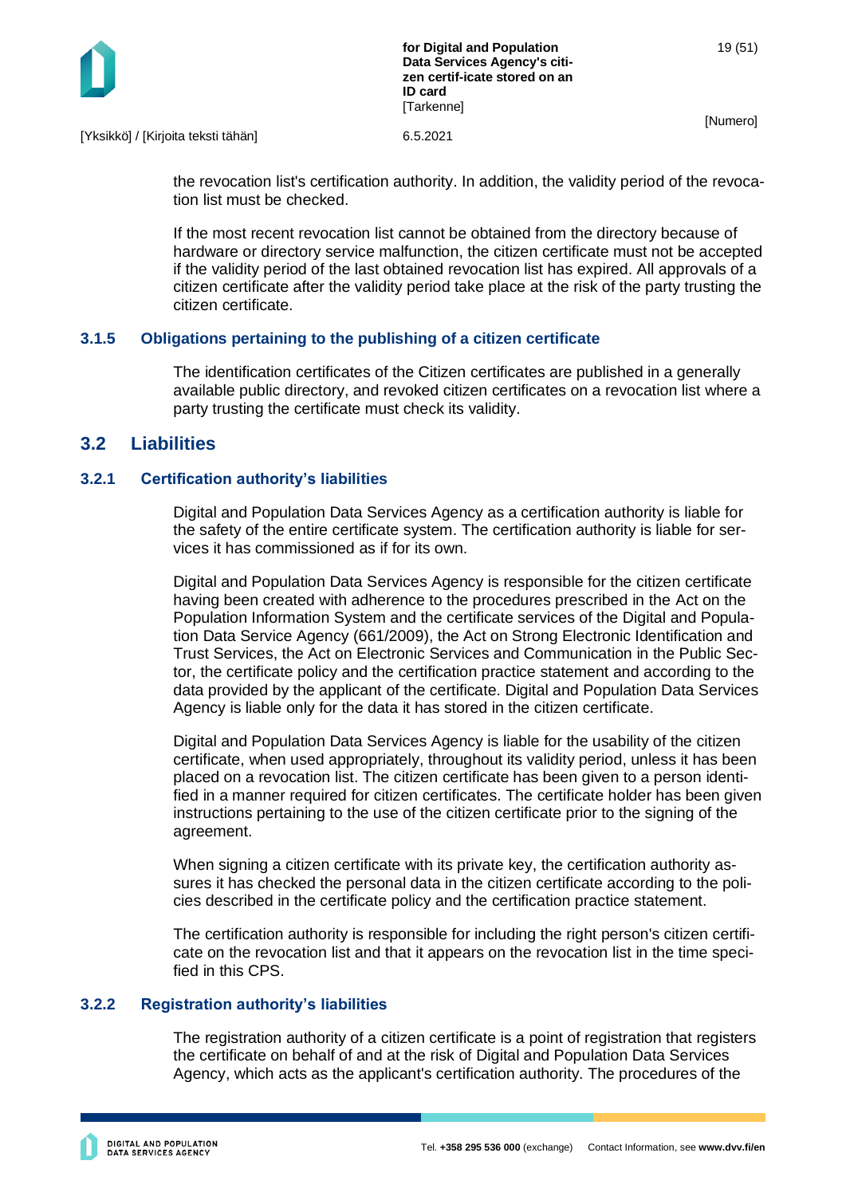the revocation list's certification authority. In addition, the validity period of the revocation list must be checked.

If the most recent revocation list cannot be obtained from the directory because of hardware or directory service malfunction, the citizen certificate must not be accepted if the validity period of the last obtained revocation list has expired. All approvals of a citizen certificate after the validity period take place at the risk of the party trusting the citizen certificate.

### 3.1.5 Obligations pertaining to the publishing of a citizen certificate

The identification certificates of the Citizen certificates are published in a generally available public directory, and revoked citizen certificates on a revocation list where a party trusting the certificate must check its validity.

## 3.2 Liabilities

### 3.2.1 Certification authority's liabilities

Digital and Population Data Services Agency as a certification authority is liable for the safety of the entire certificate system. The certification authority is liable for services it has commissioned as if for its own.

Digital and Population Data Services Agency is responsible for the citizen certificate having been created with adherence to the procedures prescribed in the Act on the Population Information System and the certificate services of the Digital and Population Data Service Agency (661/2009), the Act on Strong Electronic Identification and Trust Services, the Act on Electronic Services and Communication in the Public Sector, the certificate policy and the certification practice statement and according to the data provided by the applicant of the certificate. Digital and Population Data Services Agency is liable only for the data it has stored in the citizen certificate.

Digital and Population Data Services Agency is liable for the usability of the citizen certificate, when used appropriately, throughout its validity period, unless it has been placed on a revocation list. The citizen certificate has been given to a person identified in a manner required for citizen certificates. The certificate holder has been given instructions pertaining to the use of the citizen certificate prior to the signing of the agreement.

When signing a citizen certificate with its private key, the certification authority assures it has checked the personal data in the citizen certificate according to the policies described in the certificate policy and the certification practice statement.

The certification authority is responsible for including the right person's citizen certificate on the revocation list and that it appears on the revocation list in the time specified in this CPS.

### 3.2.2 Registration authority's liabilities

The registration authority of a citizen certificate is a point of registration that registers the certificate on behalf of and at the risk of Digital and Population Data Services Agency, which acts as the applicant's certification authority. The procedures of the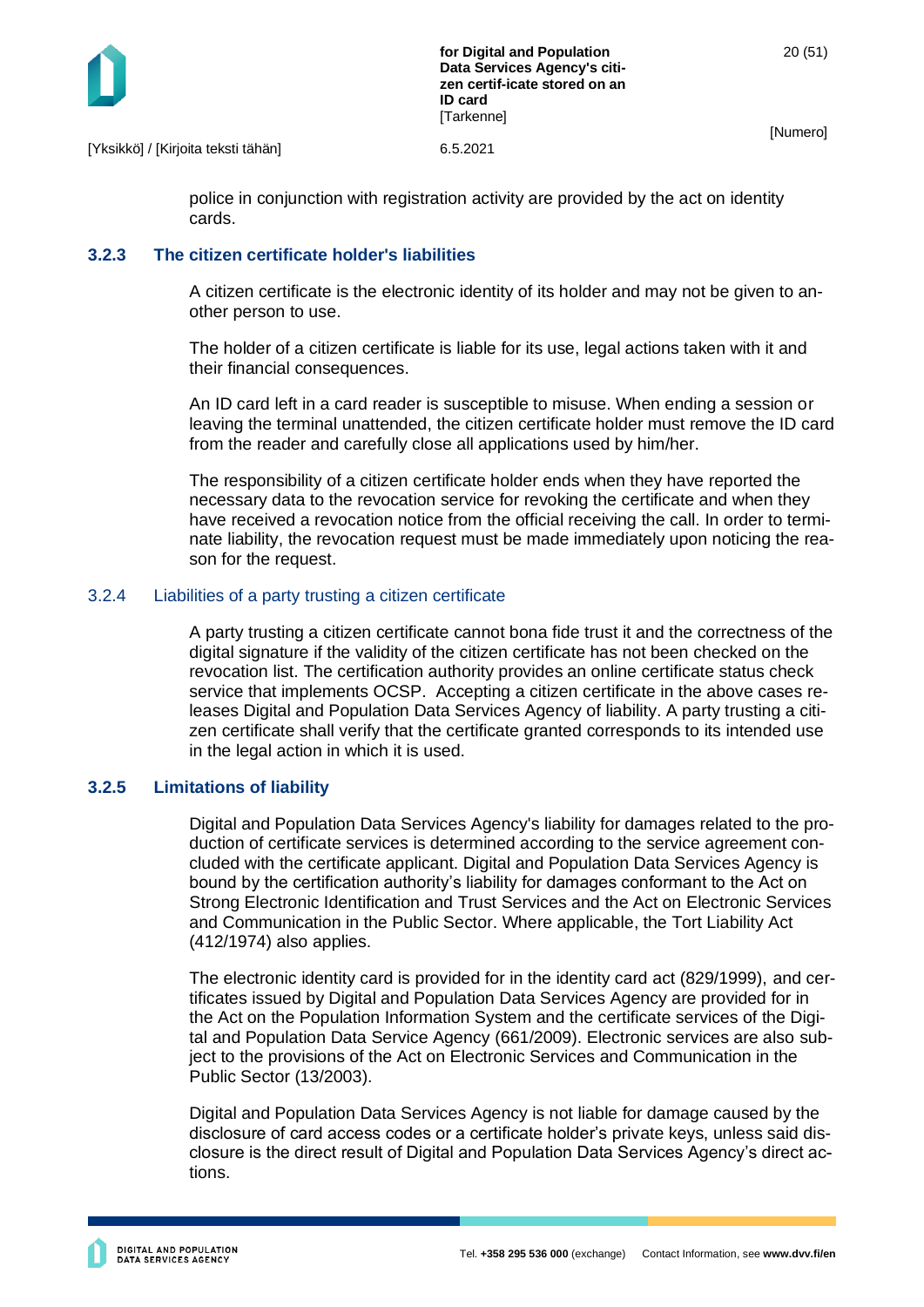police in conjunction with registration activity are provided by the act on identity cards.

### 3.2.3 The citizen certificate holder's liabilities

A citizen certificate is the electronic identity of its holder and may not be given to another person to use.

The holder of a citizen certificate is liable for its use, legal actions taken with it and their financial consequences.

An ID card left in a card reader is susceptible to misuse. When ending a session or leaving the terminal unattended, the citizen certificate holder must remove the ID card from the reader and carefully close all applications used by him/her.

The responsibility of a citizen certificate holder ends when they have reported the necessary data to the revocation service for revoking the certificate and when they have received a revocation notice from the official receiving the call. In order to terminate liability, the revocation request must be made immediately upon noticing the reason for the request.

### 3.2.4 Liabilities of a party trusting a citizen certificate

A party trusting a citizen certificate cannot bona fide trust it and the correctness of the digital signature if the validity of the citizen certificate has not been checked on the revocation list. The certification authority provides an online certificate status check service that implements OCSP. Accepting a citizen certificate in the above cases releases Digital and Population Data Services Agency of liability. A party trusting a citizen certificate shall verify that the certificate granted corresponds to its intended use in the legal action in which it is used.

### 3.2.5 Limitations of liability

Digital and Population Data Services Agency's liability for damages related to the production of certificate services is determined according to the service agreement concluded with the certificate applicant. Digital and Population Data Services Agency is bound by the certification authority's liability for damages conformant to the Act on Strong Electronic Identification and Trust Services and the Act on Electronic Services and Communication in the Public Sector. Where applicable, the Tort Liability Act (412/1974) also applies.

The electronic identity card is provided for in the identity card act (829/1999), and certificates issued by Digital and Population Data Services Agency are provided for in the Act on the Population Information System and the certificate services of the Digital and Population Data Service Agency (661/2009). Electronic services are also subject to the provisions of the Act on Electronic Services and Communication in the Public Sector (13/2003).

Digital and Population Data Services Agency is not liable for damage caused by the disclosure of card access codes or a certificate holder's private keys, unless said disclosure is the direct result of Digital and Population Data Services Agency's direct actions.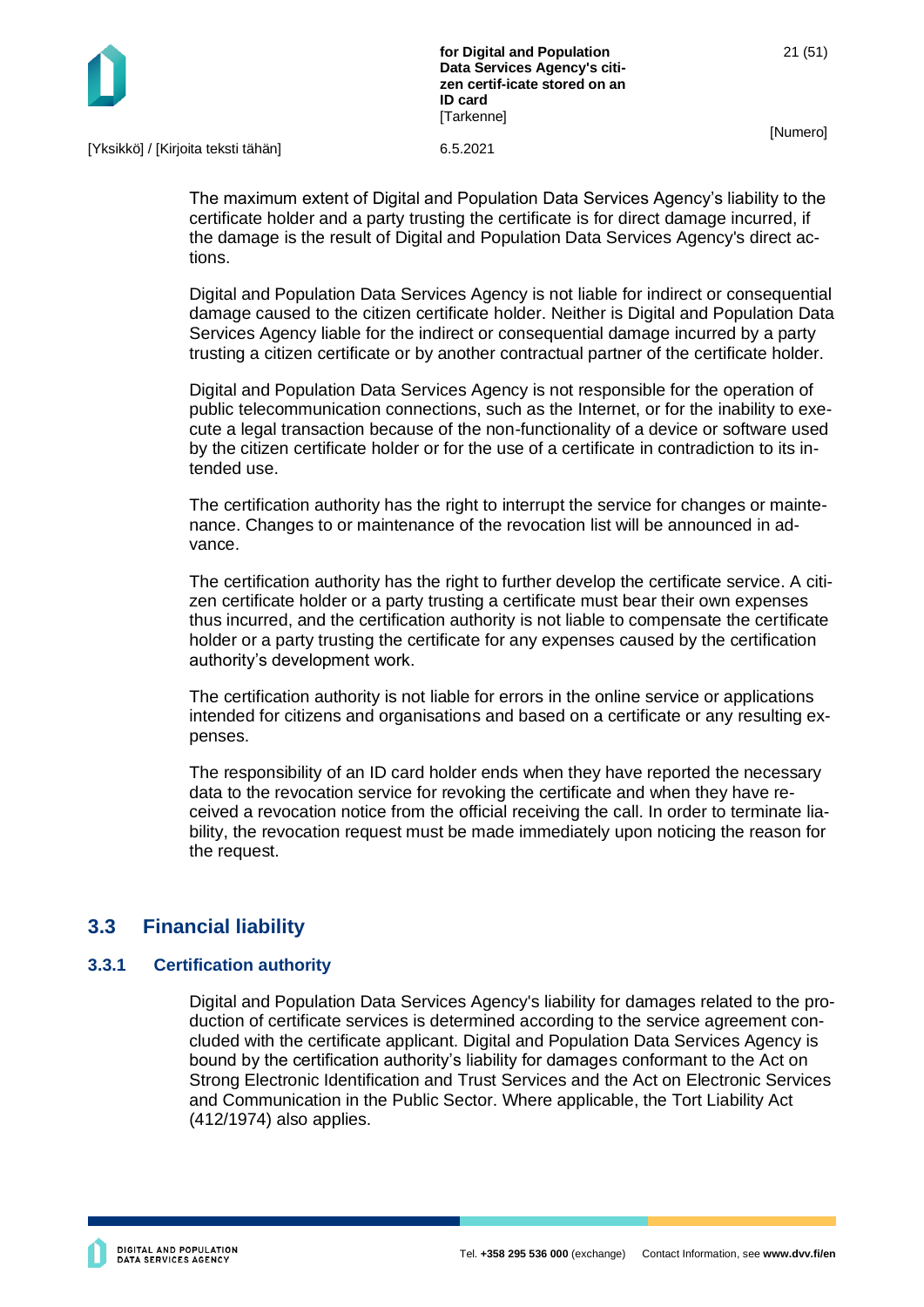The maximum extent of Digital and Population Data Services Agency's liability to the certificate holder and a party trusting the certificate is for direct damage incurred, if the damage is the result of Digital and Population Data Services Agency's direct actions.

Digital and Population Data Services Agency is not liable for indirect or consequential damage caused to the citizen certificate holder. Neither is Digital and Population Data Services Agency liable for the indirect or consequential damage incurred by a party trusting a citizen certificate or by another contractual partner of the certificate holder.

Digital and Population Data Services Agency is not responsible for the operation of public telecommunication connections, such as the Internet, or for the inability to execute a legal transaction because of the non-functionality of a device or software used by the citizen certificate holder or for the use of a certificate in contradiction to its intended use.

The certification authority has the right to interrupt the service for changes or maintenance. Changes to or maintenance of the revocation list will be announced in advance.

The certification authority has the right to further develop the certificate service. A citizen certificate holder or a party trusting a certificate must bear their own expenses thus incurred, and the certification authority is not liable to compensate the certificate holder or a party trusting the certificate for any expenses caused by the certification authority's development work.

The certification authority is not liable for errors in the online service or applications intended for citizens and organisations and based on a certificate or any resulting expenses.

The responsibility of an ID card holder ends when they have reported the necessary data to the revocation service for revoking the certificate and when they have received a revocation notice from the official receiving the call. In order to terminate liability, the revocation request must be made immediately upon noticing the reason for the request.

## 3.3 Financial liability

### 3.3.1 Certification authority

Digital and Population Data Services Agency's liability for damages related to the production of certificate services is determined according to the service agreement concluded with the certificate applicant. Digital and Population Data Services Agency is bound by the certification authority's liability for damages conformant to the Act on Strong Electronic Identification and Trust Services and the Act on Electronic Services and Communication in the Public Sector. Where applicable, the Tort Liability Act (412/1974) also applies.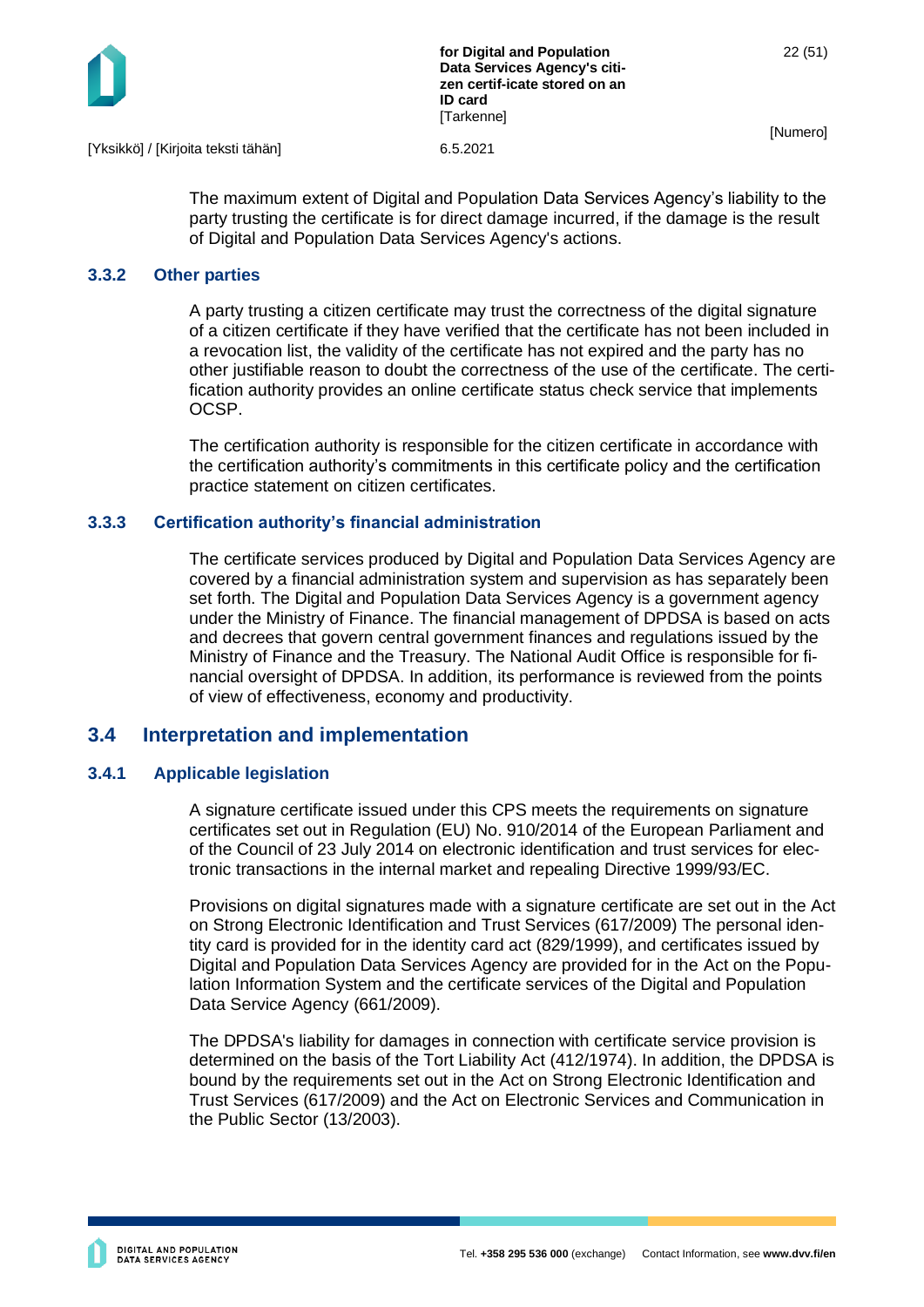The maximum extent of Digital and Population Data Services Agency's liability to the party trusting the certificate is for direct damage incurred, if the damage is the result of Digital and Population Data Services Agency's actions.

### 3.3.2 Other parties

A party trusting a citizen certificate may trust the correctness of the digital signature of a citizen certificate if they have verified that the certificate has not been included in a revocation list, the validity of the certificate has not expired and the party has no other justifiable reason to doubt the correctness of the use of the certificate. The certification authority provides an online certificate status check service that implements OCSP.

The certification authority is responsible for the citizen certificate in accordance with the certification authority's commitments in this certificate policy and the certification practice statement on citizen certificates.

### 3.3.3 Certification authority's financial administration

The certificate services produced by Digital and Population Data Services Agency are covered by a financial administration system and supervision as has separately been set forth. The Digital and Population Data Services Agency is a government agency under the Ministry of Finance. The financial management of DPDSA is based on acts and decrees that govern central government finances and regulations issued by the Ministry of Finance and the Treasury. The National Audit Office is responsible for financial oversight of DPDSA. In addition, its performance is reviewed from the points of view of effectiveness, economy and productivity.

## 3.4 Interpretation and implementation

### 3.4.1 Applicable legislation

A signature certificate issued under this CPS meets the requirements on signature certificates set out in Regulation (EU) No. 910/2014 of the European Parliament and of the Council of 23 July 2014 on electronic identification and trust services for electronic transactions in the internal market and repealing Directive 1999/93/EC.

Provisions on digital signatures made with a signature certificate are set out in the Act on Strong Electronic Identification and Trust Services (617/2009) The personal identity card is provided for in the identity card act (829/1999), and certificates issued by Digital and Population Data Services Agency are provided for in the Act on the Population Information System and the certificate services of the Digital and Population Data Service Agency (661/2009).

The DPDSA's liability for damages in connection with certificate service provision is determined on the basis of the Tort Liability Act (412/1974). In addition, the DPDSA is bound by the requirements set out in the Act on Strong Electronic Identification and Trust Services (617/2009) and the Act on Electronic Services and Communication in the Public Sector (13/2003).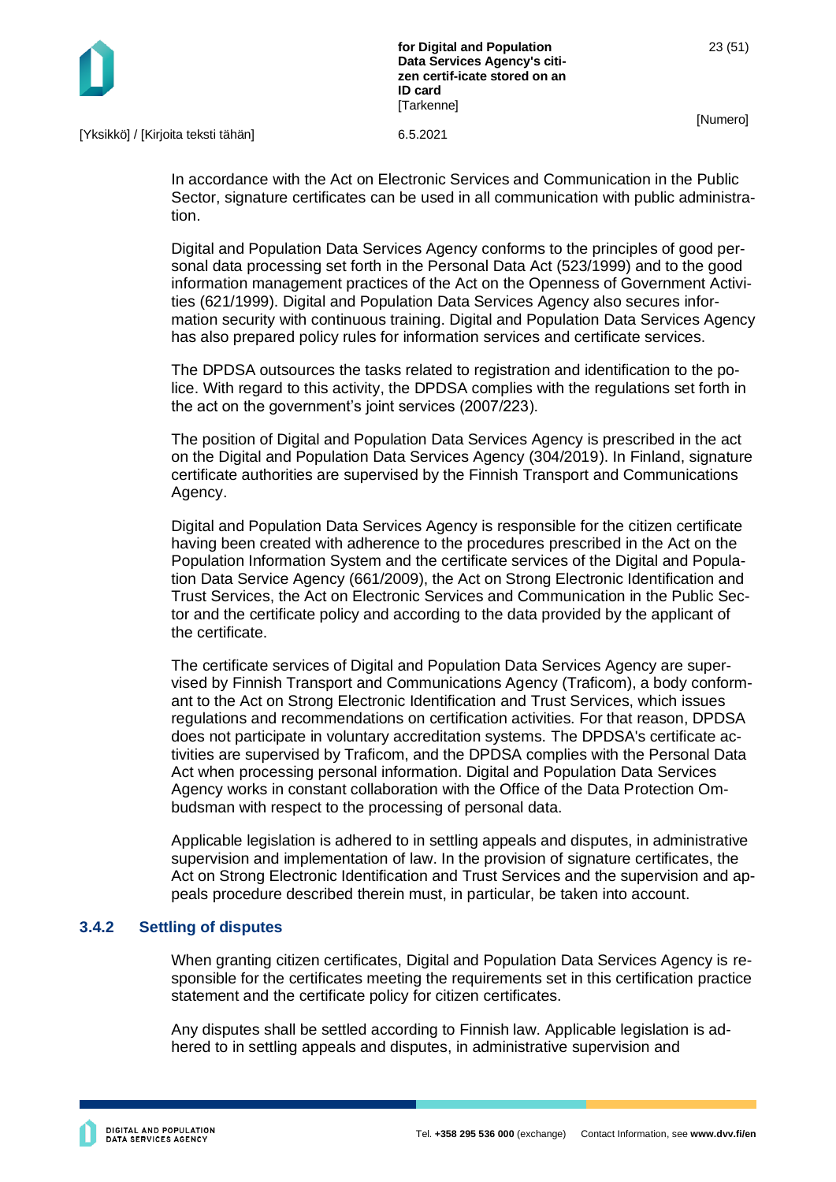In accordance with the Act on Electronic Services and Communication in the Public Sector, signature certificates can be used in all communication with public administration.

Digital and Population Data Services Agency conforms to the principles of good personal data processing set forth in the Personal Data Act (523/1999) and to the good information management practices of the Act on the Openness of Government Activities (621/1999). Digital and Population Data Services Agency also secures information security with continuous training. Digital and Population Data Services Agency has also prepared policy rules for information services and certificate services.

The DPDSA outsources the tasks related to registration and identification to the police. With regard to this activity, the DPDSA complies with the regulations set forth in the act on the government's joint services (2007/223).

The position of Digital and Population Data Services Agency is prescribed in the act on the Digital and Population Data Services Agency (304/2019). In Finland, signature certificate authorities are supervised by the Finnish Transport and Communications Agency.

Digital and Population Data Services Agency is responsible for the citizen certificate having been created with adherence to the procedures prescribed in the Act on the Population Information System and the certificate services of the Digital and Population Data Service Agency (661/2009), the Act on Strong Electronic Identification and Trust Services, the Act on Electronic Services and Communication in the Public Sector and the certificate policy and according to the data provided by the applicant of the certificate.

The certificate services of Digital and Population Data Services Agency are supervised by Finnish Transport and Communications Agency (Traficom), a body conformant to the Act on Strong Electronic Identification and Trust Services, which issues regulations and recommendations on certification activities. For that reason, DPDSA does not participate in voluntary accreditation systems. The DPDSA's certificate activities are supervised by Traficom, and the DPDSA complies with the Personal Data Act when processing personal information. Digital and Population Data Services Agency works in constant collaboration with the Office of the Data Protection Ombudsman with respect to the processing of personal data.

Applicable legislation is adhered to in settling appeals and disputes, in administrative supervision and implementation of law. In the provision of signature certificates, the Act on Strong Electronic Identification and Trust Services and the supervision and appeals procedure described therein must, in particular, be taken into account.

### 3.4.2 Settling of disputes

When granting citizen certificates, Digital and Population Data Services Agency is responsible for the certificates meeting the requirements set in this certification practice statement and the certificate policy for citizen certificates.

Any disputes shall be settled according to Finnish law. Applicable legislation is adhered to in settling appeals and disputes, in administrative supervision and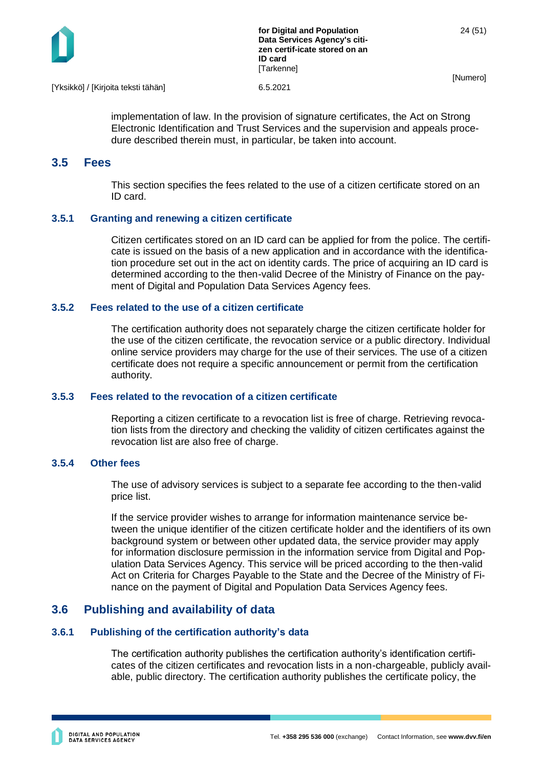implementation of law. In the provision of signature certificates, the Act on Strong Electronic Identification and Trust Services and the supervision and appeals procedure described therein must, in particular, be taken into account.

## 3.5 Fees

This section specifies the fees related to the use of a citizen certificate stored on an ID card.

### 3.5.1 Granting and renewing a citizen certificate

Citizen certificates stored on an ID card can be applied for from the police. The certificate is issued on the basis of a new application and in accordance with the identification procedure set out in the act on identity cards. The price of acquiring an ID card is determined according to the then-valid Decree of the Ministry of Finance on the payment of Digital and Population Data Services Agency fees.

### 3.5.2 Fees related to the use of a citizen certificate

The certification authority does not separately charge the citizen certificate holder for the use of the citizen certificate, the revocation service or a public directory. Individual online service providers may charge for the use of their services. The use of a citizen certificate does not require a specific announcement or permit from the certification authority.

### 3.5.3 Fees related to the revocation of a citizen certificate

Reporting a citizen certificate to a revocation list is free of charge. Retrieving revocation lists from the directory and checking the validity of citizen certificates against the revocation list are also free of charge.

### 3.5.4 Other fees

The use of advisory services is subject to a separate fee according to the then-valid price list.

If the service provider wishes to arrange for information maintenance service between the unique identifier of the citizen certificate holder and the identifiers of its own background system or between other updated data, the service provider may apply for information disclosure permission in the information service from Digital and Population Data Services Agency. This service will be priced according to the then-valid Act on Criteria for Charges Payable to the State and the Decree of the Ministry of Finance on the payment of Digital and Population Data Services Agency fees.

## 3.6 Publishing and availability of data

### 3.6.1 Publishing of the certification authority's data

The certification authority publishes the certification authority's identification certificates of the citizen certificates and revocation lists in a non-chargeable, publicly available, public directory. The certification authority publishes the certificate policy, the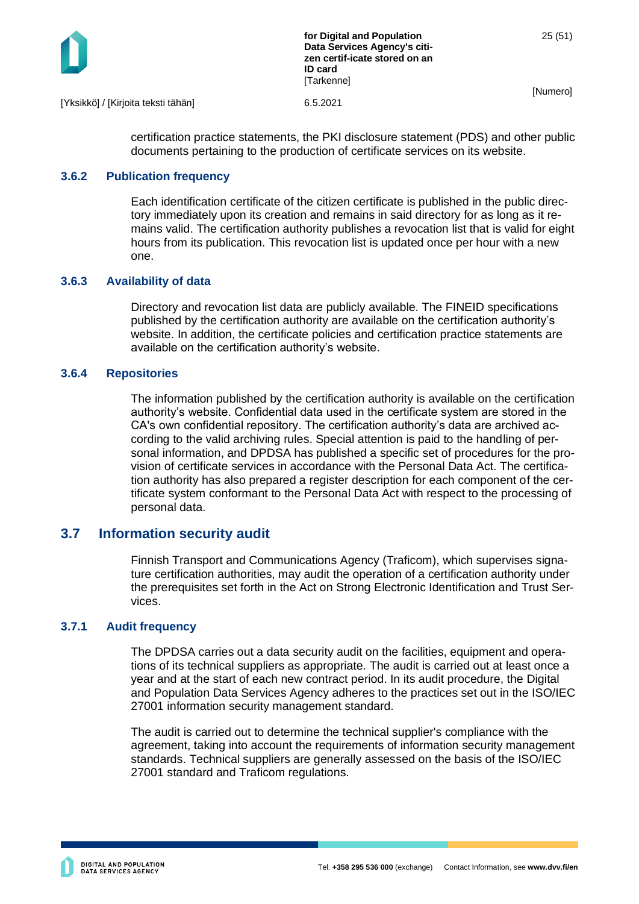certification practice statements, the PKI disclosure statement (PDS) and other public documents pertaining to the production of certificate services on its website.

### 3.6.2 Publication frequency

Each identification certificate of the citizen certificate is published in the public directory immediately upon its creation and remains in said directory for as long as it remains valid. The certification authority publishes a revocation list that is valid for eight hours from its publication. This revocation list is updated once per hour with a new one.

### 3.6.3 Availability of data

Directory and revocation list data are publicly available. The FINEID specifications published by the certification authority are available on the certification authority's website. In addition, the certificate policies and certification practice statements are available on the certification authority's website.

### 3.6.4 Repositories

The information published by the certification authority is available on the certification authority's website. Confidential data used in the certificate system are stored in the CA's own confidential repository. The certification authority's data are archived according to the valid archiving rules. Special attention is paid to the handling of personal information, and DPDSA has published a specific set of procedures for the provision of certificate services in accordance with the Personal Data Act. The certification authority has also prepared a register description for each component of the certificate system conformant to the Personal Data Act with respect to the processing of personal data.

## 3.7 Information security audit

Finnish Transport and Communications Agency (Traficom), which supervises signature certification authorities, may audit the operation of a certification authority under the prerequisites set forth in the Act on Strong Electronic Identification and Trust Services.

### 3.7.1 Audit frequency

The DPDSA carries out a data security audit on the facilities, equipment and operations of its technical suppliers as appropriate. The audit is carried out at least once a year and at the start of each new contract period. In its audit procedure, the Digital and Population Data Services Agency adheres to the practices set out in the ISO/IEC 27001 information security management standard.

The audit is carried out to determine the technical supplier's compliance with the agreement, taking into account the requirements of information security management standards. Technical suppliers are generally assessed on the basis of the ISO/IEC 27001 standard and Traficom regulations.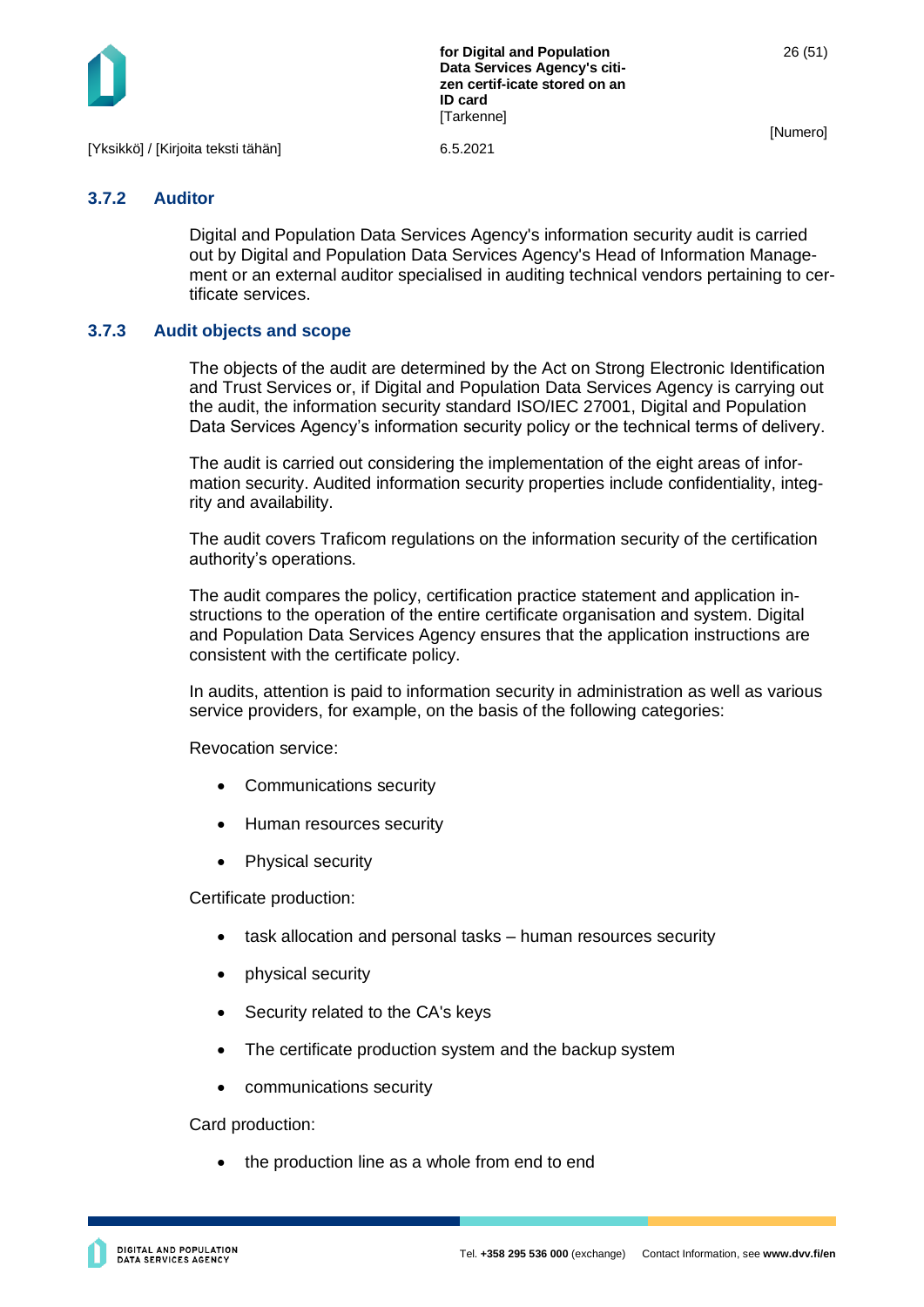### 3.7.2 Auditor

Digital and Population Data Services Agency's information security audit is carried out by Digital and Population Data Services Agency's Head of Information Management or an external auditor specialised in auditing technical vendors pertaining to certificate services.

### 3.7.3 Audit objects and scope

The objects of the audit are determined by the Act on Strong Electronic Identification and Trust Services or, if Digital and Population Data Services Agency is carrying out the audit, the information security standard ISO/IEC 27001, Digital and Population Data Services Agency's information security policy or the technical terms of delivery.

The audit is carried out considering the implementation of the eight areas of information security. Audited information security properties include confidentiality, integrity and availability.

The audit covers Traficom regulations on the information security of the certification authority's operations.

The audit compares the policy, certification practice statement and application instructions to the operation of the entire certificate organisation and system. Digital and Population Data Services Agency ensures that the application instructions are consistent with the certificate policy.

In audits, attention is paid to information security in administration as well as various service providers, for example, on the basis of the following categories:

Revocation service:

- Communications security
- Human resources security
- Physical security

Certificate production:

- task allocation and personal tasks – human resources security
- physical security
- Security related to the CA's keys
- The certificate production system and the backup system
- communications security

Card production:

- the production line as a whole from end to end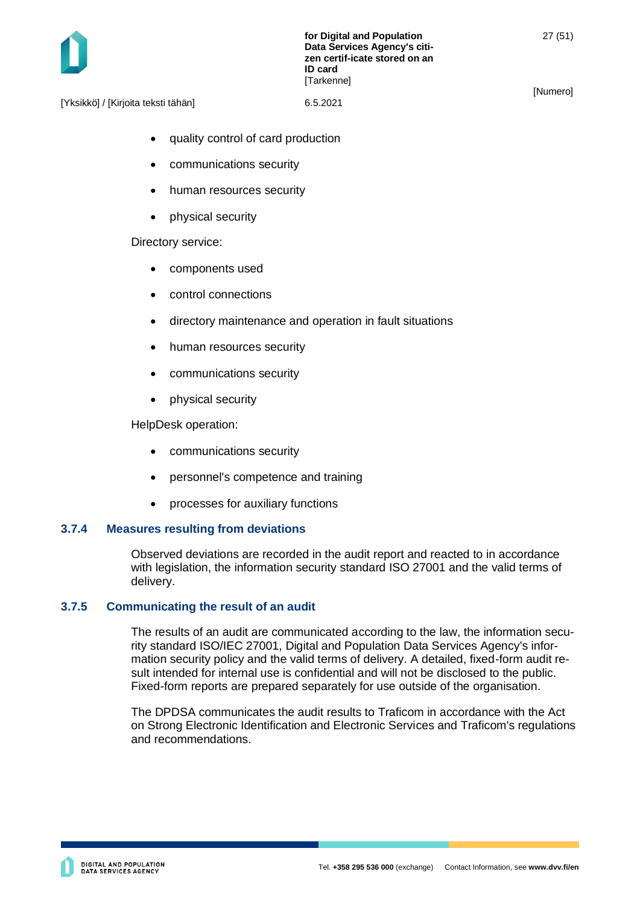- quality control of card production
- communications security
- human resources security
- physical security

Directory service:

- components used
- control connections
- directory maintenance and operation in fault situations
- human resources security
- communications security
- physical security

HelpDesk operation:

- communications security
- personnel's competence and training
- processes for auxiliary functions

### 3.7.4 Measures resulting from deviations

Observed deviations are recorded in the audit report and reacted to in accordance with legislation, the information security standard ISO 27001 and the valid terms of delivery.

### 3.7.5 Communicating the result of an audit

The results of an audit are communicated according to the law, the information security standard ISO/IEC 27001, Digital and Population Data Services Agency's information security policy and the valid terms of delivery. A detailed, fixed-form audit result intended for internal use is confidential and will not be disclosed to the public. Fixed-form reports are prepared separately for use outside of the organisation.

The DPDSA communicates the audit results to Traficom in accordance with the Act on Strong Electronic Identification and Electronic Services and Traficom's regulations and recommendations.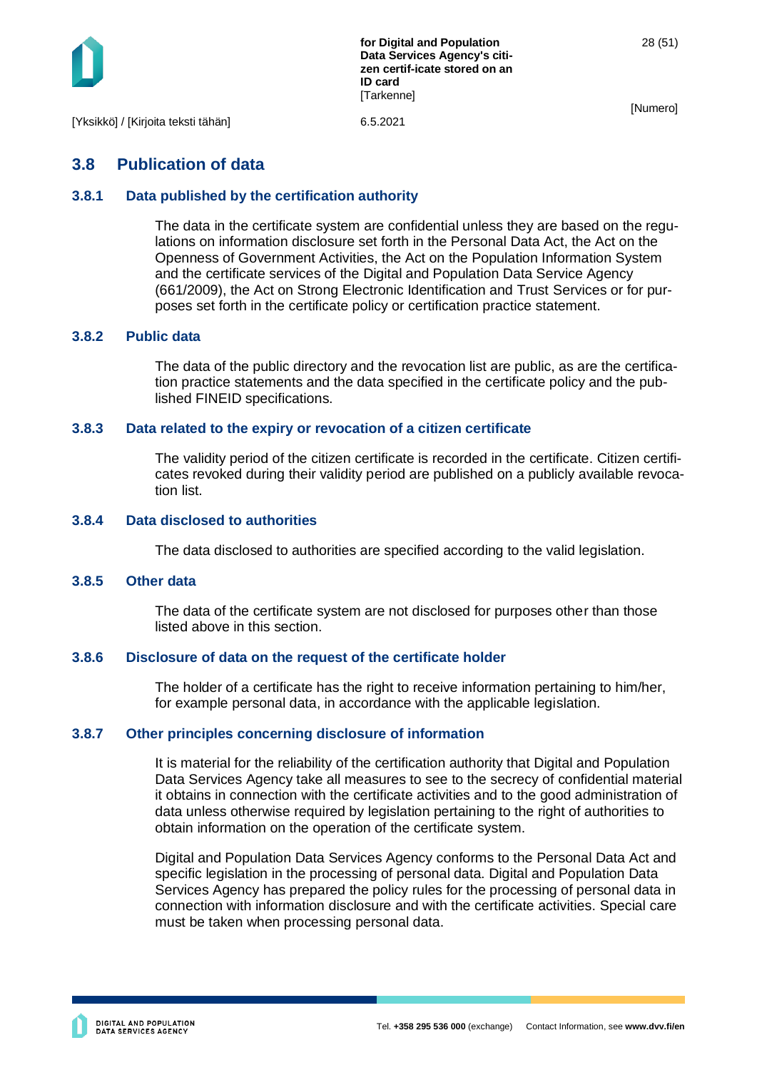## 3.8 Publication of data

### 3.8.1 Data published by the certification authority

The data in the certificate system are confidential unless they are based on the regulations on information disclosure set forth in the Personal Data Act, the Act on the Openness of Government Activities, the Act on the Population Information System and the certificate services of the Digital and Population Data Service Agency (661/2009), the Act on Strong Electronic Identification and Trust Services or for purposes set forth in the certificate policy or certification practice statement.

### 3.8.2 Public data

The data of the public directory and the revocation list are public, as are the certification practice statements and the data specified in the certificate policy and the published FINEID specifications.

### 3.8.3 Data related to the expiry or revocation of a citizen certificate

The validity period of the citizen certificate is recorded in the certificate. Citizen certificates revoked during their validity period are published on a publicly available revocation list.

### 3.8.4 Data disclosed to authorities

The data disclosed to authorities are specified according to the valid legislation.

### 3.8.5 Other data

The data of the certificate system are not disclosed for purposes other than those listed above in this section.

### 3.8.6 Disclosure of data on the request of the certificate holder

The holder of a certificate has the right to receive information pertaining to him/her, for example personal data, in accordance with the applicable legislation.

### 3.8.7 Other principles concerning disclosure of information

It is material for the reliability of the certification authority that Digital and Population Data Services Agency take all measures to see to the secrecy of confidential material it obtains in connection with the certificate activities and to the good administration of data unless otherwise required by legislation pertaining to the right of authorities to obtain information on the operation of the certificate system.

Digital and Population Data Services Agency conforms to the Personal Data Act and specific legislation in the processing of personal data. Digital and Population Data Services Agency has prepared the policy rules for the processing of personal data in connection with information disclosure and with the certificate activities. Special care must be taken when processing personal data.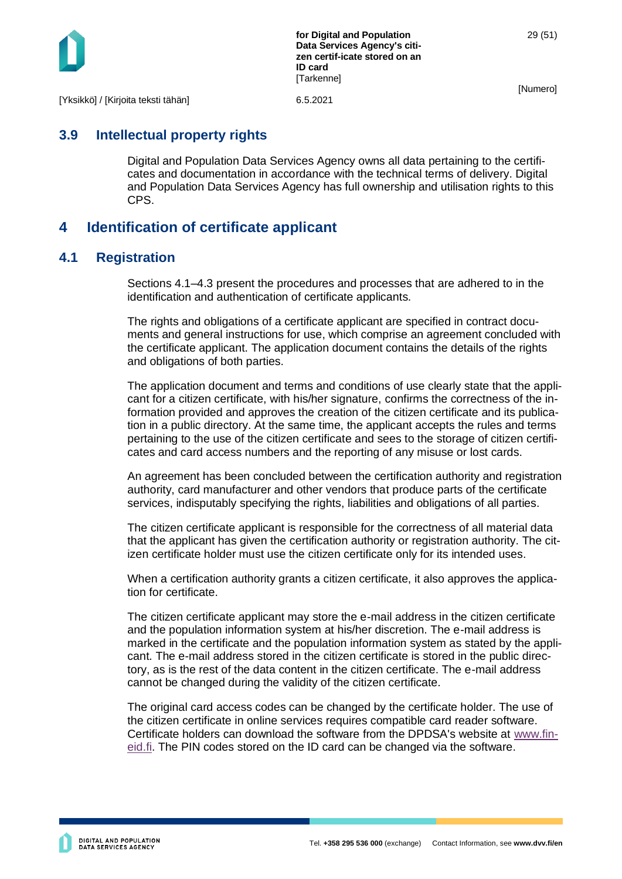## 3.9 Intellectual property rights

Digital and Population Data Services Agency owns all data pertaining to the certificates and documentation in accordance with the technical terms of delivery. Digital and Population Data Services Agency has full ownership and utilisation rights to this CPS.

# 4 Identification of certificate applicant

## 4.1 Registration

Sections 4.1–4.3 present the procedures and processes that are adhered to in the identification and authentication of certificate applicants.

The rights and obligations of a certificate applicant are specified in contract documents and general instructions for use, which comprise an agreement concluded with the certificate applicant. The application document contains the details of the rights and obligations of both parties.

The application document and terms and conditions of use clearly state that the applicant for a citizen certificate, with his/her signature, confirms the correctness of the information provided and approves the creation of the citizen certificate and its publication in a public directory. At the same time, the applicant accepts the rules and terms pertaining to the use of the citizen certificate and sees to the storage of citizen certificates and card access numbers and the reporting of any misuse or lost cards.

An agreement has been concluded between the certification authority and registration authority, card manufacturer and other vendors that produce parts of the certificate services, indisputably specifying the rights, liabilities and obligations of all parties.

The citizen certificate applicant is responsible for the correctness of all material data that the applicant has given the certification authority or registration authority. The citizen certificate holder must use the citizen certificate only for its intended uses.

When a certification authority grants a citizen certificate, it also approves the application for certificate.

The citizen certificate applicant may store the e-mail address in the citizen certificate and the population information system at his/her discretion. The e-mail address is marked in the certificate and the population information system as stated by the applicant. The e-mail address stored in the citizen certificate is stored in the public directory, as is the rest of the data content in the citizen certificate. The e-mail address cannot be changed during the validity of the citizen certificate.

The original card access codes can be changed by the certificate holder. The use of the citizen certificate in online services requires compatible card reader software. Certificate holders can download the software from the DPDSA's website at www.fineid.fi. The PIN codes stored on the ID card can be changed via the software.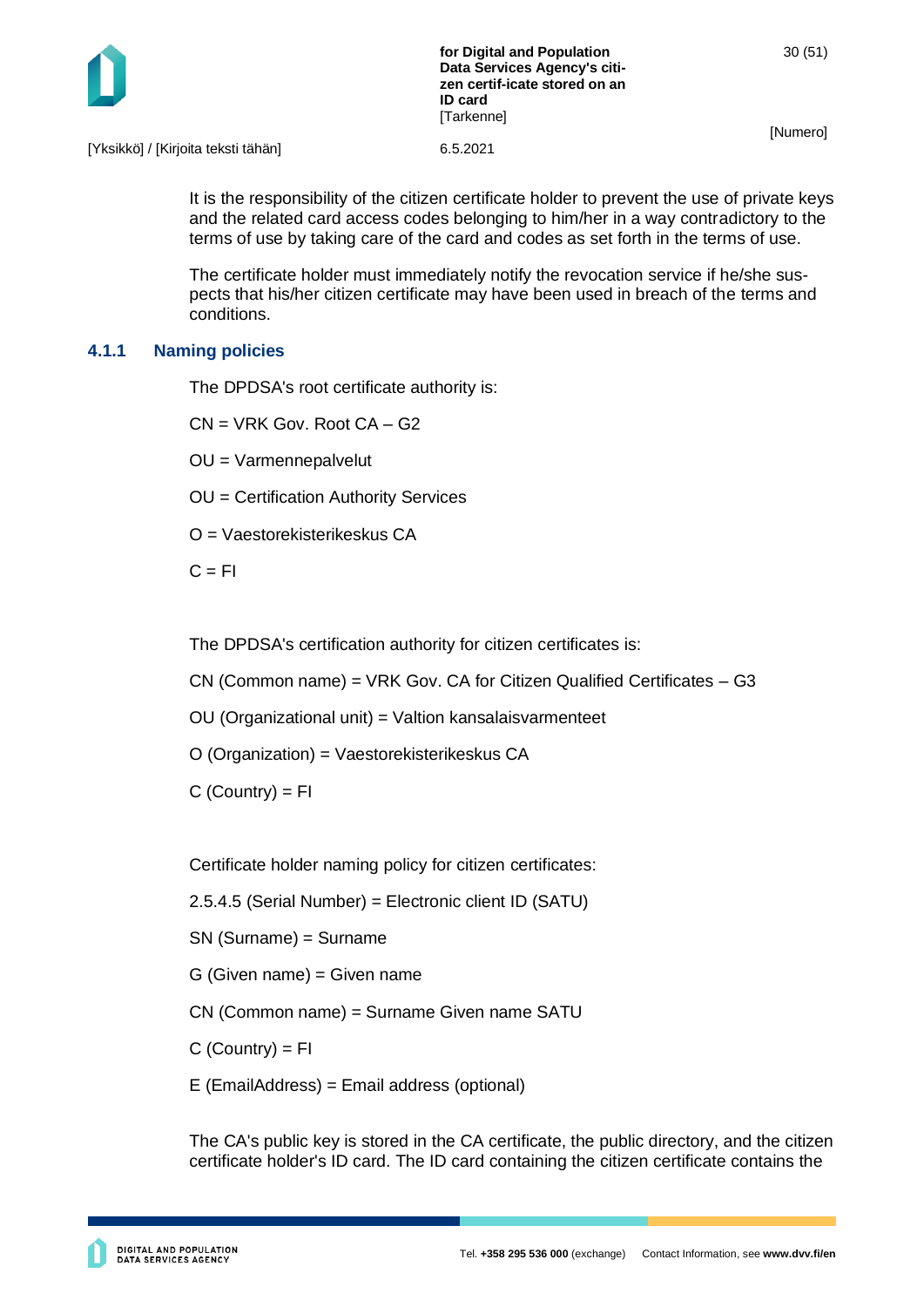It is the responsibility of the citizen certificate holder to prevent the use of private keys and the related card access codes belonging to him/her in a way contradictory to the terms of use by taking care of the card and codes as set forth in the terms of use.

The certificate holder must immediately notify the revocation service if he/she suspects that his/her citizen certificate may have been used in breach of the terms and conditions.

### 4.1.1 Naming policies

The DPDSA's root certificate authority is:

CN = VRK Gov. Root CA – G2

OU = Varmennepalvelut

OU = Certification Authority Services

O = Vaestorekisterikeskus CA

C = FI

The DPDSA's certification authority for citizen certificates is:

CN (Common name) = VRK Gov. CA for Citizen Qualified Certificates – G3

OU (Organizational unit) = Valtion kansalaisvarmenteet

O (Organization) = Vaestorekisterikeskus CA

C (Country) = FI

Certificate holder naming policy for citizen certificates:

2.5.4.5 (Serial Number) = Electronic client ID (SATU)

SN (Surname) = Surname

G (Given name) = Given name

CN (Common name) = Surname Given name SATU

C (Country) = FI

E (EmailAddress) = Email address (optional)

The CA's public key is stored in the CA certificate, the public directory, and the citizen certificate holder's ID card. The ID card containing the citizen certificate contains the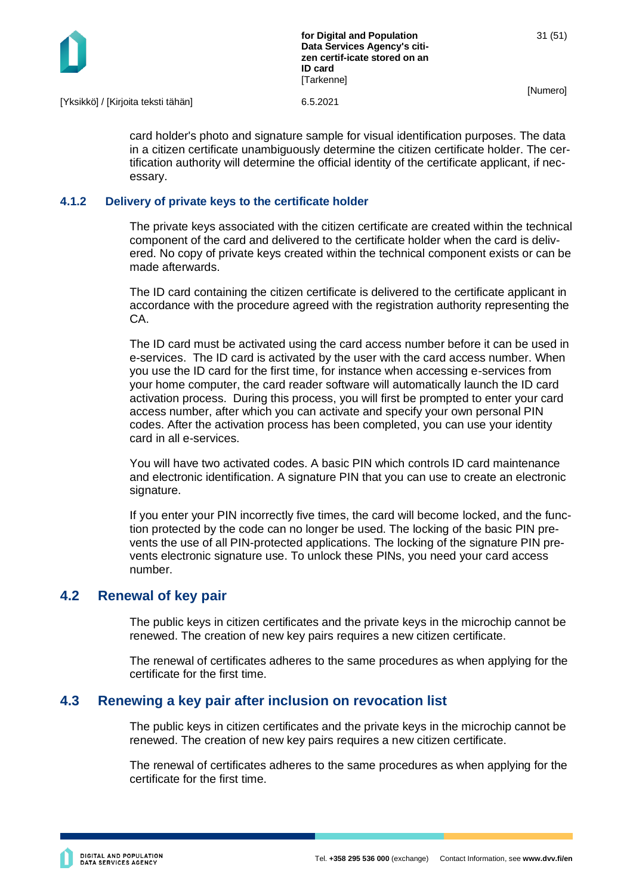card holder's photo and signature sample for visual identification purposes. The data in a citizen certificate unambiguously determine the citizen certificate holder. The certification authority will determine the official identity of the certificate applicant, if necessary.

### 4.1.2 Delivery of private keys to the certificate holder

The private keys associated with the citizen certificate are created within the technical component of the card and delivered to the certificate holder when the card is delivered. No copy of private keys created within the technical component exists or can be made afterwards.

The ID card containing the citizen certificate is delivered to the certificate applicant in accordance with the procedure agreed with the registration authority representing the CA.

The ID card must be activated using the card access number before it can be used in e-services. The ID card is activated by the user with the card access number. When you use the ID card for the first time, for instance when accessing e-services from your home computer, the card reader software will automatically launch the ID card activation process. During this process, you will first be prompted to enter your card access number, after which you can activate and specify your own personal PIN codes. After the activation process has been completed, you can use your identity card in all e-services.

You will have two activated codes. A basic PIN which controls ID card maintenance and electronic identification. A signature PIN that you can use to create an electronic signature.

If you enter your PIN incorrectly five times, the card will become locked, and the function protected by the code can no longer be used. The locking of the basic PIN prevents the use of all PIN-protected applications. The locking of the signature PIN prevents electronic signature use. To unlock these PINs, you need your card access number.

## 4.2 Renewal of key pair

The public keys in citizen certificates and the private keys in the microchip cannot be renewed. The creation of new key pairs requires a new citizen certificate.

The renewal of certificates adheres to the same procedures as when applying for the certificate for the first time.

## 4.3 Renewing a key pair after inclusion on revocation list

The public keys in citizen certificates and the private keys in the microchip cannot be renewed. The creation of new key pairs requires a new citizen certificate.

The renewal of certificates adheres to the same procedures as when applying for the certificate for the first time.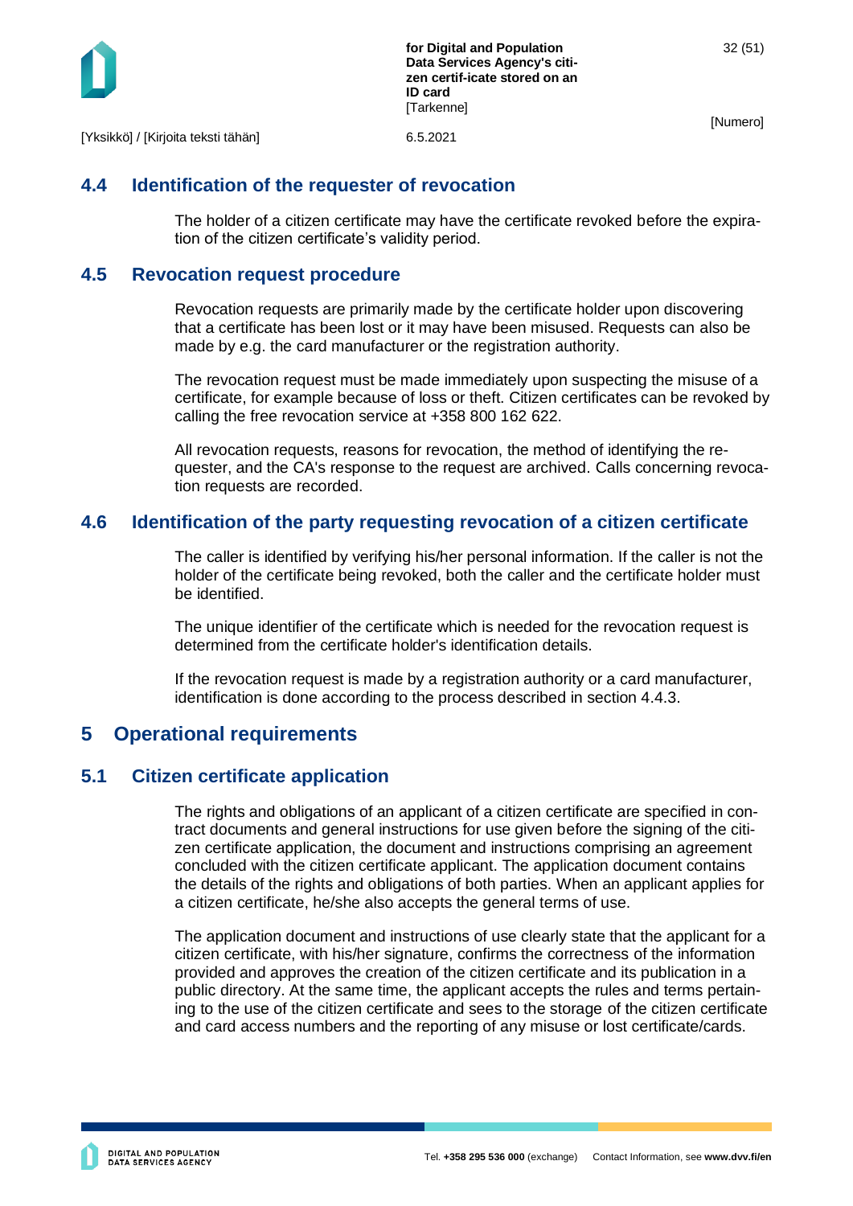## 4.4 Identification of the requester of revocation

The holder of a citizen certificate may have the certificate revoked before the expiration of the citizen certificate's validity period.

## 4.5 Revocation request procedure

Revocation requests are primarily made by the certificate holder upon discovering that a certificate has been lost or it may have been misused. Requests can also be made by e.g. the card manufacturer or the registration authority.

The revocation request must be made immediately upon suspecting the misuse of a certificate, for example because of loss or theft. Citizen certificates can be revoked by calling the free revocation service at +358 800 162 622.

All revocation requests, reasons for revocation, the method of identifying the requester, and the CA's response to the request are archived. Calls concerning revocation requests are recorded.

## 4.6 Identification of the party requesting revocation of a citizen certificate

The caller is identified by verifying his/her personal information. If the caller is not the holder of the certificate being revoked, both the caller and the certificate holder must be identified.

The unique identifier of the certificate which is needed for the revocation request is determined from the certificate holder's identification details.

If the revocation request is made by a registration authority or a card manufacturer, identification is done according to the process described in section 4.4.3.

# 5 Operational requirements

## 5.1 Citizen certificate application

The rights and obligations of an applicant of a citizen certificate are specified in contract documents and general instructions for use given before the signing of the citizen certificate application, the document and instructions comprising an agreement concluded with the citizen certificate applicant. The application document contains the details of the rights and obligations of both parties. When an applicant applies for a citizen certificate, he/she also accepts the general terms of use.

The application document and instructions of use clearly state that the applicant for a citizen certificate, with his/her signature, confirms the correctness of the information provided and approves the creation of the citizen certificate and its publication in a public directory. At the same time, the applicant accepts the rules and terms pertaining to the use of the citizen certificate and sees to the storage of the citizen certificate and card access numbers and the reporting of any misuse or lost certificate/cards.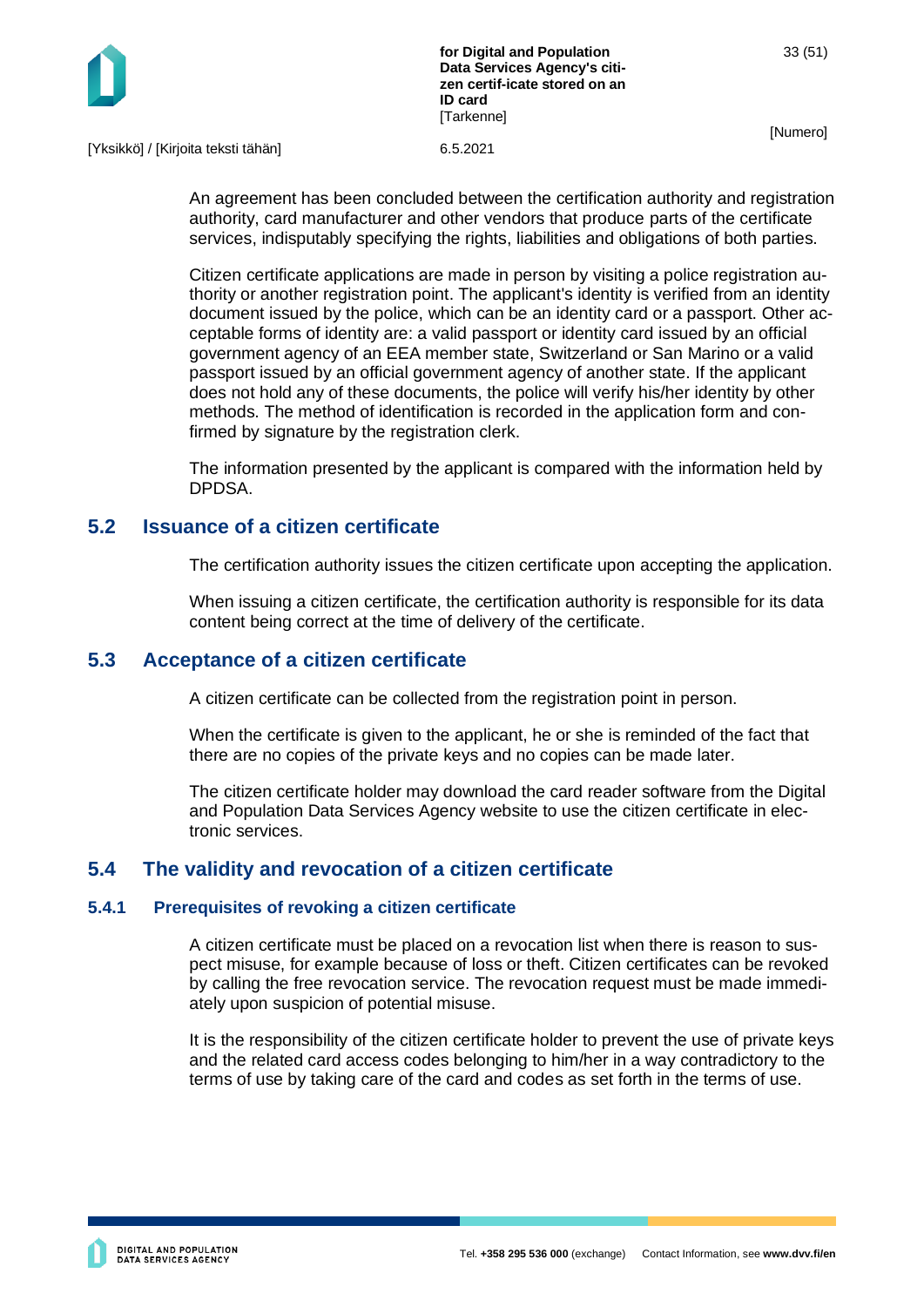An agreement has been concluded between the certification authority and registration authority, card manufacturer and other vendors that produce parts of the certificate services, indisputably specifying the rights, liabilities and obligations of both parties.

Citizen certificate applications are made in person by visiting a police registration authority or another registration point. The applicant's identity is verified from an identity document issued by the police, which can be an identity card or a passport. Other acceptable forms of identity are: a valid passport or identity card issued by an official government agency of an EEA member state, Switzerland or San Marino or a valid passport issued by an official government agency of another state. If the applicant does not hold any of these documents, the police will verify his/her identity by other methods. The method of identification is recorded in the application form and confirmed by signature by the registration clerk.

The information presented by the applicant is compared with the information held by DPDSA.

## 5.2 Issuance of a citizen certificate

The certification authority issues the citizen certificate upon accepting the application.

When issuing a citizen certificate, the certification authority is responsible for its data content being correct at the time of delivery of the certificate.

## 5.3 Acceptance of a citizen certificate

A citizen certificate can be collected from the registration point in person.

When the certificate is given to the applicant, he or she is reminded of the fact that there are no copies of the private keys and no copies can be made later.

The citizen certificate holder may download the card reader software from the Digital and Population Data Services Agency website to use the citizen certificate in electronic services.

## 5.4 The validity and revocation of a citizen certificate

### 5.4.1 Prerequisites of revoking a citizen certificate

A citizen certificate must be placed on a revocation list when there is reason to suspect misuse, for example because of loss or theft. Citizen certificates can be revoked by calling the free revocation service. The revocation request must be made immediately upon suspicion of potential misuse.

It is the responsibility of the citizen certificate holder to prevent the use of private keys and the related card access codes belonging to him/her in a way contradictory to the terms of use by taking care of the card and codes as set forth in the terms of use.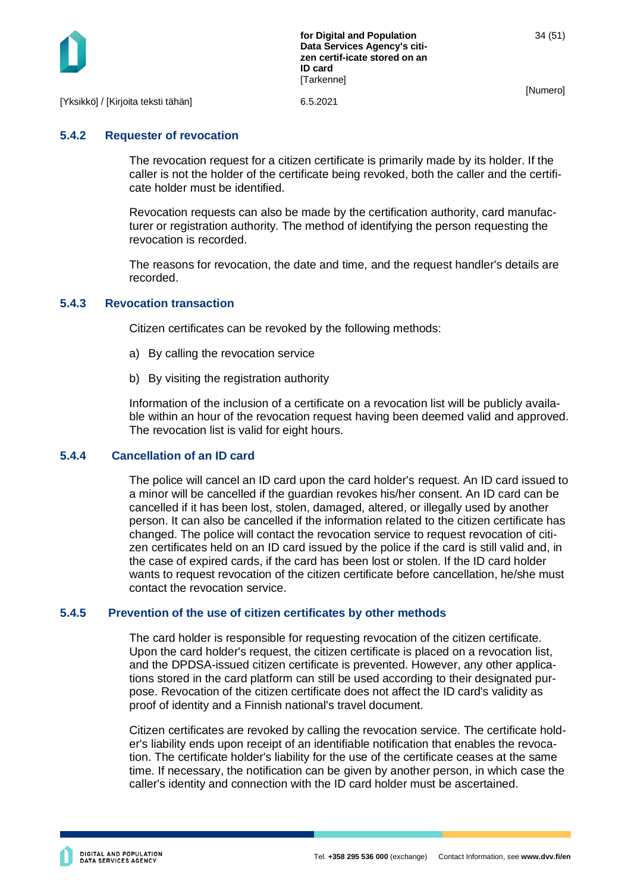### 5.4.2 Requester of revocation

The revocation request for a citizen certificate is primarily made by its holder. If the caller is not the holder of the certificate being revoked, both the caller and the certificate holder must be identified.

Revocation requests can also be made by the certification authority, card manufacturer or registration authority. The method of identifying the person requesting the revocation is recorded.

The reasons for revocation, the date and time, and the request handler's details are recorded.

### 5.4.3 Revocation transaction

Citizen certificates can be revoked by the following methods:

a) By calling the revocation service

b) By visiting the registration authority

Information of the inclusion of a certificate on a revocation list will be publicly available within an hour of the revocation request having been deemed valid and approved. The revocation list is valid for eight hours.

### 5.4.4 Cancellation of an ID card

The police will cancel an ID card upon the card holder's request. An ID card issued to a minor will be cancelled if the guardian revokes his/her consent. An ID card can be cancelled if it has been lost, stolen, damaged, altered, or illegally used by another person. It can also be cancelled if the information related to the citizen certificate has changed. The police will contact the revocation service to request revocation of citizen certificates held on an ID card issued by the police if the card is still valid and, in the case of expired cards, if the card has been lost or stolen. If the ID card holder wants to request revocation of the citizen certificate before cancellation, he/she must contact the revocation service.

### 5.4.5 Prevention of the use of citizen certificates by other methods

The card holder is responsible for requesting revocation of the citizen certificate. Upon the card holder's request, the citizen certificate is placed on a revocation list, and the DPDSA-issued citizen certificate is prevented. However, any other applications stored in the card platform can still be used according to their designated purpose. Revocation of the citizen certificate does not affect the ID card's validity as proof of identity and a Finnish national's travel document.

Citizen certificates are revoked by calling the revocation service. The certificate holder's liability ends upon receipt of an identifiable notification that enables the revocation. The certificate holder's liability for the use of the certificate ceases at the same time. If necessary, the notification can be given by another person, in which case the caller's identity and connection with the ID card holder must be ascertained.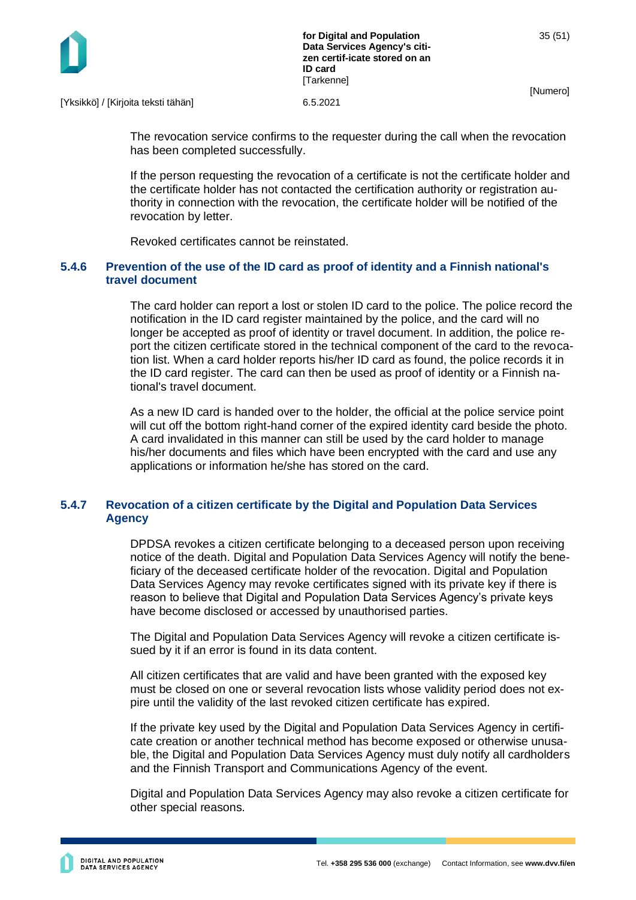The revocation service confirms to the requester during the call when the revocation has been completed successfully.

If the person requesting the revocation of a certificate is not the certificate holder and the certificate holder has not contacted the certification authority or registration authority in connection with the revocation, the certificate holder will be notified of the revocation by letter.

Revoked certificates cannot be reinstated.

### 5.4.6 Prevention of the use of the ID card as proof of identity and a Finnish national's travel document

The card holder can report a lost or stolen ID card to the police. The police record the notification in the ID card register maintained by the police, and the card will no longer be accepted as proof of identity or travel document. In addition, the police report the citizen certificate stored in the technical component of the card to the revocation list. When a card holder reports his/her ID card as found, the police records it in the ID card register. The card can then be used as proof of identity or a Finnish national's travel document.

As a new ID card is handed over to the holder, the official at the police service point will cut off the bottom right-hand corner of the expired identity card beside the photo. A card invalidated in this manner can still be used by the card holder to manage his/her documents and files which have been encrypted with the card and use any applications or information he/she has stored on the card.

### 5.4.7 Revocation of a citizen certificate by the Digital and Population Data Services Agency

DPDSA revokes a citizen certificate belonging to a deceased person upon receiving notice of the death. Digital and Population Data Services Agency will notify the beneficiary of the deceased certificate holder of the revocation. Digital and Population Data Services Agency may revoke certificates signed with its private key if there is reason to believe that Digital and Population Data Services Agency's private keys have become disclosed or accessed by unauthorised parties.

The Digital and Population Data Services Agency will revoke a citizen certificate issued by it if an error is found in its data content.

All citizen certificates that are valid and have been granted with the exposed key must be closed on one or several revocation lists whose validity period does not expire until the validity of the last revoked citizen certificate has expired.

If the private key used by the Digital and Population Data Services Agency in certificate creation or another technical method has become exposed or otherwise unusable, the Digital and Population Data Services Agency must duly notify all cardholders and the Finnish Transport and Communications Agency of the event.

Digital and Population Data Services Agency may also revoke a citizen certificate for other special reasons.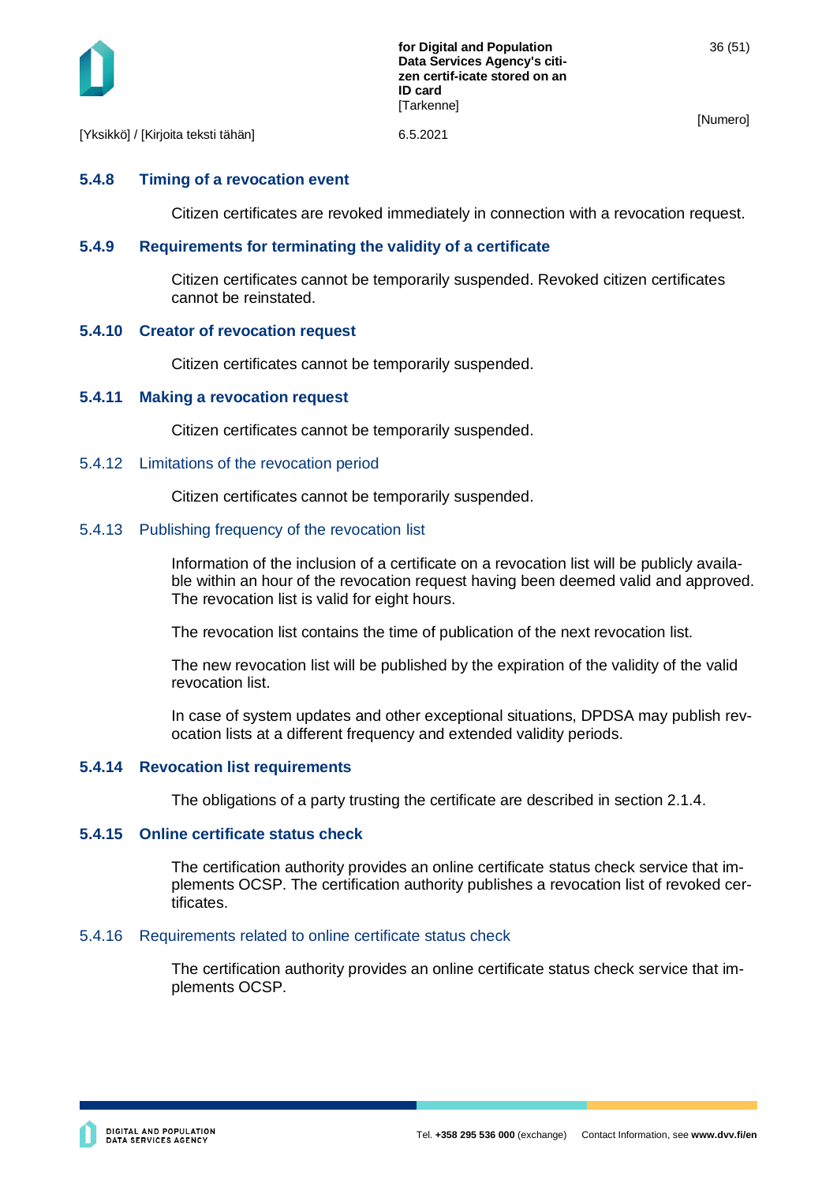#### 5.4.8 Timing of a revocation event

Citizen certificates are revoked immediately in connection with a revocation request.

#### 5.4.9 Requirements for terminating the validity of a certificate

Citizen certificates cannot be temporarily suspended. Revoked citizen certificates cannot be reinstated.

#### 5.4.10 Creator of revocation request

Citizen certificates cannot be temporarily suspended.

#### 5.4.11 Making a revocation request

Citizen certificates cannot be temporarily suspended.

#### 5.4.12 Limitations of the revocation period

Citizen certificates cannot be temporarily suspended.

#### 5.4.13 Publishing frequency of the revocation list

Information of the inclusion of a certificate on a revocation list will be publicly available within an hour of the revocation request having been deemed valid and approved. The revocation list is valid for eight hours.

The revocation list contains the time of publication of the next revocation list.

The new revocation list will be published by the expiration of the validity of the valid revocation list.

In case of system updates and other exceptional situations, DPDSA may publish revocation lists at a different frequency and extended validity periods.

#### 5.4.14 Revocation list requirements

The obligations of a party trusting the certificate are described in section 2.1.4.

#### 5.4.15 Online certificate status check

The certification authority provides an online certificate status check service that implements OCSP. The certification authority publishes a revocation list of revoked certificates.

#### 5.4.16 Requirements related to online certificate status check

The certification authority provides an online certificate status check service that implements OCSP.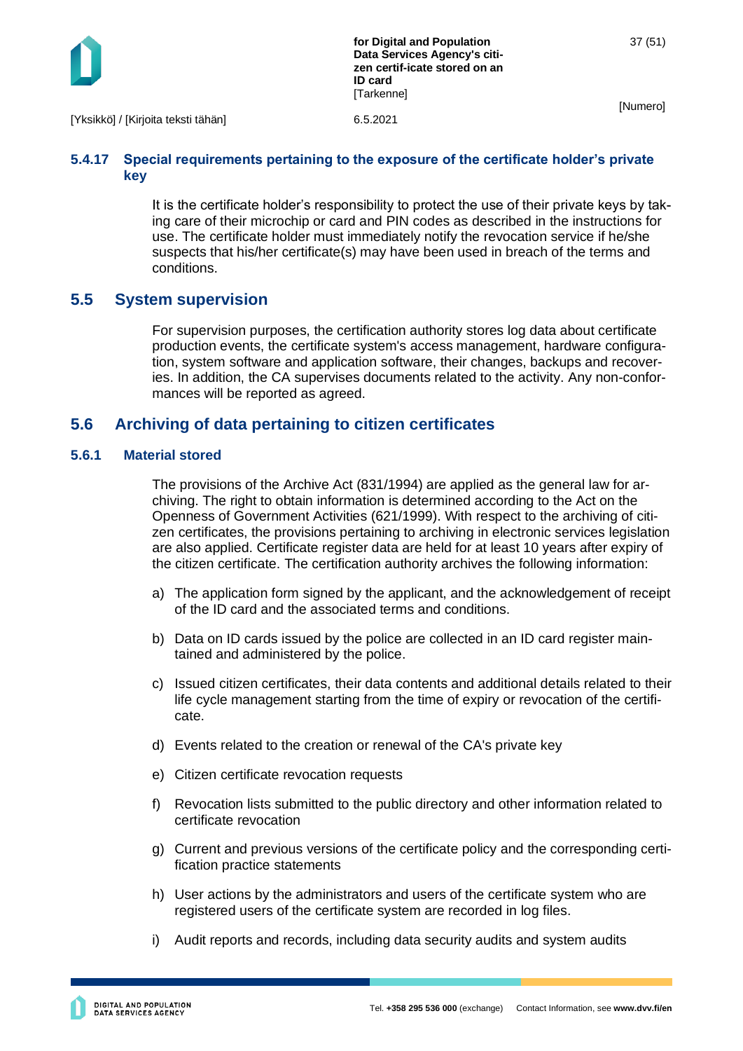#### 5.4.17 Special requirements pertaining to the exposure of the certificate holder's private key

It is the certificate holder's responsibility to protect the use of their private keys by taking care of their microchip or card and PIN codes as described in the instructions for use. The certificate holder must immediately notify the revocation service if he/she suspects that his/her certificate(s) may have been used in breach of the terms and conditions.

## 5.5 System supervision

For supervision purposes, the certification authority stores log data about certificate production events, the certificate system's access management, hardware configuration, system software and application software, their changes, backups and recoveries. In addition, the CA supervises documents related to the activity. Any non-conformances will be reported as agreed.

## 5.6 Archiving of data pertaining to citizen certificates

### 5.6.1 Material stored

The provisions of the Archive Act (831/1994) are applied as the general law for archiving. The right to obtain information is determined according to the Act on the Openness of Government Activities (621/1999). With respect to the archiving of citizen certificates, the provisions pertaining to archiving in electronic services legislation are also applied. Certificate register data are held for at least 10 years after expiry of the citizen certificate. The certification authority archives the following information:

a) The application form signed by the applicant, and the acknowledgement of receipt of the ID card and the associated terms and conditions.

b) Data on ID cards issued by the police are collected in an ID card register maintained and administered by the police.

c) Issued citizen certificates, their data contents and additional details related to their life cycle management starting from the time of expiry or revocation of the certificate.

d) Events related to the creation or renewal of the CA's private key

e) Citizen certificate revocation requests

f) Revocation lists submitted to the public directory and other information related to certificate revocation

g) Current and previous versions of the certificate policy and the corresponding certification practice statements

h) User actions by the administrators and users of the certificate system who are registered users of the certificate system are recorded in log files.

i) Audit reports and records, including data security audits and system audits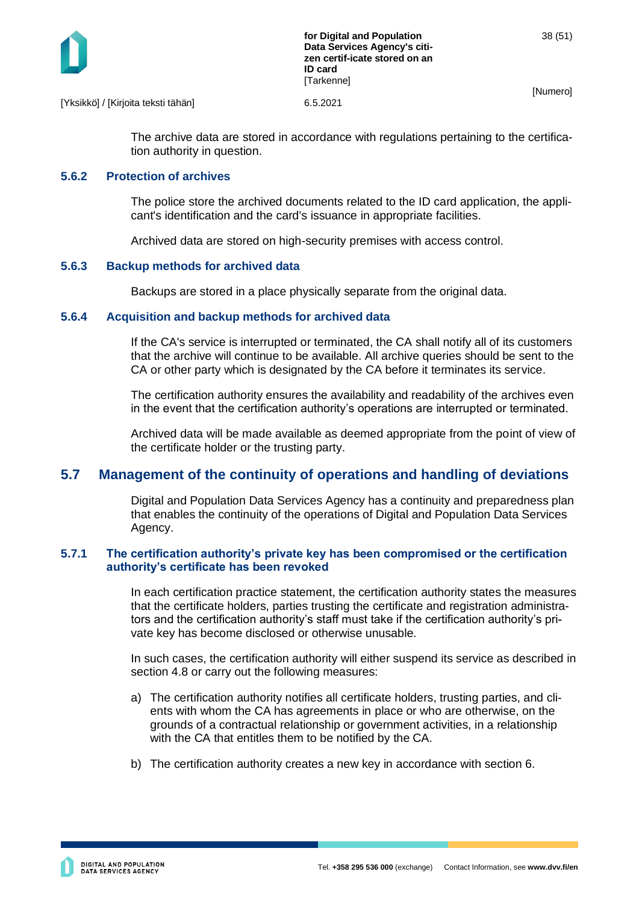The archive data are stored in accordance with regulations pertaining to the certification authority in question.

### 5.6.2 Protection of archives

The police store the archived documents related to the ID card application, the applicant's identification and the card's issuance in appropriate facilities.

Archived data are stored on high-security premises with access control.

### 5.6.3 Backup methods for archived data

Backups are stored in a place physically separate from the original data.

### 5.6.4 Acquisition and backup methods for archived data

If the CA's service is interrupted or terminated, the CA shall notify all of its customers that the archive will continue to be available. All archive queries should be sent to the CA or other party which is designated by the CA before it terminates its service.

The certification authority ensures the availability and readability of the archives even in the event that the certification authority's operations are interrupted or terminated.

Archived data will be made available as deemed appropriate from the point of view of the certificate holder or the trusting party.

## 5.7 Management of the continuity of operations and handling of deviations

Digital and Population Data Services Agency has a continuity and preparedness plan that enables the continuity of the operations of Digital and Population Data Services Agency.

### 5.7.1 The certification authority's private key has been compromised or the certification authority's certificate has been revoked

In each certification practice statement, the certification authority states the measures that the certificate holders, parties trusting the certificate and registration administrators and the certification authority's staff must take if the certification authority's private key has become disclosed or otherwise unusable.

In such cases, the certification authority will either suspend its service as described in section 4.8 or carry out the following measures:

a) The certification authority notifies all certificate holders, trusting parties, and clients with whom the CA has agreements in place or who are otherwise, on the grounds of a contractual relationship or government activities, in a relationship with the CA that entitles them to be notified by the CA.

b) The certification authority creates a new key in accordance with section 6.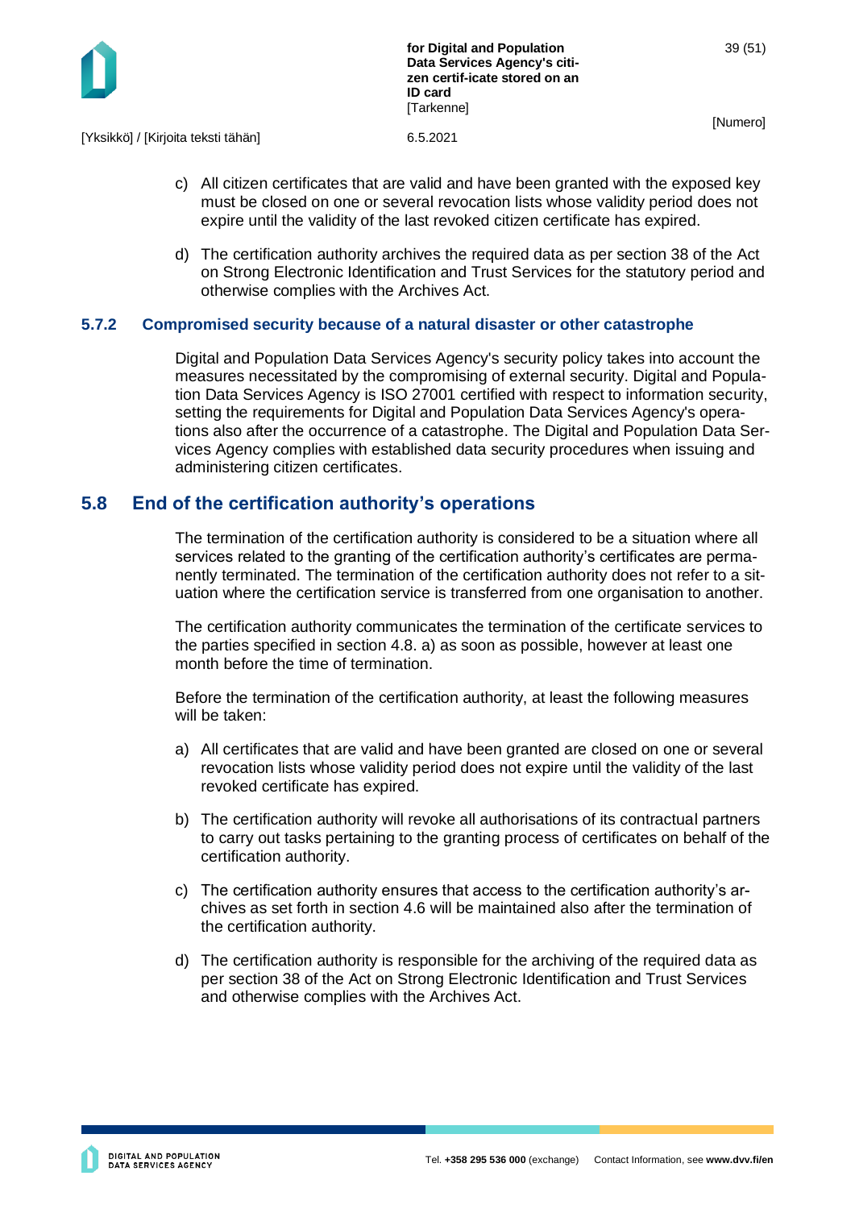c) All citizen certificates that are valid and have been granted with the exposed key must be closed on one or several revocation lists whose validity period does not expire until the validity of the last revoked citizen certificate has expired.

d) The certification authority archives the required data as per section 38 of the Act on Strong Electronic Identification and Trust Services for the statutory period and otherwise complies with the Archives Act.

### 5.7.2 Compromised security because of a natural disaster or other catastrophe

Digital and Population Data Services Agency's security policy takes into account the measures necessitated by the compromising of external security. Digital and Population Data Services Agency is ISO 27001 certified with respect to information security, setting the requirements for Digital and Population Data Services Agency's operations also after the occurrence of a catastrophe. The Digital and Population Data Services Agency complies with established data security procedures when issuing and administering citizen certificates.

## 5.8 End of the certification authority's operations

The termination of the certification authority is considered to be a situation where all services related to the granting of the certification authority's certificates are permanently terminated. The termination of the certification authority does not refer to a situation where the certification service is transferred from one organisation to another.

The certification authority communicates the termination of the certificate services to the parties specified in section 4.8. a) as soon as possible, however at least one month before the time of termination.

Before the termination of the certification authority, at least the following measures will be taken:

a) All certificates that are valid and have been granted are closed on one or several revocation lists whose validity period does not expire until the validity of the last revoked certificate has expired.

b) The certification authority will revoke all authorisations of its contractual partners to carry out tasks pertaining to the granting process of certificates on behalf of the certification authority.

c) The certification authority ensures that access to the certification authority's archives as set forth in section 4.6 will be maintained also after the termination of the certification authority.

d) The certification authority is responsible for the archiving of the required data as per section 38 of the Act on Strong Electronic Identification and Trust Services and otherwise complies with the Archives Act.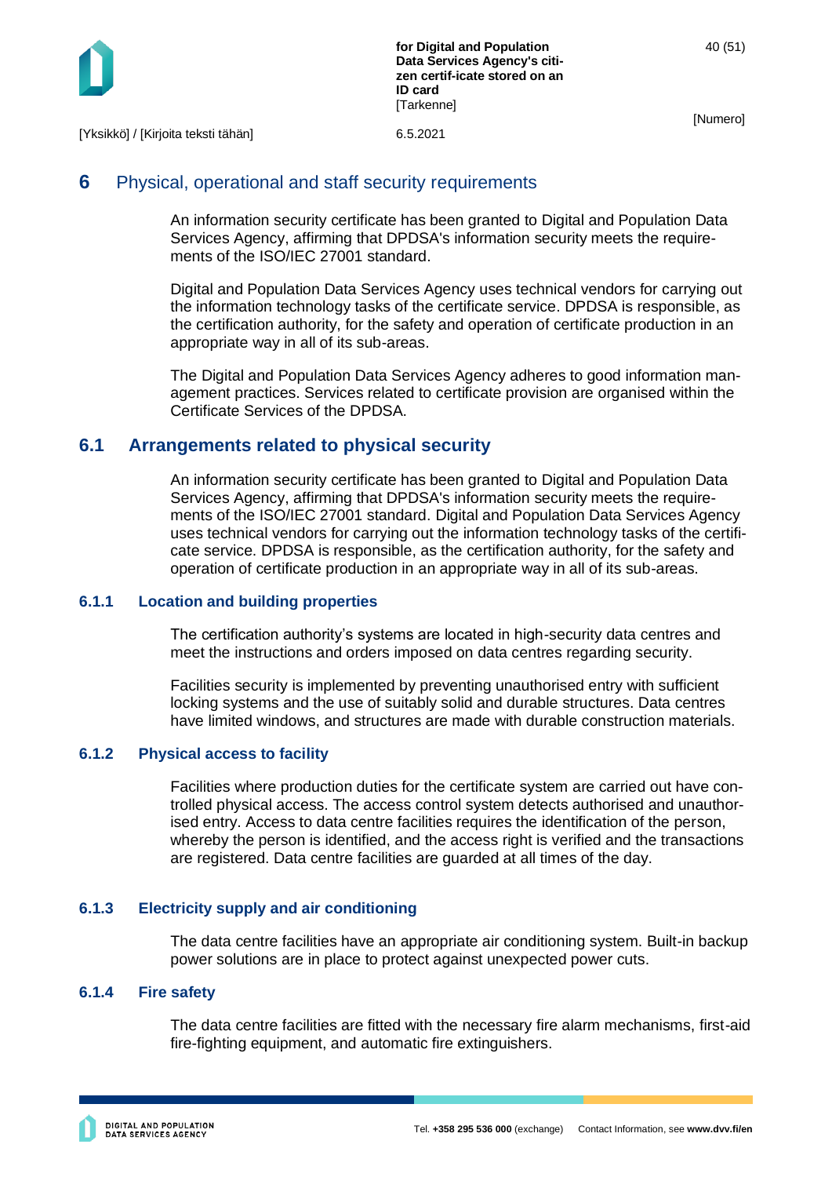# 6 Physical, operational and staff security requirements

An information security certificate has been granted to Digital and Population Data Services Agency, affirming that DPDSA's information security meets the requirements of the ISO/IEC 27001 standard.

Digital and Population Data Services Agency uses technical vendors for carrying out the information technology tasks of the certificate service. DPDSA is responsible, as the certification authority, for the safety and operation of certificate production in an appropriate way in all of its sub-areas.

The Digital and Population Data Services Agency adheres to good information management practices. Services related to certificate provision are organised within the Certificate Services of the DPDSA.

## 6.1 Arrangements related to physical security

An information security certificate has been granted to Digital and Population Data Services Agency, affirming that DPDSA's information security meets the requirements of the ISO/IEC 27001 standard. Digital and Population Data Services Agency uses technical vendors for carrying out the information technology tasks of the certificate service. DPDSA is responsible, as the certification authority, for the safety and operation of certificate production in an appropriate way in all of its sub-areas.

### 6.1.1 Location and building properties

The certification authority's systems are located in high-security data centres and meet the instructions and orders imposed on data centres regarding security.

Facilities security is implemented by preventing unauthorised entry with sufficient locking systems and the use of suitably solid and durable structures. Data centres have limited windows, and structures are made with durable construction materials.

### 6.1.2 Physical access to facility

Facilities where production duties for the certificate system are carried out have controlled physical access. The access control system detects authorised and unauthorised entry. Access to data centre facilities requires the identification of the person, whereby the person is identified, and the access right is verified and the transactions are registered. Data centre facilities are guarded at all times of the day.

### 6.1.3 Electricity supply and air conditioning

The data centre facilities have an appropriate air conditioning system. Built-in backup power solutions are in place to protect against unexpected power cuts.

### 6.1.4 Fire safety

The data centre facilities are fitted with the necessary fire alarm mechanisms, first-aid fire-fighting equipment, and automatic fire extinguishers.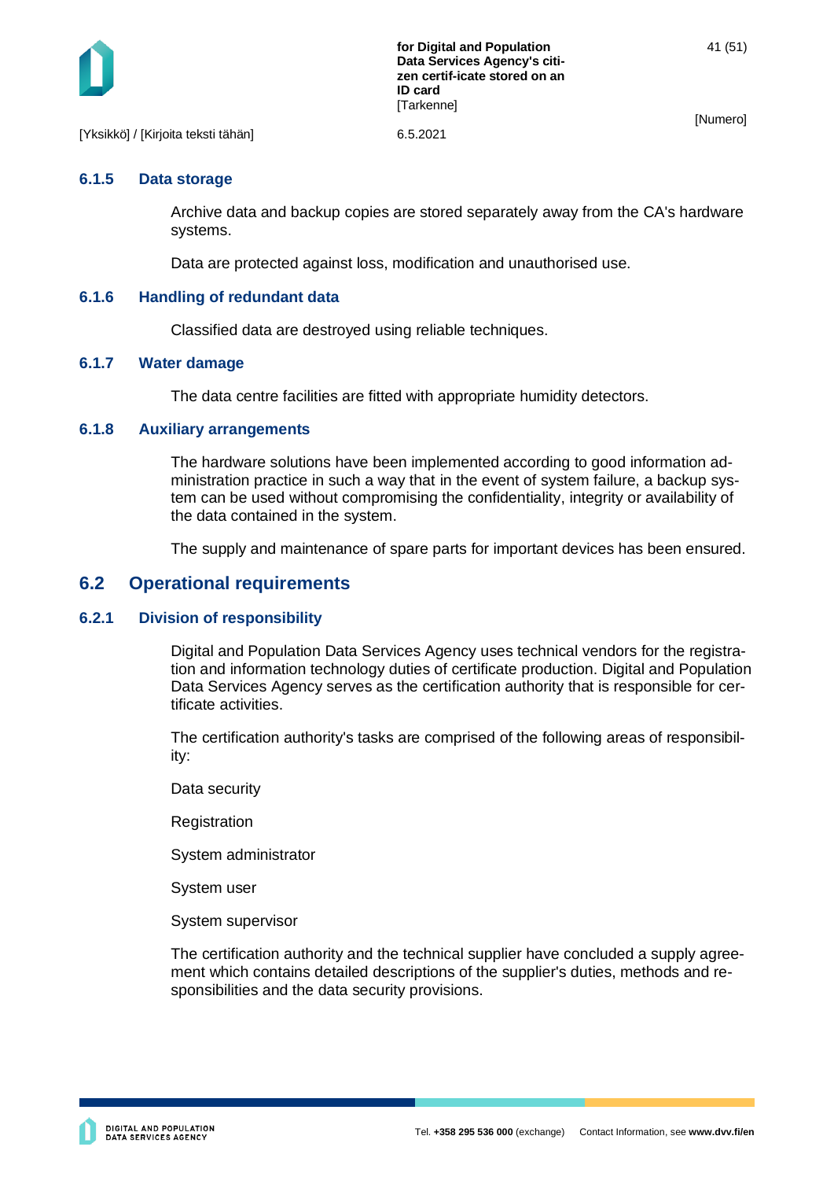### 6.1.5 Data storage

Archive data and backup copies are stored separately away from the CA's hardware systems.

Data are protected against loss, modification and unauthorised use.

### 6.1.6 Handling of redundant data

Classified data are destroyed using reliable techniques.

### 6.1.7 Water damage

The data centre facilities are fitted with appropriate humidity detectors.

### 6.1.8 Auxiliary arrangements

The hardware solutions have been implemented according to good information administration practice in such a way that in the event of system failure, a backup system can be used without compromising the confidentiality, integrity or availability of the data contained in the system.

The supply and maintenance of spare parts for important devices has been ensured.

## 6.2 Operational requirements

### 6.2.1 Division of responsibility

Digital and Population Data Services Agency uses technical vendors for the registration and information technology duties of certificate production. Digital and Population Data Services Agency serves as the certification authority that is responsible for certificate activities.

The certification authority's tasks are comprised of the following areas of responsibility:

Data security

Registration

System administrator

System user

System supervisor

The certification authority and the technical supplier have concluded a supply agreement which contains detailed descriptions of the supplier's duties, methods and responsibilities and the data security provisions.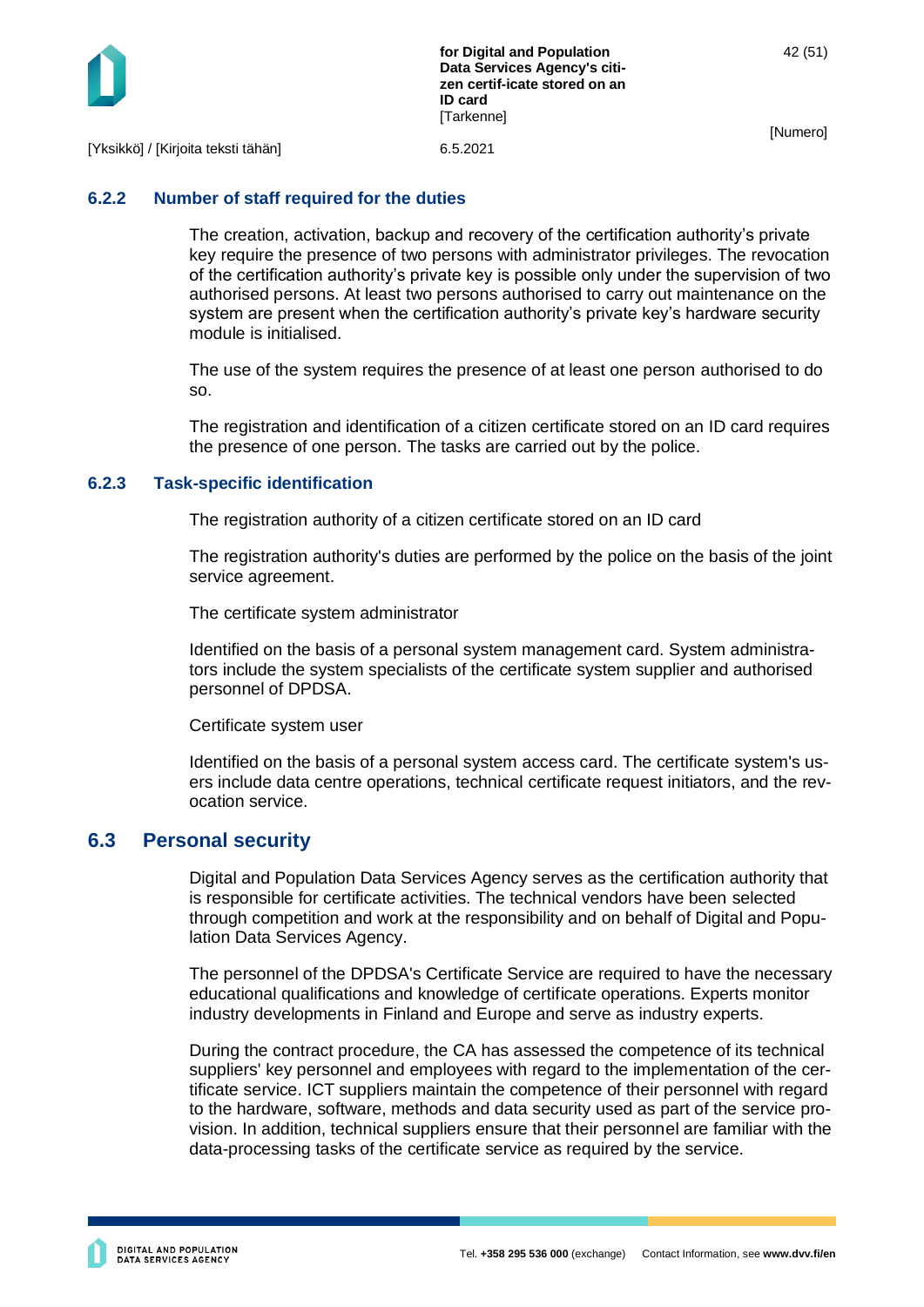### 6.2.2 Number of staff required for the duties

The creation, activation, backup and recovery of the certification authority's private key require the presence of two persons with administrator privileges. The revocation of the certification authority's private key is possible only under the supervision of two authorised persons. At least two persons authorised to carry out maintenance on the system are present when the certification authority's private key's hardware security module is initialised.

The use of the system requires the presence of at least one person authorised to do so.

The registration and identification of a citizen certificate stored on an ID card requires the presence of one person. The tasks are carried out by the police.

### 6.2.3 Task-specific identification

The registration authority of a citizen certificate stored on an ID card

The registration authority's duties are performed by the police on the basis of the joint service agreement.

The certificate system administrator

Identified on the basis of a personal system management card. System administrators include the system specialists of the certificate system supplier and authorised personnel of DPDSA.

Certificate system user

Identified on the basis of a personal system access card. The certificate system's users include data centre operations, technical certificate request initiators, and the revocation service.

## 6.3 Personal security

Digital and Population Data Services Agency serves as the certification authority that is responsible for certificate activities. The technical vendors have been selected through competition and work at the responsibility and on behalf of Digital and Population Data Services Agency.

The personnel of the DPDSA's Certificate Service are required to have the necessary educational qualifications and knowledge of certificate operations. Experts monitor industry developments in Finland and Europe and serve as industry experts.

During the contract procedure, the CA has assessed the competence of its technical suppliers' key personnel and employees with regard to the implementation of the certificate service. ICT suppliers maintain the competence of their personnel with regard to the hardware, software, methods and data security used as part of the service provision. In addition, technical suppliers ensure that their personnel are familiar with the data-processing tasks of the certificate service as required by the service.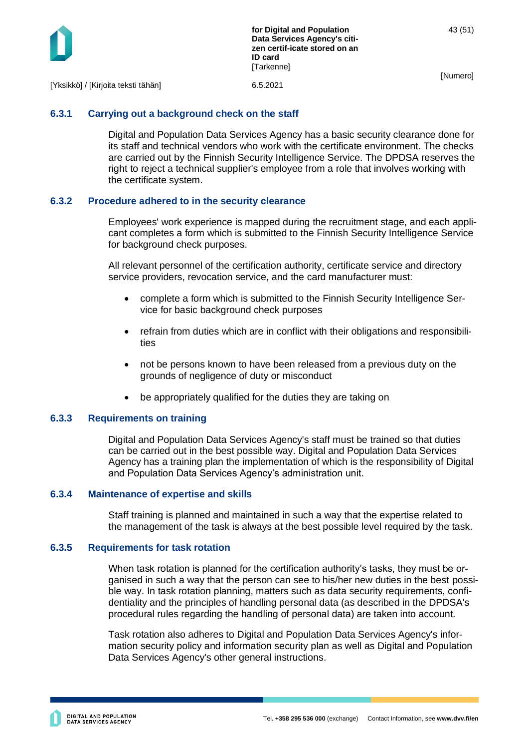### 6.3.1 Carrying out a background check on the staff

Digital and Population Data Services Agency has a basic security clearance done for its staff and technical vendors who work with the certificate environment. The checks are carried out by the Finnish Security Intelligence Service. The DPDSA reserves the right to reject a technical supplier's employee from a role that involves working with the certificate system.

### 6.3.2 Procedure adhered to in the security clearance

Employees' work experience is mapped during the recruitment stage, and each applicant completes a form which is submitted to the Finnish Security Intelligence Service for background check purposes.

All relevant personnel of the certification authority, certificate service and directory service providers, revocation service, and the card manufacturer must:

- complete a form which is submitted to the Finnish Security Intelligence Service for basic background check purposes
- refrain from duties which are in conflict with their obligations and responsibilities
- not be persons known to have been released from a previous duty on the grounds of negligence of duty or misconduct
- be appropriately qualified for the duties they are taking on

### 6.3.3 Requirements on training

Digital and Population Data Services Agency's staff must be trained so that duties can be carried out in the best possible way. Digital and Population Data Services Agency has a training plan the implementation of which is the responsibility of Digital and Population Data Services Agency's administration unit.

### 6.3.4 Maintenance of expertise and skills

Staff training is planned and maintained in such a way that the expertise related to the management of the task is always at the best possible level required by the task.

### 6.3.5 Requirements for task rotation

When task rotation is planned for the certification authority's tasks, they must be organised in such a way that the person can see to his/her new duties in the best possible way. In task rotation planning, matters such as data security requirements, confidentiality and the principles of handling personal data (as described in the DPDSA's procedural rules regarding the handling of personal data) are taken into account.

Task rotation also adheres to Digital and Population Data Services Agency's information security policy and information security plan as well as Digital and Population Data Services Agency's other general instructions.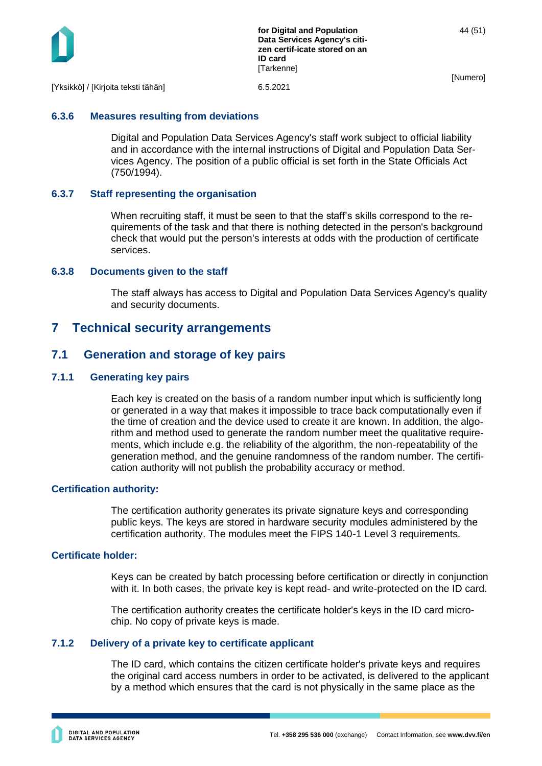### 6.3.6 Measures resulting from deviations

Digital and Population Data Services Agency's staff work subject to official liability and in accordance with the internal instructions of Digital and Population Data Services Agency. The position of a public official is set forth in the State Officials Act (750/1994).

### 6.3.7 Staff representing the organisation

When recruiting staff, it must be seen to that the staff's skills correspond to the requirements of the task and that there is nothing detected in the person's background check that would put the person's interests at odds with the production of certificate services.

### 6.3.8 Documents given to the staff

The staff always has access to Digital and Population Data Services Agency's quality and security documents.

# 7 Technical security arrangements

## 7.1 Generation and storage of key pairs

### 7.1.1 Generating key pairs

Each key is created on the basis of a random number input which is sufficiently long or generated in a way that makes it impossible to trace back computationally even if the time of creation and the device used to create it are known. In addition, the algorithm and method used to generate the random number meet the qualitative requirements, which include e.g. the reliability of the algorithm, the non-repeatability of the generation method, and the genuine randomness of the random number. The certification authority will not publish the probability accuracy or method.

**Certification authority:**

The certification authority generates its private signature keys and corresponding public keys. The keys are stored in hardware security modules administered by the certification authority. The modules meet the FIPS 140-1 Level 3 requirements.

**Certificate holder:**

Keys can be created by batch processing before certification or directly in conjunction with it. In both cases, the private key is kept read- and write-protected on the ID card.

The certification authority creates the certificate holder's keys in the ID card microchip. No copy of private keys is made.

### 7.1.2 Delivery of a private key to certificate applicant

The ID card, which contains the citizen certificate holder's private keys and requires the original card access numbers in order to be activated, is delivered to the applicant by a method which ensures that the card is not physically in the same place as the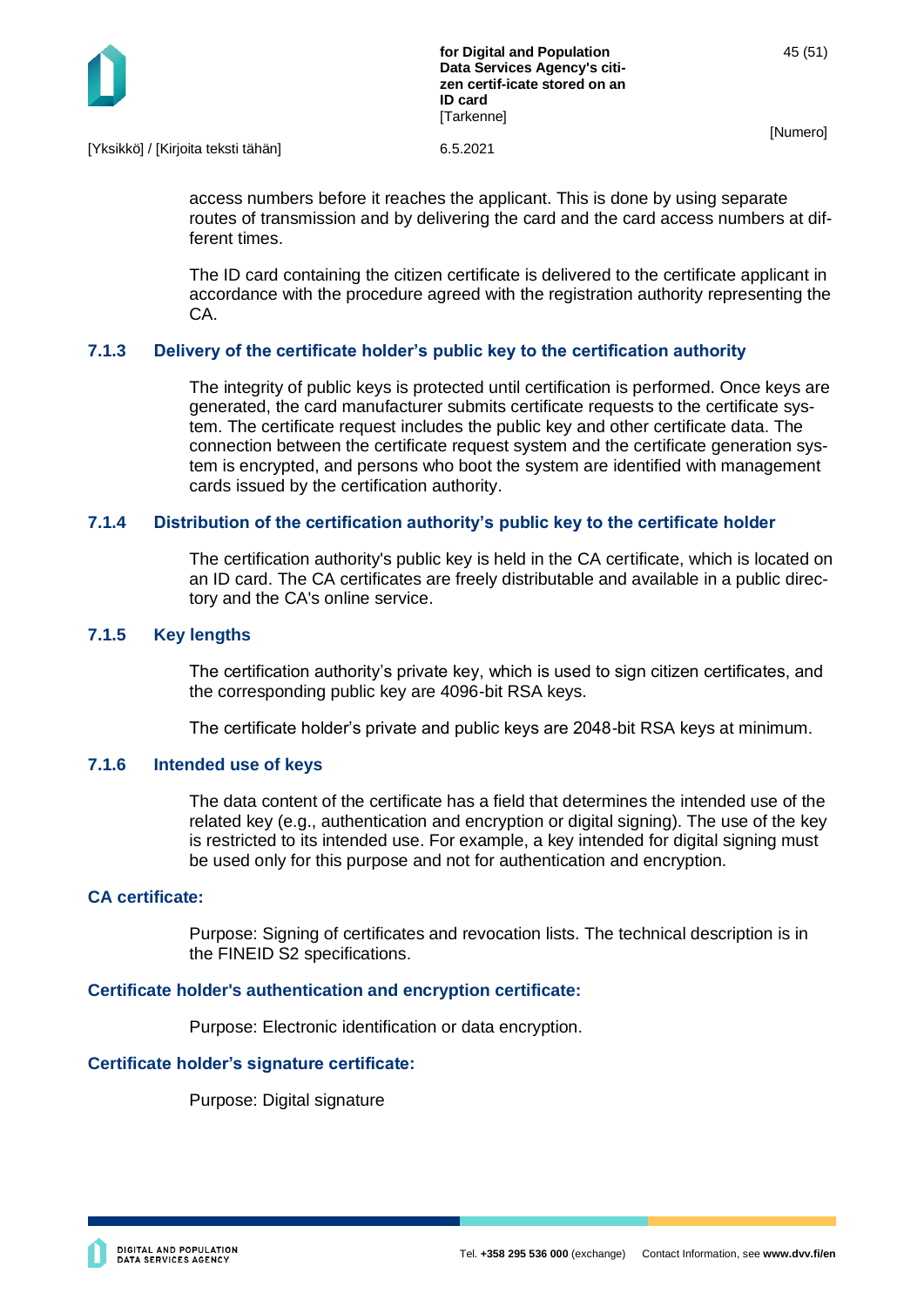access numbers before it reaches the applicant. This is done by using separate routes of transmission and by delivering the card and the card access numbers at different times.

The ID card containing the citizen certificate is delivered to the certificate applicant in accordance with the procedure agreed with the registration authority representing the CA.

### 7.1.3 Delivery of the certificate holder's public key to the certification authority

The integrity of public keys is protected until certification is performed. Once keys are generated, the card manufacturer submits certificate requests to the certificate system. The certificate request includes the public key and other certificate data. The connection between the certificate request system and the certificate generation system is encrypted, and persons who boot the system are identified with management cards issued by the certification authority.

### 7.1.4 Distribution of the certification authority's public key to the certificate holder

The certification authority's public key is held in the CA certificate, which is located on an ID card. The CA certificates are freely distributable and available in a public directory and the CA's online service.

### 7.1.5 Key lengths

The certification authority's private key, which is used to sign citizen certificates, and the corresponding public key are 4096-bit RSA keys.

The certificate holder's private and public keys are 2048-bit RSA keys at minimum.

### 7.1.6 Intended use of keys

The data content of the certificate has a field that determines the intended use of the related key (e.g., authentication and encryption or digital signing). The use of the key is restricted to its intended use. For example, a key intended for digital signing must be used only for this purpose and not for authentication and encryption.

#### CA certificate:

Purpose: Signing of certificates and revocation lists. The technical description is in the FINEID S2 specifications.

#### Certificate holder's authentication and encryption certificate:

Purpose: Electronic identification or data encryption.

#### Certificate holder's signature certificate:

Purpose: Digital signature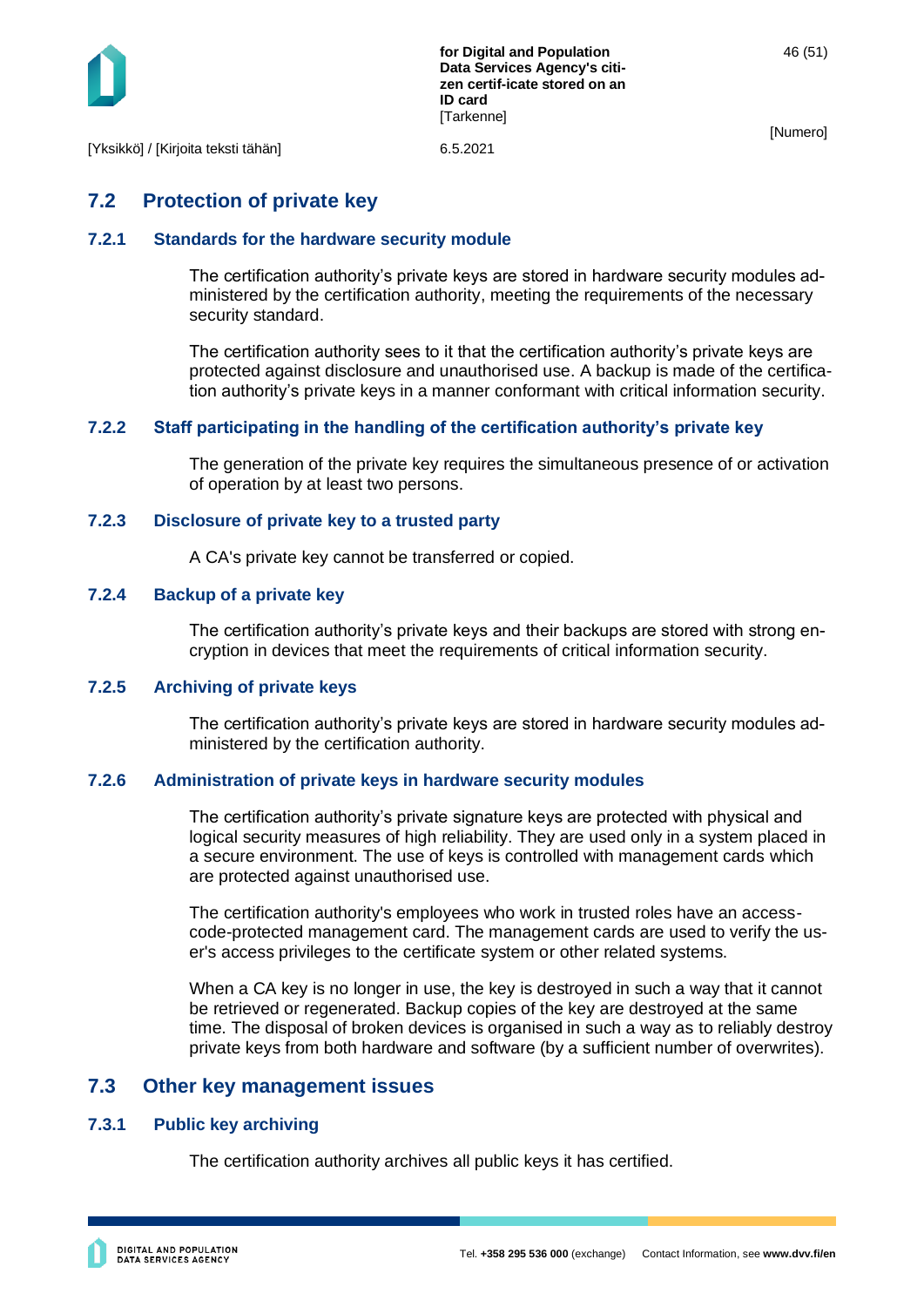## 7.2 Protection of private key

### 7.2.1 Standards for the hardware security module

The certification authority's private keys are stored in hardware security modules administered by the certification authority, meeting the requirements of the necessary security standard.

The certification authority sees to it that the certification authority's private keys are protected against disclosure and unauthorised use. A backup is made of the certification authority's private keys in a manner conformant with critical information security.

### 7.2.2 Staff participating in the handling of the certification authority's private key

The generation of the private key requires the simultaneous presence of or activation of operation by at least two persons.

### 7.2.3 Disclosure of private key to a trusted party

A CA's private key cannot be transferred or copied.

### 7.2.4 Backup of a private key

The certification authority's private keys and their backups are stored with strong encryption in devices that meet the requirements of critical information security.

### 7.2.5 Archiving of private keys

The certification authority's private keys are stored in hardware security modules administered by the certification authority.

### 7.2.6 Administration of private keys in hardware security modules

The certification authority's private signature keys are protected with physical and logical security measures of high reliability. They are used only in a system placed in a secure environment. The use of keys is controlled with management cards which are protected against unauthorised use.

The certification authority's employees who work in trusted roles have an access-code-protected management card. The management cards are used to verify the user's access privileges to the certificate system or other related systems.

When a CA key is no longer in use, the key is destroyed in such a way that it cannot be retrieved or regenerated. Backup copies of the key are destroyed at the same time. The disposal of broken devices is organised in such a way as to reliably destroy private keys from both hardware and software (by a sufficient number of overwrites).

## 7.3 Other key management issues

### 7.3.1 Public key archiving

The certification authority archives all public keys it has certified.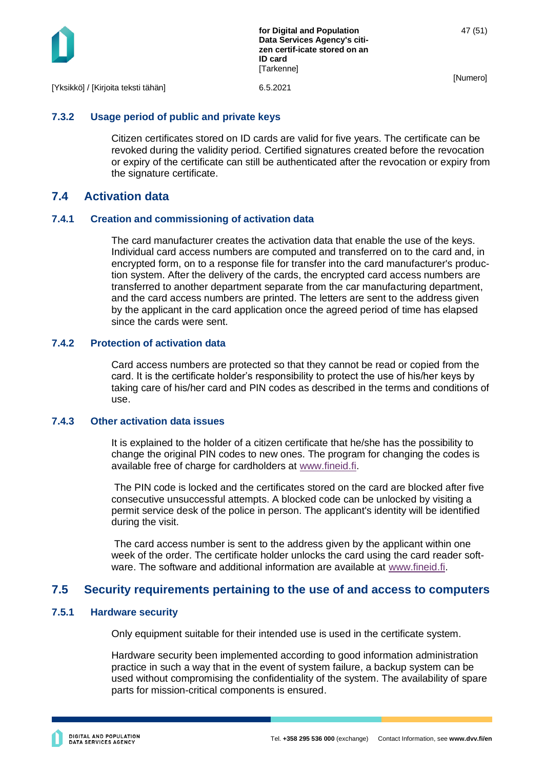### 7.3.2 Usage period of public and private keys

Citizen certificates stored on ID cards are valid for five years. The certificate can be revoked during the validity period. Certified signatures created before the revocation or expiry of the certificate can still be authenticated after the revocation or expiry from the signature certificate.

## 7.4 Activation data

### 7.4.1 Creation and commissioning of activation data

The card manufacturer creates the activation data that enable the use of the keys. Individual card access numbers are computed and transferred on to the card and, in encrypted form, on to a response file for transfer into the card manufacturer's production system. After the delivery of the cards, the encrypted card access numbers are transferred to another department separate from the car manufacturing department, and the card access numbers are printed. The letters are sent to the address given by the applicant in the card application once the agreed period of time has elapsed since the cards were sent.

### 7.4.2 Protection of activation data

Card access numbers are protected so that they cannot be read or copied from the card. It is the certificate holder's responsibility to protect the use of his/her keys by taking care of his/her card and PIN codes as described in the terms and conditions of use.

### 7.4.3 Other activation data issues

It is explained to the holder of a citizen certificate that he/she has the possibility to change the original PIN codes to new ones. The program for changing the codes is available free of charge for cardholders at www.fineid.fi.

The PIN code is locked and the certificates stored on the card are blocked after five consecutive unsuccessful attempts. A blocked code can be unlocked by visiting a permit service desk of the police in person. The applicant's identity will be identified during the visit.

The card access number is sent to the address given by the applicant within one week of the order. The certificate holder unlocks the card using the card reader software. The software and additional information are available at www.fineid.fi.

## 7.5 Security requirements pertaining to the use of and access to computers

### 7.5.1 Hardware security

Only equipment suitable for their intended use is used in the certificate system.

Hardware security been implemented according to good information administration practice in such a way that in the event of system failure, a backup system can be used without compromising the confidentiality of the system. The availability of spare parts for mission-critical components is ensured.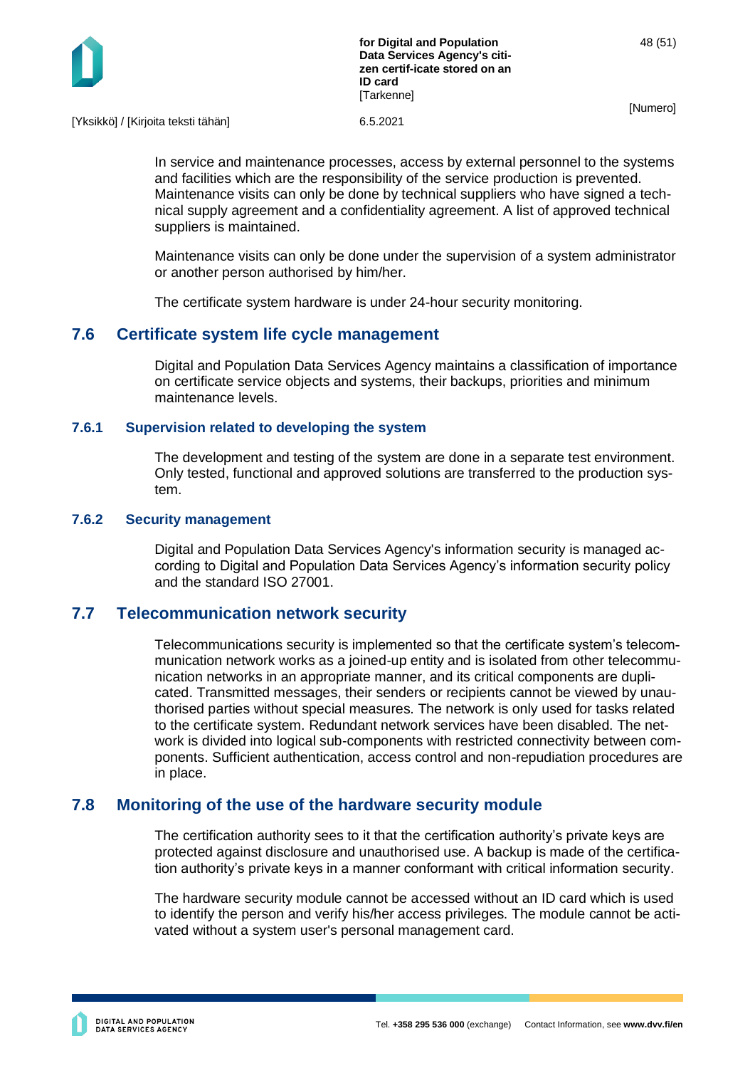In service and maintenance processes, access by external personnel to the systems and facilities which are the responsibility of the service production is prevented. Maintenance visits can only be done by technical suppliers who have signed a technical supply agreement and a confidentiality agreement. A list of approved technical suppliers is maintained.

Maintenance visits can only be done under the supervision of a system administrator or another person authorised by him/her.

The certificate system hardware is under 24-hour security monitoring.

## 7.6 Certificate system life cycle management

Digital and Population Data Services Agency maintains a classification of importance on certificate service objects and systems, their backups, priorities and minimum maintenance levels.

### 7.6.1 Supervision related to developing the system

The development and testing of the system are done in a separate test environment. Only tested, functional and approved solutions are transferred to the production system.

### 7.6.2 Security management

Digital and Population Data Services Agency's information security is managed according to Digital and Population Data Services Agency's information security policy and the standard ISO 27001.

## 7.7 Telecommunication network security

Telecommunications security is implemented so that the certificate system's telecommunication network works as a joined-up entity and is isolated from other telecommunication networks in an appropriate manner, and its critical components are duplicated. Transmitted messages, their senders or recipients cannot be viewed by unauthorised parties without special measures. The network is only used for tasks related to the certificate system. Redundant network services have been disabled. The network is divided into logical sub-components with restricted connectivity between components. Sufficient authentication, access control and non-repudiation procedures are in place.

## 7.8 Monitoring of the use of the hardware security module

The certification authority sees to it that the certification authority's private keys are protected against disclosure and unauthorised use. A backup is made of the certification authority's private keys in a manner conformant with critical information security.

The hardware security module cannot be accessed without an ID card which is used to identify the person and verify his/her access privileges. The module cannot be activated without a system user's personal management card.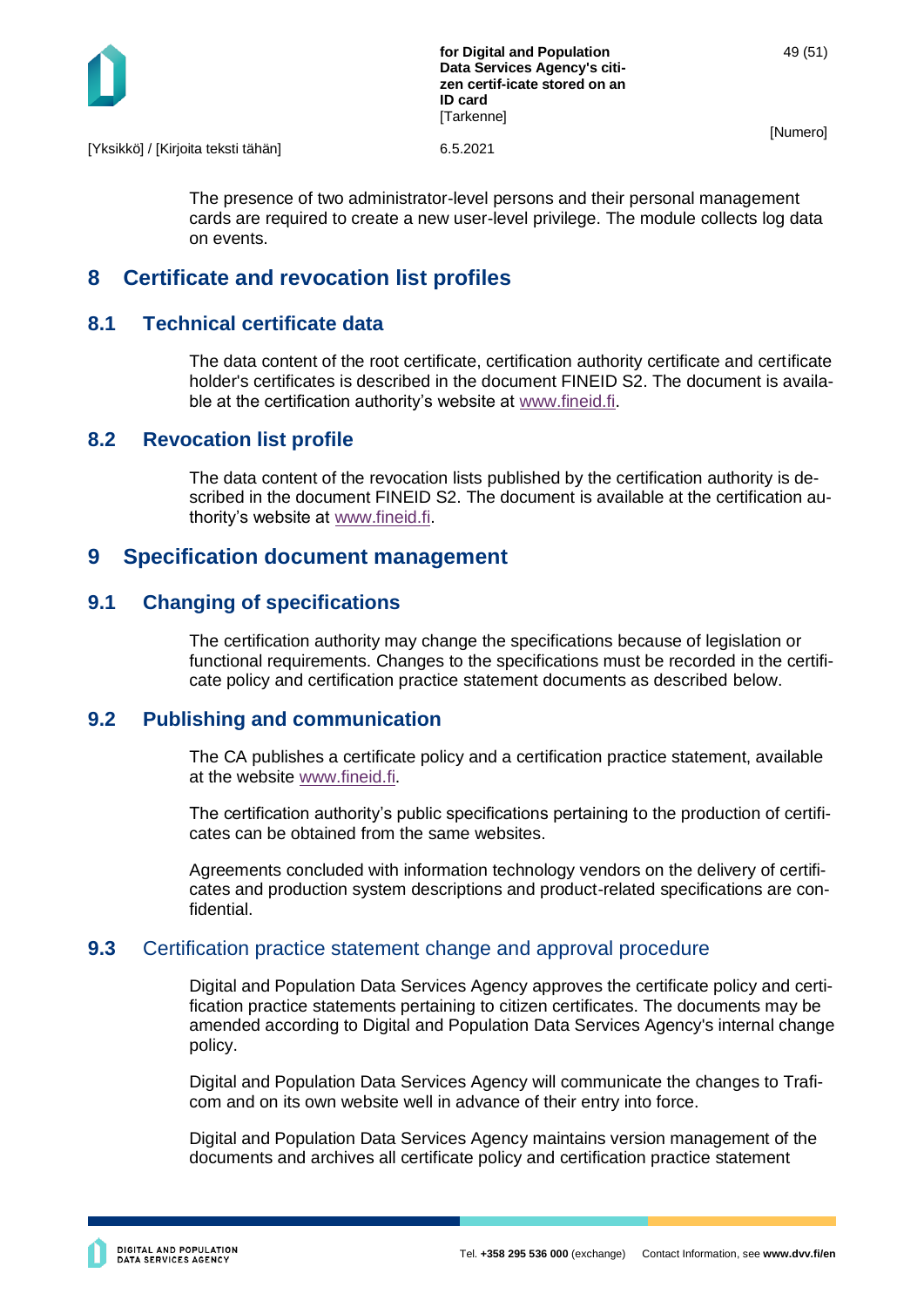The presence of two administrator-level persons and their personal management cards are required to create a new user-level privilege. The module collects log data on events.

# 8 Certificate and revocation list profiles

## 8.1 Technical certificate data

The data content of the root certificate, certification authority certificate and certificate holder's certificates is described in the document FINEID S2. The document is available at the certification authority's website at www.fineid.fi.

## 8.2 Revocation list profile

The data content of the revocation lists published by the certification authority is described in the document FINEID S2. The document is available at the certification authority's website at www.fineid.fi.

# 9 Specification document management

## 9.1 Changing of specifications

The certification authority may change the specifications because of legislation or functional requirements. Changes to the specifications must be recorded in the certificate policy and certification practice statement documents as described below.

## 9.2 Publishing and communication

The CA publishes a certificate policy and a certification practice statement, available at the website www.fineid.fi.

The certification authority's public specifications pertaining to the production of certificates can be obtained from the same websites.

Agreements concluded with information technology vendors on the delivery of certificates and production system descriptions and product-related specifications are confidential.

## 9.3 Certification practice statement change and approval procedure

Digital and Population Data Services Agency approves the certificate policy and certification practice statements pertaining to citizen certificates. The documents may be amended according to Digital and Population Data Services Agency's internal change policy.

Digital and Population Data Services Agency will communicate the changes to Traficom and on its own website well in advance of their entry into force.

Digital and Population Data Services Agency maintains version management of the documents and archives all certificate policy and certification practice statement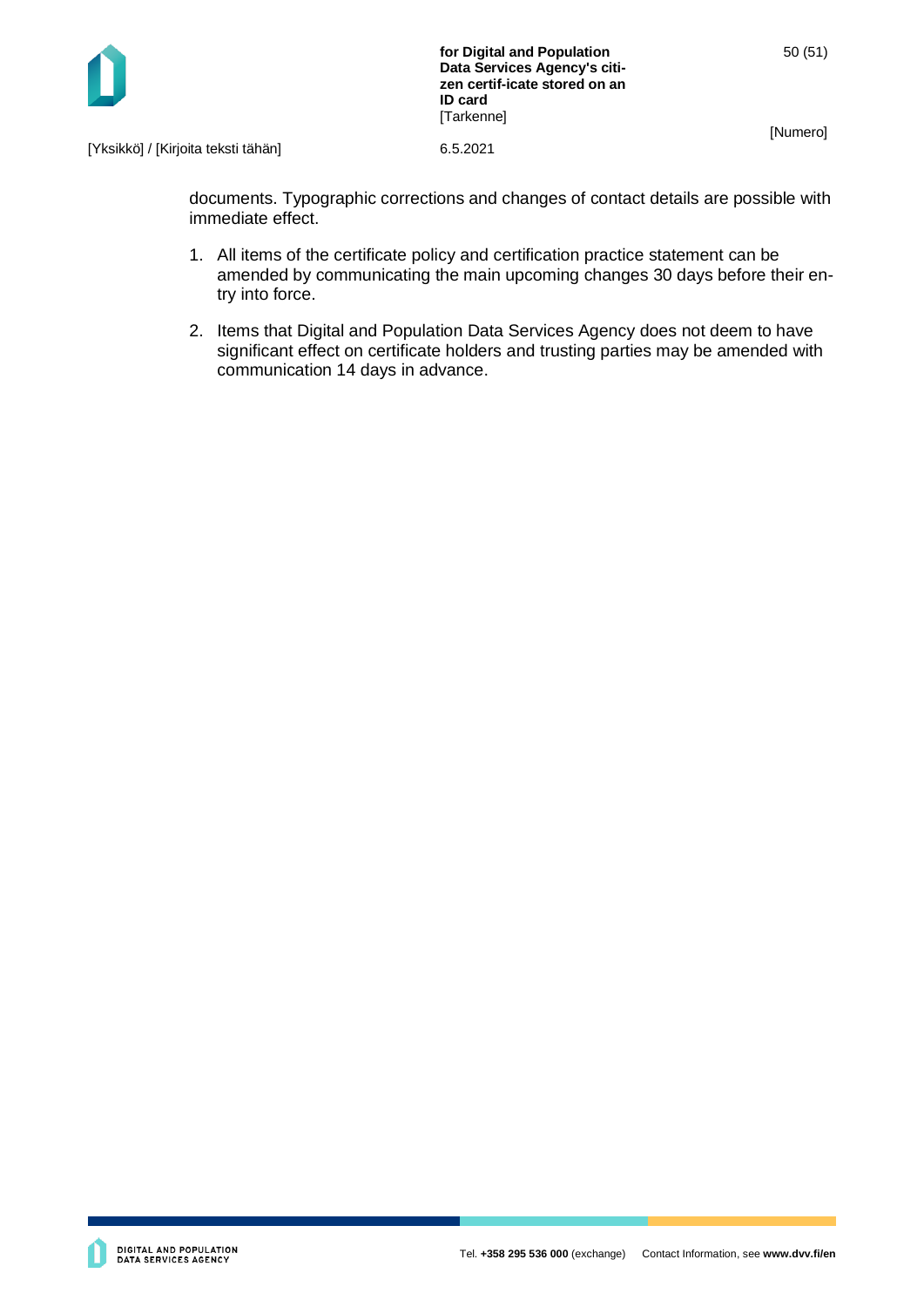documents. Typographic corrections and changes of contact details are possible with immediate effect.

1. All items of the certificate policy and certification practice statement can be amended by communicating the main upcoming changes 30 days before their entry into force.

2. Items that Digital and Population Data Services Agency does not deem to have significant effect on certificate holders and trusting parties may be amended with communication 14 days in advance.